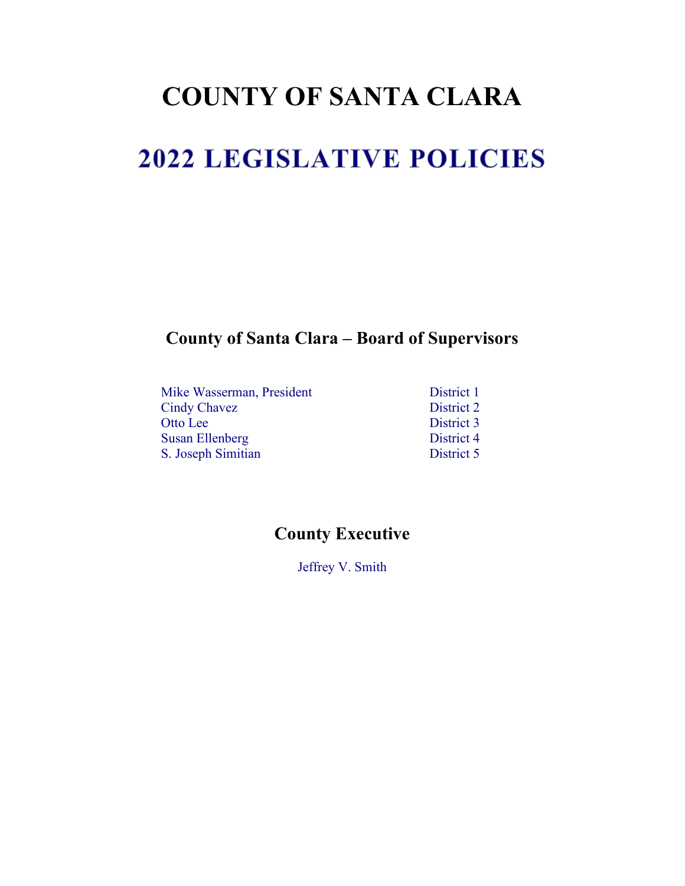# COUNTY OF SANTA CLARA

# 2022 LEGISLATIVE POLICIES

## County of Santa Clara – Board of Supervisors

| | |
|---|---|
| Mike Wasserman, President | District 1 |
| Cindy Chavez | District 2 |
| Otto Lee | District 3 |
| Susan Ellenberg | District 4 |
| S. Joseph Simitian | District 5 |

## County Executive

Jeffrey V. Smith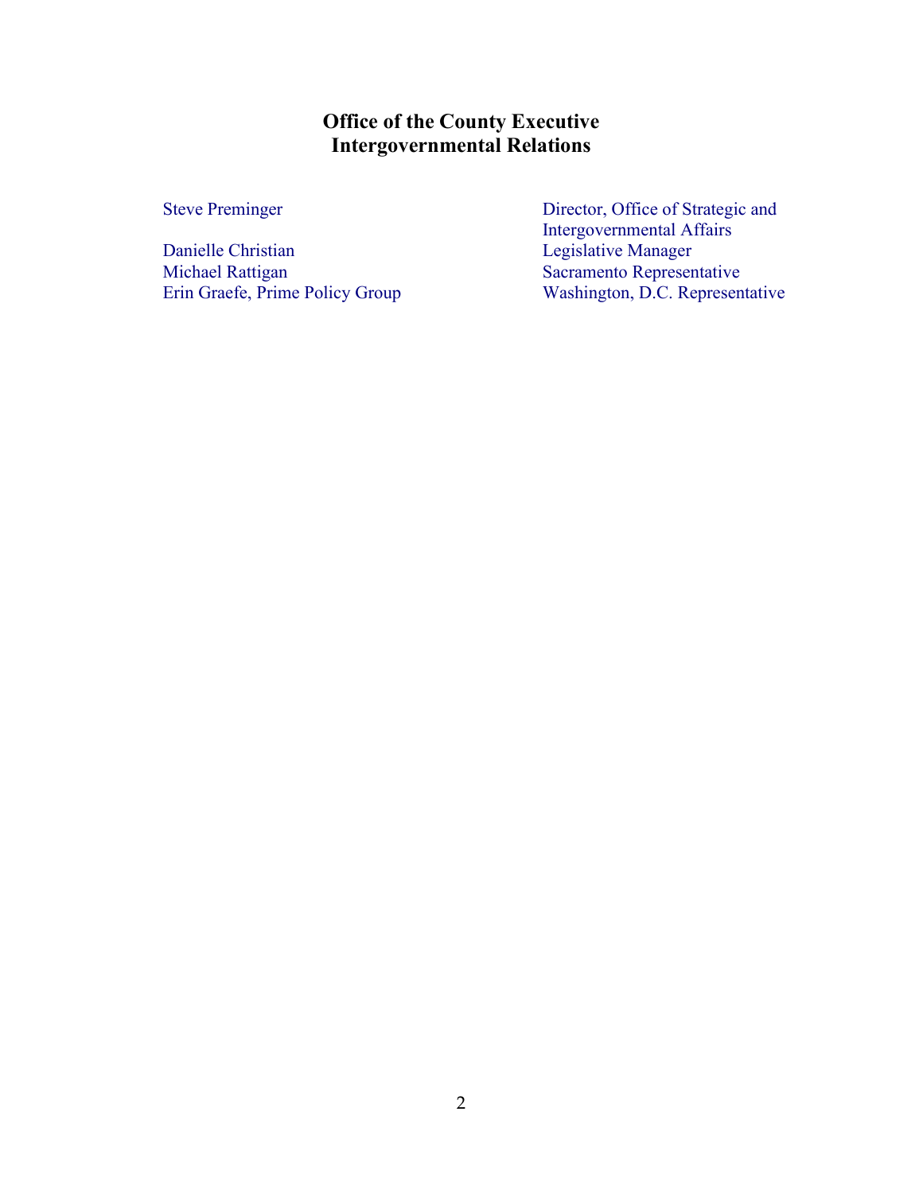## Office of the County Executive
## Intergovernmental Relations

| | |
|---|---|
| Steve Preminger | Director, Office of Strategic and Intergovernmental Affairs |
| Danielle Christian | Legislative Manager |
| Michael Rattigan | Sacramento Representative |
| Erin Graefe, Prime Policy Group | Washington, D.C. Representative |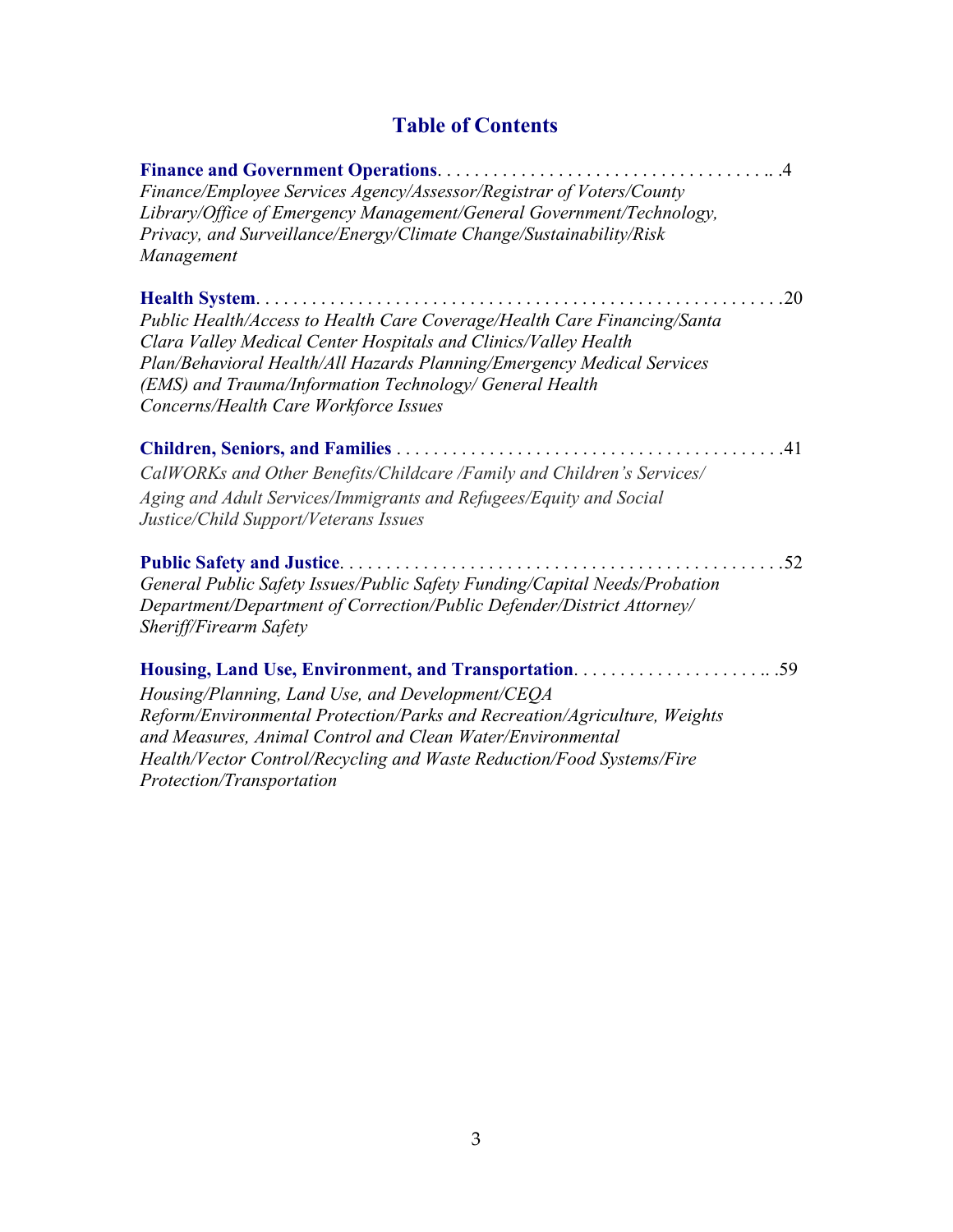## Table of Contents

**Finance and Government Operations**. . . . . . . . . . . . . . . . . . . . . . . . . . . . . . . . . . . . .. .4
*Finance/Employee Services Agency/Assessor/Registrar of Voters/County Library/Office of Emergency Management/General Government/Technology, Privacy, and Surveillance/Energy/Climate Change/Sustainability/Risk Management*

**Health System**. . . . . . . . . . . . . . . . . . . . . . . . . . . . . . . . . . . . . . . . . . . . . . . . . . . . . . .20
*Public Health/Access to Health Care Coverage/Health Care Financing/Santa Clara Valley Medical Center Hospitals and Clinics/Valley Health Plan/Behavioral Health/All Hazards Planning/Emergency Medical Services (EMS) and Trauma/Information Technology/ General Health Concerns/Health Care Workforce Issues*

**Children, Seniors, and Families** . . . . . . . . . . . . . . . . . . . . . . . . . . . . . . . . . . . . . . . . . .41
*CalWORKs and Other Benefits/Childcare /Family and Children's Services/ Aging and Adult Services/Immigrants and Refugees/Equity and Social Justice/Child Support/Veterans Issues*

**Public Safety and Justice**. . . . . . . . . . . . . . . . . . . . . . . . . . . . . . . . . . . . . . . . . . . . . . . .52
*General Public Safety Issues/Public Safety Funding/Capital Needs/Probation Department/Department of Correction/Public Defender/District Attorney/ Sheriff/Firearm Safety*

**Housing, Land Use, Environment, and Transportation**. . . . . . . . . . . . . . . . . . . . . .. .59
*Housing/Planning, Land Use, and Development/CEQA Reform/Environmental Protection/Parks and Recreation/Agriculture, Weights and Measures, Animal Control and Clean Water/Environmental Health/Vector Control/Recycling and Waste Reduction/Food Systems/Fire Protection/Transportation*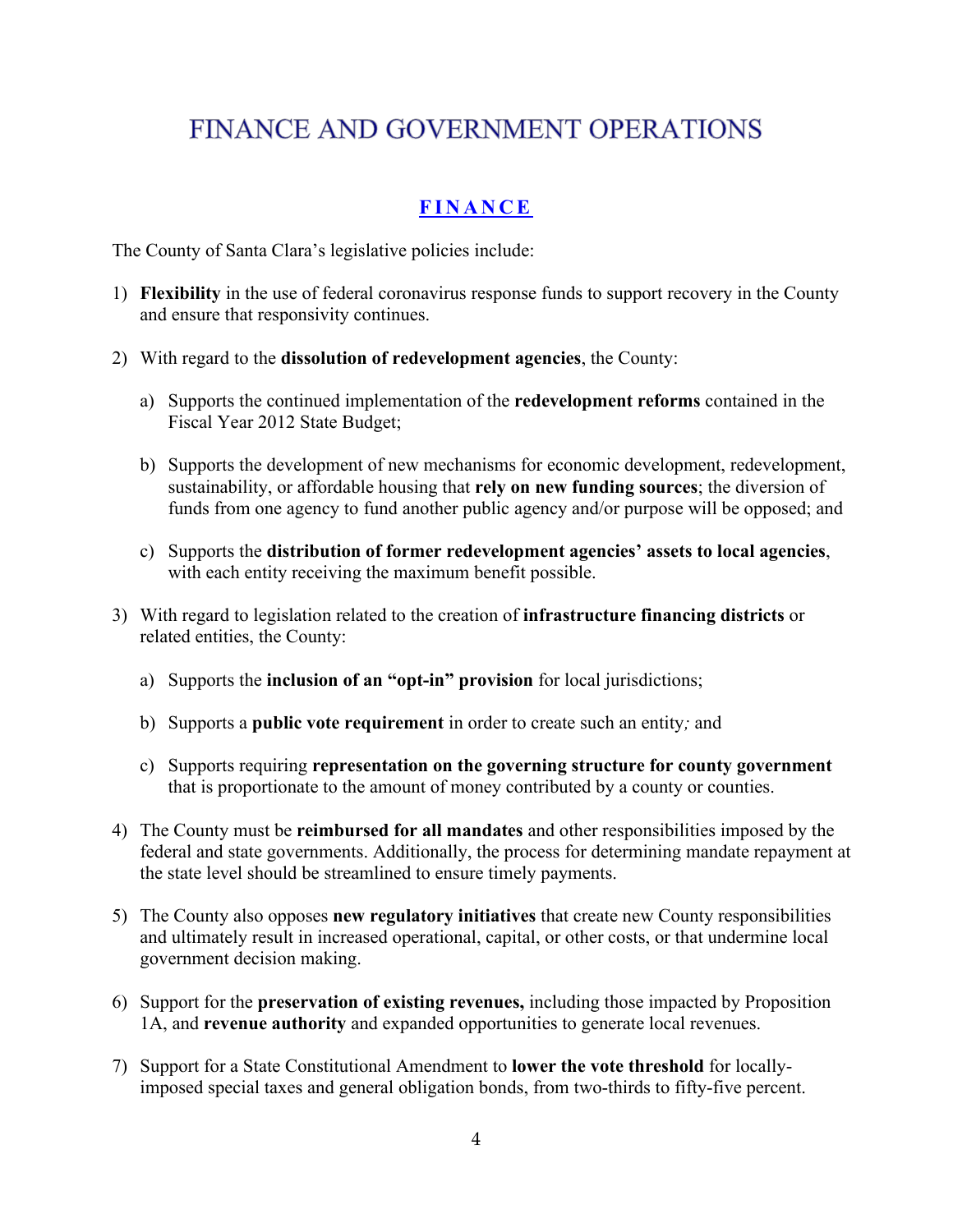# FINANCE AND GOVERNMENT OPERATIONS

## FINANCE

The County of Santa Clara's legislative policies include:

1) **Flexibility** in the use of federal coronavirus response funds to support recovery in the County and ensure that responsivity continues.

2) With regard to the **dissolution of redevelopment agencies**, the County:

   a) Supports the continued implementation of the **redevelopment reforms** contained in the Fiscal Year 2012 State Budget;

   b) Supports the development of new mechanisms for economic development, redevelopment, sustainability, or affordable housing that **rely on new funding sources**; the diversion of funds from one agency to fund another public agency and/or purpose will be opposed; and

   c) Supports the **distribution of former redevelopment agencies' assets to local agencies**, with each entity receiving the maximum benefit possible.

3) With regard to legislation related to the creation of **infrastructure financing districts** or related entities, the County:

   a) Supports the **inclusion of an "opt-in" provision** for local jurisdictions;

   b) Supports a **public vote requirement** in order to create such an entity*;* and

   c) Supports requiring **representation on the governing structure for county government** that is proportionate to the amount of money contributed by a county or counties.

4) The County must be **reimbursed for all mandates** and other responsibilities imposed by the federal and state governments. Additionally, the process for determining mandate repayment at the state level should be streamlined to ensure timely payments.

5) The County also opposes **new regulatory initiatives** that create new County responsibilities and ultimately result in increased operational, capital, or other costs, or that undermine local government decision making.

6) Support for the **preservation of existing revenues,** including those impacted by Proposition 1A, and **revenue authority** and expanded opportunities to generate local revenues.

7) Support for a State Constitutional Amendment to **lower the vote threshold** for locally-imposed special taxes and general obligation bonds, from two-thirds to fifty-five percent.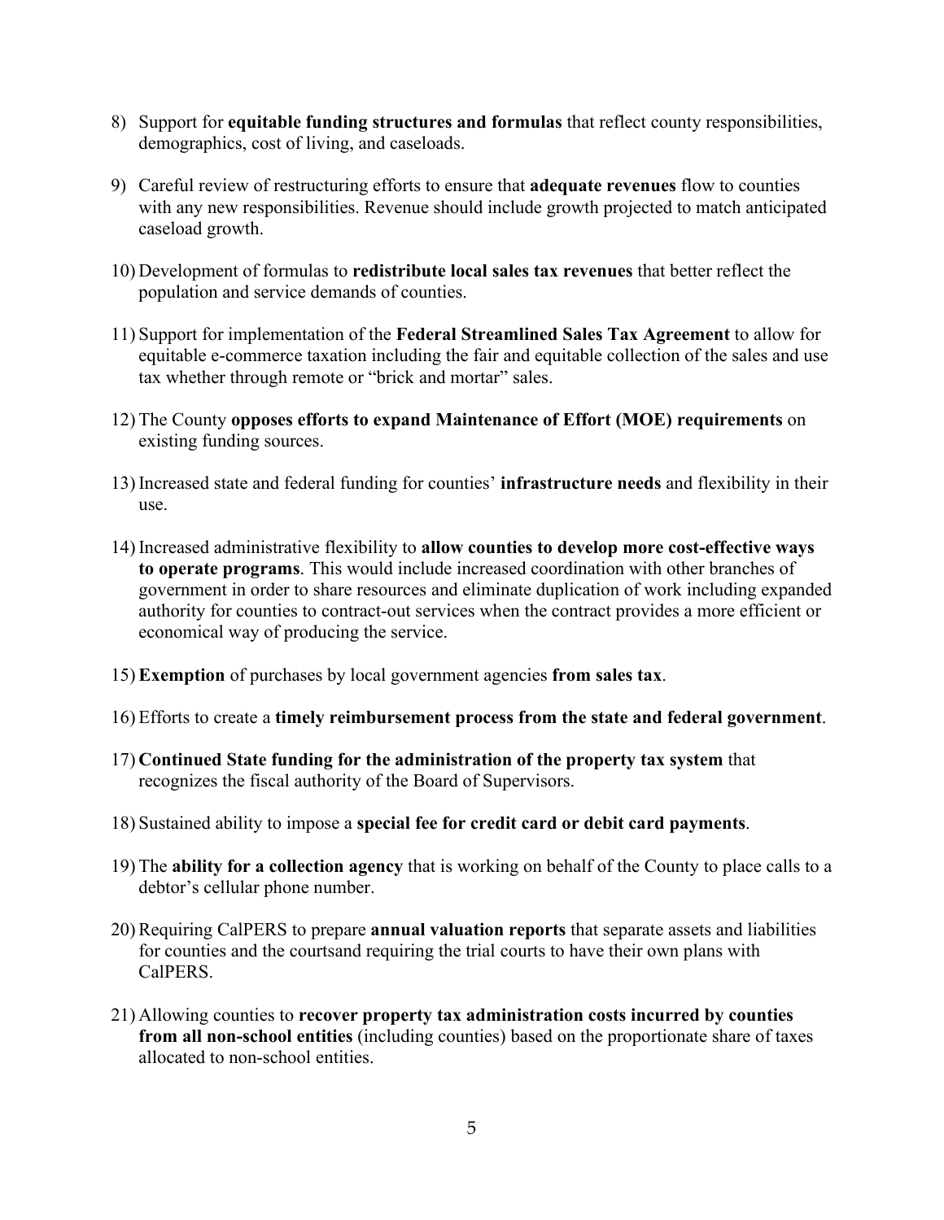8) Support for **equitable funding structures and formulas** that reflect county responsibilities, demographics, cost of living, and caseloads.

9) Careful review of restructuring efforts to ensure that **adequate revenues** flow to counties with any new responsibilities. Revenue should include growth projected to match anticipated caseload growth.

10) Development of formulas to **redistribute local sales tax revenues** that better reflect the population and service demands of counties.

11) Support for implementation of the **Federal Streamlined Sales Tax Agreement** to allow for equitable e-commerce taxation including the fair and equitable collection of the sales and use tax whether through remote or "brick and mortar" sales.

12) The County **opposes efforts to expand Maintenance of Effort (MOE) requirements** on existing funding sources.

13) Increased state and federal funding for counties' **infrastructure needs** and flexibility in their use.

14) Increased administrative flexibility to **allow counties to develop more cost-effective ways to operate programs**. This would include increased coordination with other branches of government in order to share resources and eliminate duplication of work including expanded authority for counties to contract-out services when the contract provides a more efficient or economical way of producing the service.

15) **Exemption** of purchases by local government agencies **from sales tax**.

16) Efforts to create a **timely reimbursement process from the state and federal government**.

17) **Continued State funding for the administration of the property tax system** that recognizes the fiscal authority of the Board of Supervisors.

18) Sustained ability to impose a **special fee for credit card or debit card payments**.

19) The **ability for a collection agency** that is working on behalf of the County to place calls to a debtor's cellular phone number.

20) Requiring CalPERS to prepare **annual valuation reports** that separate assets and liabilities for counties and the courtsand requiring the trial courts to have their own plans with CalPERS.

21) Allowing counties to **recover property tax administration costs incurred by counties from all non-school entities** (including counties) based on the proportionate share of taxes allocated to non-school entities.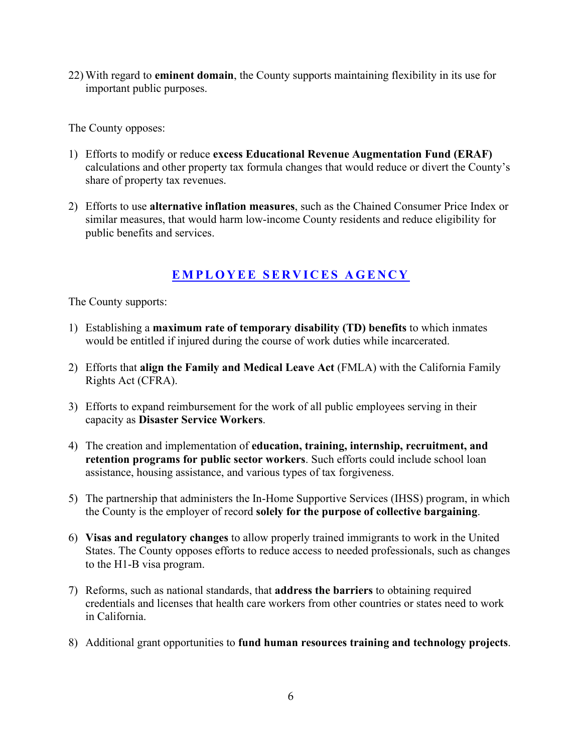22) With regard to **eminent domain**, the County supports maintaining flexibility in its use for important public purposes.

The County opposes:

1) Efforts to modify or reduce **excess Educational Revenue Augmentation Fund (ERAF)** calculations and other property tax formula changes that would reduce or divert the County's share of property tax revenues.

2) Efforts to use **alternative inflation measures**, such as the Chained Consumer Price Index or similar measures, that would harm low-income County residents and reduce eligibility for public benefits and services.

## EMPLOYEE SERVICES AGENCY

The County supports:

1) Establishing a **maximum rate of temporary disability (TD) benefits** to which inmates would be entitled if injured during the course of work duties while incarcerated.

2) Efforts that **align the Family and Medical Leave Act** (FMLA) with the California Family Rights Act (CFRA).

3) Efforts to expand reimbursement for the work of all public employees serving in their capacity as **Disaster Service Workers**.

4) The creation and implementation of **education, training, internship, recruitment, and retention programs for public sector workers**. Such efforts could include school loan assistance, housing assistance, and various types of tax forgiveness.

5) The partnership that administers the In-Home Supportive Services (IHSS) program, in which the County is the employer of record **solely for the purpose of collective bargaining**.

6) **Visas and regulatory changes** to allow properly trained immigrants to work in the United States. The County opposes efforts to reduce access to needed professionals, such as changes to the H1-B visa program.

7) Reforms, such as national standards, that **address the barriers** to obtaining required credentials and licenses that health care workers from other countries or states need to work in California.

8) Additional grant opportunities to **fund human resources training and technology projects**.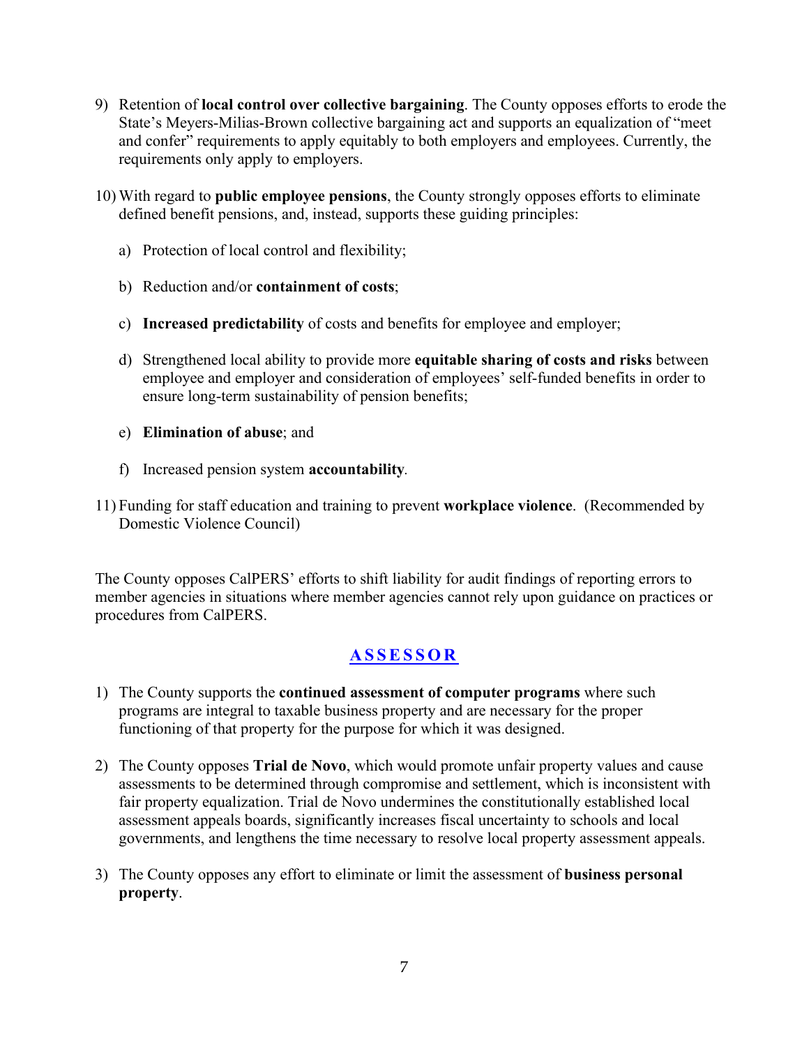9) Retention of **local control over collective bargaining**. The County opposes efforts to erode the State's Meyers-Milias-Brown collective bargaining act and supports an equalization of "meet and confer" requirements to apply equitably to both employers and employees. Currently, the requirements only apply to employers.

10) With regard to **public employee pensions**, the County strongly opposes efforts to eliminate defined benefit pensions, and, instead, supports these guiding principles:

    a) Protection of local control and flexibility;

    b) Reduction and/or **containment of costs**;

    c) **Increased predictability** of costs and benefits for employee and employer;

    d) Strengthened local ability to provide more **equitable sharing of costs and risks** between employee and employer and consideration of employees' self-funded benefits in order to ensure long-term sustainability of pension benefits;

    e) **Elimination of abuse**; and

    f) Increased pension system **accountability**.

11) Funding for staff education and training to prevent **workplace violence**. (Recommended by Domestic Violence Council)

The County opposes CalPERS' efforts to shift liability for audit findings of reporting errors to member agencies in situations where member agencies cannot rely upon guidance on practices or procedures from CalPERS.

## ASSESSOR

1) The County supports the **continued assessment of computer programs** where such programs are integral to taxable business property and are necessary for the proper functioning of that property for the purpose for which it was designed.

2) The County opposes **Trial de Novo**, which would promote unfair property values and cause assessments to be determined through compromise and settlement, which is inconsistent with fair property equalization. Trial de Novo undermines the constitutionally established local assessment appeals boards, significantly increases fiscal uncertainty to schools and local governments, and lengthens the time necessary to resolve local property assessment appeals.

3) The County opposes any effort to eliminate or limit the assessment of **business personal property**.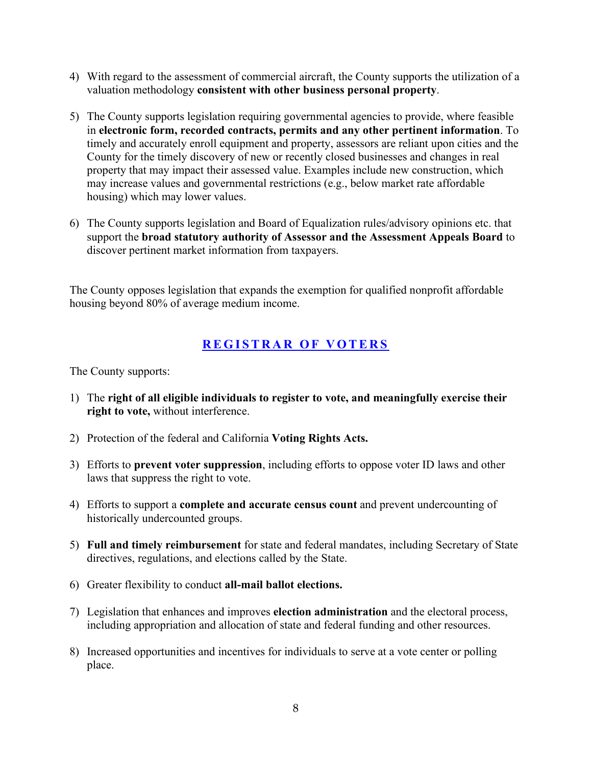4) With regard to the assessment of commercial aircraft, the County supports the utilization of a valuation methodology **consistent with other business personal property**.

5) The County supports legislation requiring governmental agencies to provide, where feasible in **electronic form, recorded contracts, permits and any other pertinent information**. To timely and accurately enroll equipment and property, assessors are reliant upon cities and the County for the timely discovery of new or recently closed businesses and changes in real property that may impact their assessed value. Examples include new construction, which may increase values and governmental restrictions (e.g., below market rate affordable housing) which may lower values.

6) The County supports legislation and Board of Equalization rules/advisory opinions etc. that support the **broad statutory authority of Assessor and the Assessment Appeals Board** to discover pertinent market information from taxpayers.

The County opposes legislation that expands the exemption for qualified nonprofit affordable housing beyond 80% of average medium income.

## REGISTRAR OF VOTERS

The County supports:

1) The **right of all eligible individuals to register to vote, and meaningfully exercise their right to vote,** without interference.

2) Protection of the federal and California **Voting Rights Acts.**

3) Efforts to **prevent voter suppression**, including efforts to oppose voter ID laws and other laws that suppress the right to vote.

4) Efforts to support a **complete and accurate census count** and prevent undercounting of historically undercounted groups.

5) **Full and timely reimbursement** for state and federal mandates, including Secretary of State directives, regulations, and elections called by the State.

6) Greater flexibility to conduct **all-mail ballot elections.**

7) Legislation that enhances and improves **election administration** and the electoral process, including appropriation and allocation of state and federal funding and other resources.

8) Increased opportunities and incentives for individuals to serve at a vote center or polling place.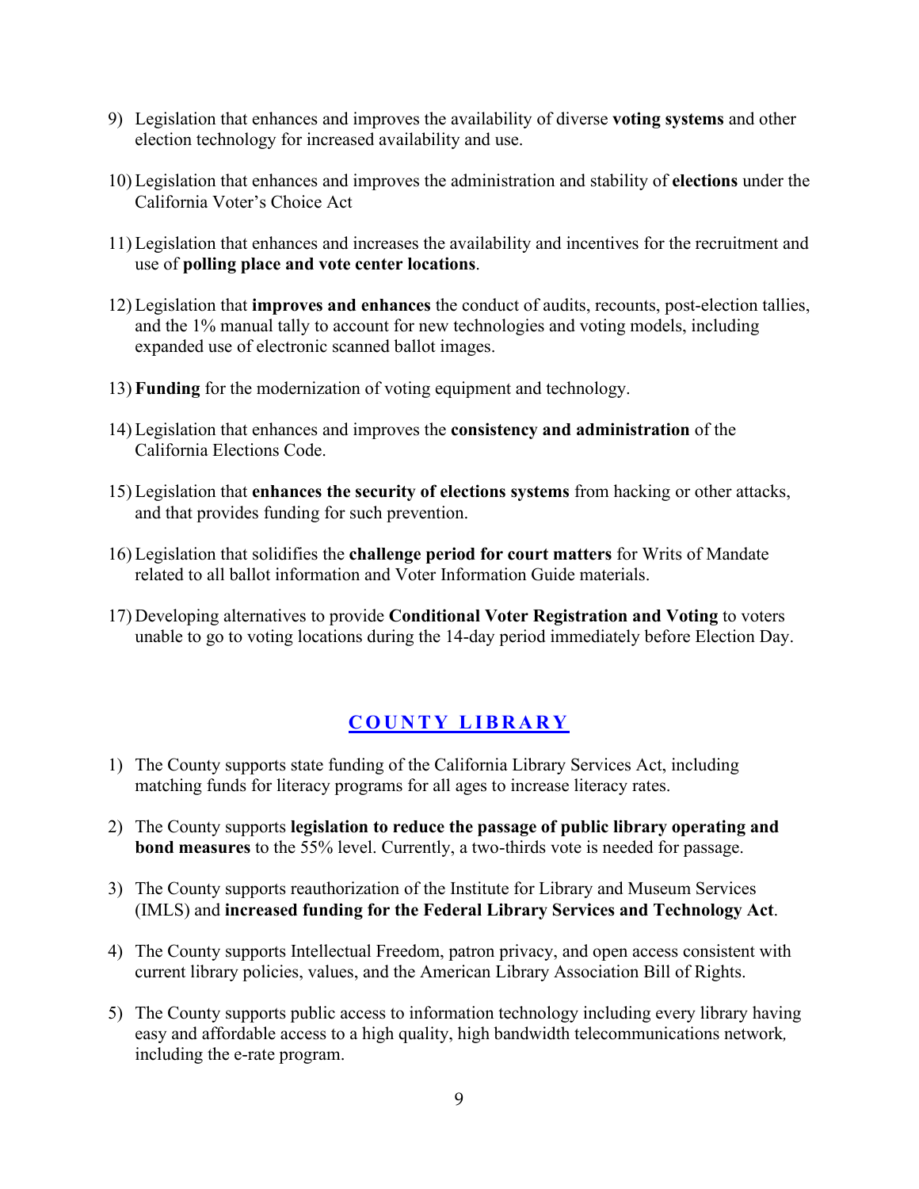9) Legislation that enhances and improves the availability of diverse **voting systems** and other election technology for increased availability and use.

10) Legislation that enhances and improves the administration and stability of **elections** under the California Voter's Choice Act

11) Legislation that enhances and increases the availability and incentives for the recruitment and use of **polling place and vote center locations**.

12) Legislation that **improves and enhances** the conduct of audits, recounts, post-election tallies, and the 1% manual tally to account for new technologies and voting models, including expanded use of electronic scanned ballot images.

13) **Funding** for the modernization of voting equipment and technology.

14) Legislation that enhances and improves the **consistency and administration** of the California Elections Code.

15) Legislation that **enhances the security of elections systems** from hacking or other attacks, and that provides funding for such prevention.

16) Legislation that solidifies the **challenge period for court matters** for Writs of Mandate related to all ballot information and Voter Information Guide materials.

17) Developing alternatives to provide **Conditional Voter Registration and Voting** to voters unable to go to voting locations during the 14-day period immediately before Election Day.

## COUNTY LIBRARY

1) The County supports state funding of the California Library Services Act, including matching funds for literacy programs for all ages to increase literacy rates.

2) The County supports **legislation to reduce the passage of public library operating and bond measures** to the 55% level. Currently, a two-thirds vote is needed for passage.

3) The County supports reauthorization of the Institute for Library and Museum Services (IMLS) and **increased funding for the Federal Library Services and Technology Act**.

4) The County supports Intellectual Freedom, patron privacy, and open access consistent with current library policies, values, and the American Library Association Bill of Rights.

5) The County supports public access to information technology including every library having easy and affordable access to a high quality, high bandwidth telecommunications network, including the e-rate program.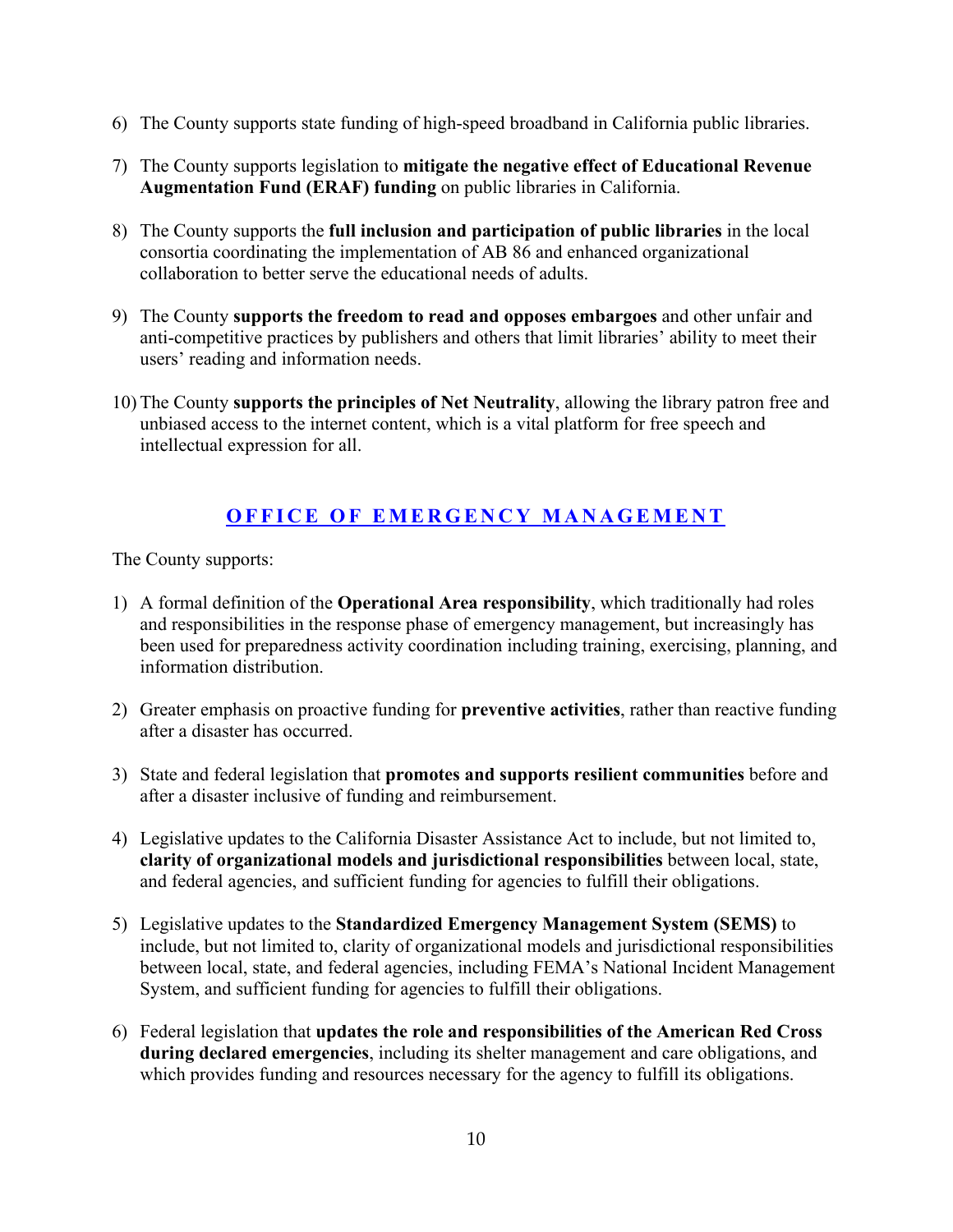6) The County supports state funding of high-speed broadband in California public libraries.

7) The County supports legislation to **mitigate the negative effect of Educational Revenue Augmentation Fund (ERAF) funding** on public libraries in California.

8) The County supports the **full inclusion and participation of public libraries** in the local consortia coordinating the implementation of AB 86 and enhanced organizational collaboration to better serve the educational needs of adults.

9) The County **supports the freedom to read and opposes embargoes** and other unfair and anti-competitive practices by publishers and others that limit libraries' ability to meet their users' reading and information needs.

10) The County **supports the principles of Net Neutrality**, allowing the library patron free and unbiased access to the internet content, which is a vital platform for free speech and intellectual expression for all.

## OFFICE OF EMERGENCY MANAGEMENT

The County supports:

1) A formal definition of the **Operational Area responsibility**, which traditionally had roles and responsibilities in the response phase of emergency management, but increasingly has been used for preparedness activity coordination including training, exercising, planning, and information distribution.

2) Greater emphasis on proactive funding for **preventive activities**, rather than reactive funding after a disaster has occurred.

3) State and federal legislation that **promotes and supports resilient communities** before and after a disaster inclusive of funding and reimbursement.

4) Legislative updates to the California Disaster Assistance Act to include, but not limited to, **clarity of organizational models and jurisdictional responsibilities** between local, state, and federal agencies, and sufficient funding for agencies to fulfill their obligations.

5) Legislative updates to the **Standardized Emergency Management System (SEMS)** to include, but not limited to, clarity of organizational models and jurisdictional responsibilities between local, state, and federal agencies, including FEMA's National Incident Management System, and sufficient funding for agencies to fulfill their obligations.

6) Federal legislation that **updates the role and responsibilities of the American Red Cross during declared emergencies**, including its shelter management and care obligations, and which provides funding and resources necessary for the agency to fulfill its obligations.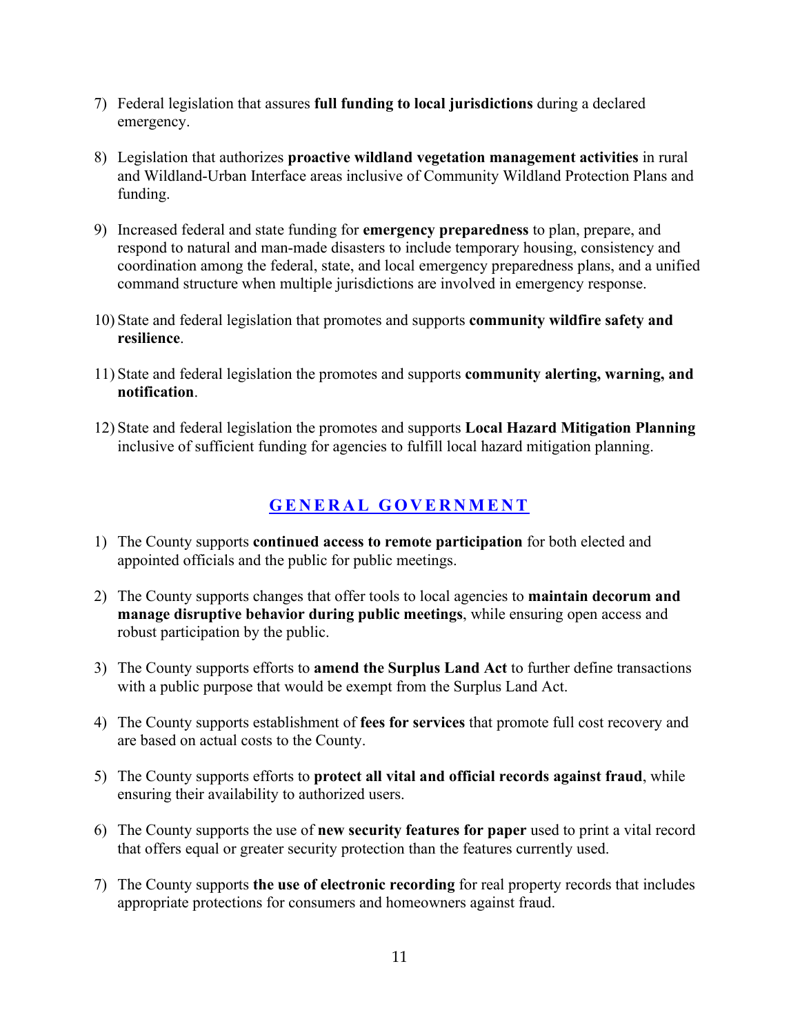7) Federal legislation that assures **full funding to local jurisdictions** during a declared emergency.

8) Legislation that authorizes **proactive wildland vegetation management activities** in rural and Wildland-Urban Interface areas inclusive of Community Wildland Protection Plans and funding.

9) Increased federal and state funding for **emergency preparedness** to plan, prepare, and respond to natural and man-made disasters to include temporary housing, consistency and coordination among the federal, state, and local emergency preparedness plans, and a unified command structure when multiple jurisdictions are involved in emergency response.

10) State and federal legislation that promotes and supports **community wildfire safety and resilience**.

11) State and federal legislation the promotes and supports **community alerting, warning, and notification**.

12) State and federal legislation the promotes and supports **Local Hazard Mitigation Planning** inclusive of sufficient funding for agencies to fulfill local hazard mitigation planning.

## GENERAL GOVERNMENT

1) The County supports **continued access to remote participation** for both elected and appointed officials and the public for public meetings.

2) The County supports changes that offer tools to local agencies to **maintain decorum and manage disruptive behavior during public meetings**, while ensuring open access and robust participation by the public.

3) The County supports efforts to **amend the Surplus Land Act** to further define transactions with a public purpose that would be exempt from the Surplus Land Act.

4) The County supports establishment of **fees for services** that promote full cost recovery and are based on actual costs to the County.

5) The County supports efforts to **protect all vital and official records against fraud**, while ensuring their availability to authorized users.

6) The County supports the use of **new security features for paper** used to print a vital record that offers equal or greater security protection than the features currently used.

7) The County supports **the use of electronic recording** for real property records that includes appropriate protections for consumers and homeowners against fraud.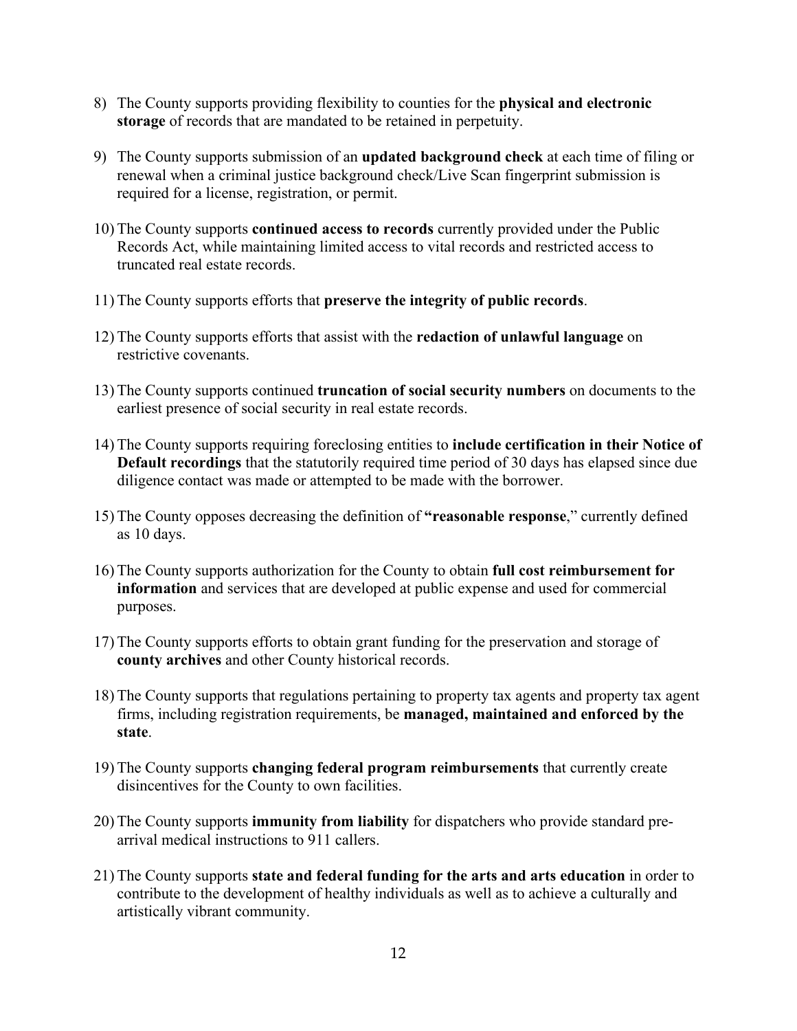8) The County supports providing flexibility to counties for the **physical and electronic storage** of records that are mandated to be retained in perpetuity.

9) The County supports submission of an **updated background check** at each time of filing or renewal when a criminal justice background check/Live Scan fingerprint submission is required for a license, registration, or permit.

10) The County supports **continued access to records** currently provided under the Public Records Act, while maintaining limited access to vital records and restricted access to truncated real estate records.

11) The County supports efforts that **preserve the integrity of public records**.

12) The County supports efforts that assist with the **redaction of unlawful language** on restrictive covenants.

13) The County supports continued **truncation of social security numbers** on documents to the earliest presence of social security in real estate records.

14) The County supports requiring foreclosing entities to **include certification in their Notice of Default recordings** that the statutorily required time period of 30 days has elapsed since due diligence contact was made or attempted to be made with the borrower.

15) The County opposes decreasing the definition of **"reasonable response**," currently defined as 10 days.

16) The County supports authorization for the County to obtain **full cost reimbursement for information** and services that are developed at public expense and used for commercial purposes.

17) The County supports efforts to obtain grant funding for the preservation and storage of **county archives** and other County historical records.

18) The County supports that regulations pertaining to property tax agents and property tax agent firms, including registration requirements, be **managed, maintained and enforced by the state**.

19) The County supports **changing federal program reimbursements** that currently create disincentives for the County to own facilities.

20) The County supports **immunity from liability** for dispatchers who provide standard pre-arrival medical instructions to 911 callers.

21) The County supports **state and federal funding for the arts and arts education** in order to contribute to the development of healthy individuals as well as to achieve a culturally and artistically vibrant community.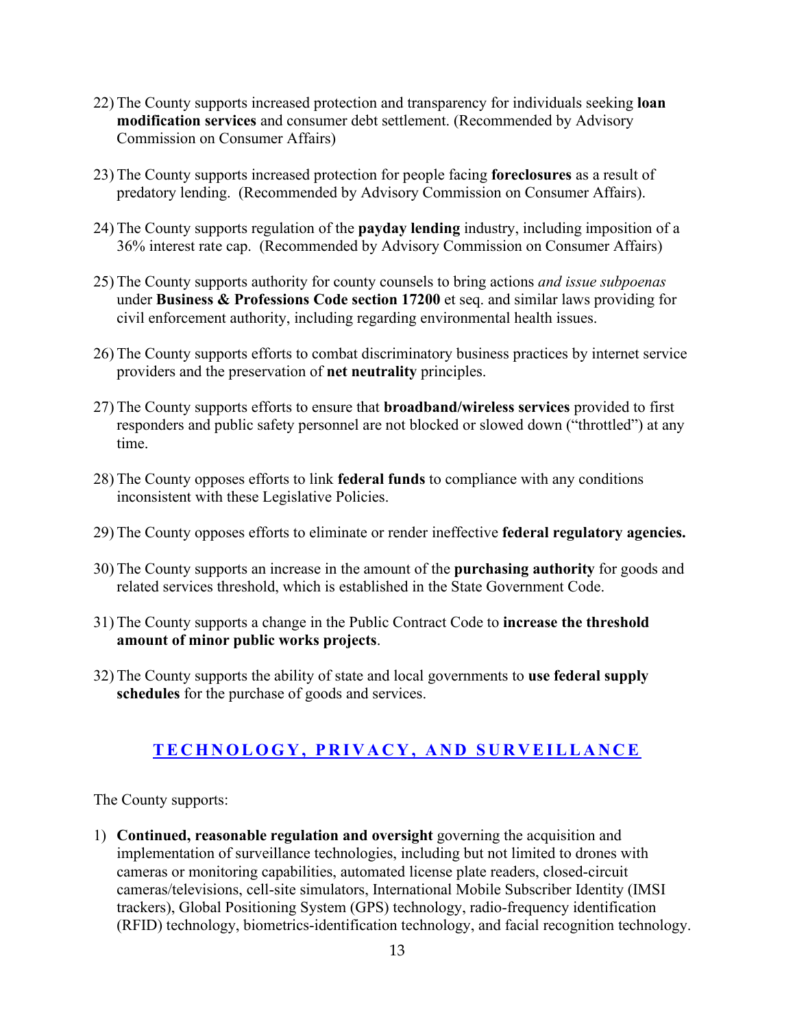22) The County supports increased protection and transparency for individuals seeking **loan modification services** and consumer debt settlement. (Recommended by Advisory Commission on Consumer Affairs)

23) The County supports increased protection for people facing **foreclosures** as a result of predatory lending. (Recommended by Advisory Commission on Consumer Affairs).

24) The County supports regulation of the **payday lending** industry, including imposition of a 36% interest rate cap. (Recommended by Advisory Commission on Consumer Affairs)

25) The County supports authority for county counsels to bring actions *and issue subpoenas* under **Business & Professions Code section 17200** et seq. and similar laws providing for civil enforcement authority, including regarding environmental health issues.

26) The County supports efforts to combat discriminatory business practices by internet service providers and the preservation of **net neutrality** principles.

27) The County supports efforts to ensure that **broadband/wireless services** provided to first responders and public safety personnel are not blocked or slowed down ("throttled") at any time.

28) The County opposes efforts to link **federal funds** to compliance with any conditions inconsistent with these Legislative Policies.

29) The County opposes efforts to eliminate or render ineffective **federal regulatory agencies.**

30) The County supports an increase in the amount of the **purchasing authority** for goods and related services threshold, which is established in the State Government Code.

31) The County supports a change in the Public Contract Code to **increase the threshold amount of minor public works projects**.

32) The County supports the ability of state and local governments to **use federal supply schedules** for the purchase of goods and services.

## TECHNOLOGY, PRIVACY, AND SURVEILLANCE

The County supports:

1) **Continued, reasonable regulation and oversight** governing the acquisition and implementation of surveillance technologies, including but not limited to drones with cameras or monitoring capabilities, automated license plate readers, closed-circuit cameras/televisions, cell-site simulators, International Mobile Subscriber Identity (IMSI trackers), Global Positioning System (GPS) technology, radio-frequency identification (RFID) technology, biometrics-identification technology, and facial recognition technology.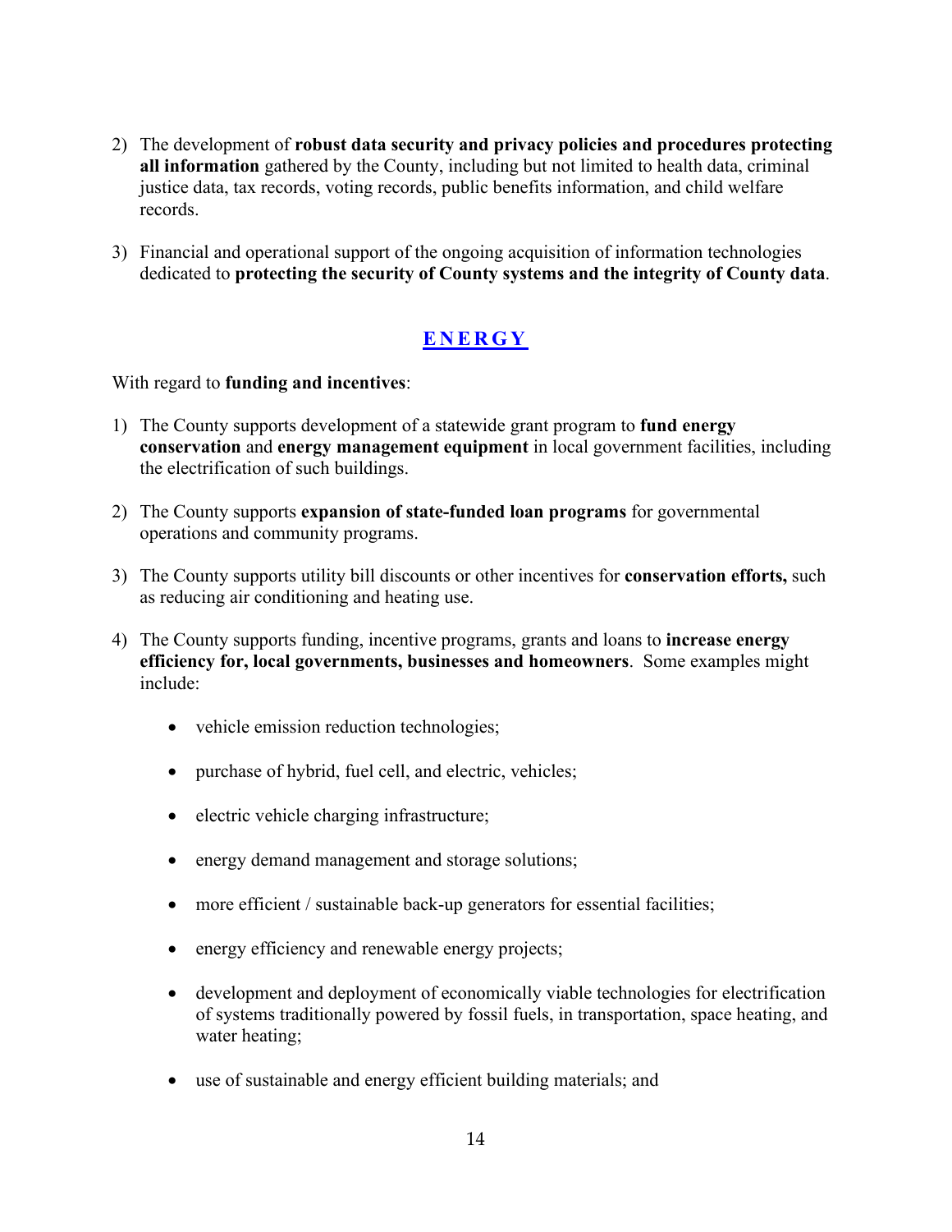2) The development of **robust data security and privacy policies and procedures protecting all information** gathered by the County, including but not limited to health data, criminal justice data, tax records, voting records, public benefits information, and child welfare records.

3) Financial and operational support of the ongoing acquisition of information technologies dedicated to **protecting the security of County systems and the integrity of County data**.

## ENERGY

With regard to **funding and incentives**:

1) The County supports development of a statewide grant program to **fund energy conservation** and **energy management equipment** in local government facilities, including the electrification of such buildings.

2) The County supports **expansion of state-funded loan programs** for governmental operations and community programs.

3) The County supports utility bill discounts or other incentives for **conservation efforts,** such as reducing air conditioning and heating use.

4) The County supports funding, incentive programs, grants and loans to **increase energy efficiency for, local governments, businesses and homeowners**. Some examples might include:

   - vehicle emission reduction technologies;
   - purchase of hybrid, fuel cell, and electric, vehicles;
   - electric vehicle charging infrastructure;
   - energy demand management and storage solutions;
   - more efficient / sustainable back-up generators for essential facilities;
   - energy efficiency and renewable energy projects;
   - development and deployment of economically viable technologies for electrification of systems traditionally powered by fossil fuels, in transportation, space heating, and water heating;
   - use of sustainable and energy efficient building materials; and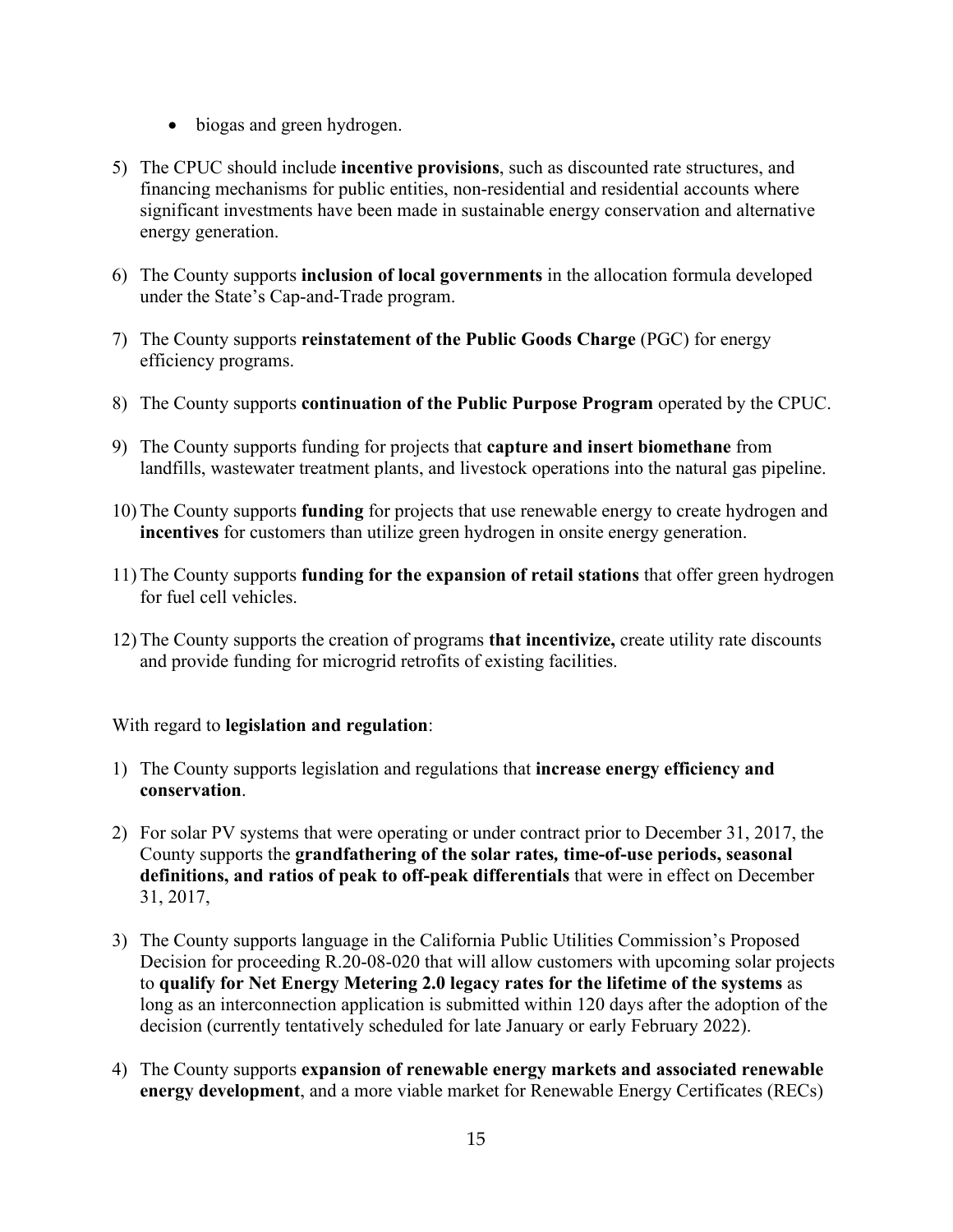- biogas and green hydrogen.

5) The CPUC should include **incentive provisions**, such as discounted rate structures, and financing mechanisms for public entities, non-residential and residential accounts where significant investments have been made in sustainable energy conservation and alternative energy generation.

6) The County supports **inclusion of local governments** in the allocation formula developed under the State's Cap-and-Trade program.

7) The County supports **reinstatement of the Public Goods Charge** (PGC) for energy efficiency programs.

8) The County supports **continuation of the Public Purpose Program** operated by the CPUC.

9) The County supports funding for projects that **capture and insert biomethane** from landfills, wastewater treatment plants, and livestock operations into the natural gas pipeline.

10) The County supports **funding** for projects that use renewable energy to create hydrogen and **incentives** for customers than utilize green hydrogen in onsite energy generation.

11) The County supports **funding for the expansion of retail stations** that offer green hydrogen for fuel cell vehicles.

12) The County supports the creation of programs **that incentivize,** create utility rate discounts and provide funding for microgrid retrofits of existing facilities.

With regard to **legislation and regulation**:

1) The County supports legislation and regulations that **increase energy efficiency and conservation**.

2) For solar PV systems that were operating or under contract prior to December 31, 2017, the County supports the **grandfathering of the solar rates, time-of-use periods, seasonal definitions, and ratios of peak to off-peak differentials** that were in effect on December 31, 2017,

3) The County supports language in the California Public Utilities Commission's Proposed Decision for proceeding R.20-08-020 that will allow customers with upcoming solar projects to **qualify for Net Energy Metering 2.0 legacy rates for the lifetime of the systems** as long as an interconnection application is submitted within 120 days after the adoption of the decision (currently tentatively scheduled for late January or early February 2022).

4) The County supports **expansion of renewable energy markets and associated renewable energy development**, and a more viable market for Renewable Energy Certificates (RECs)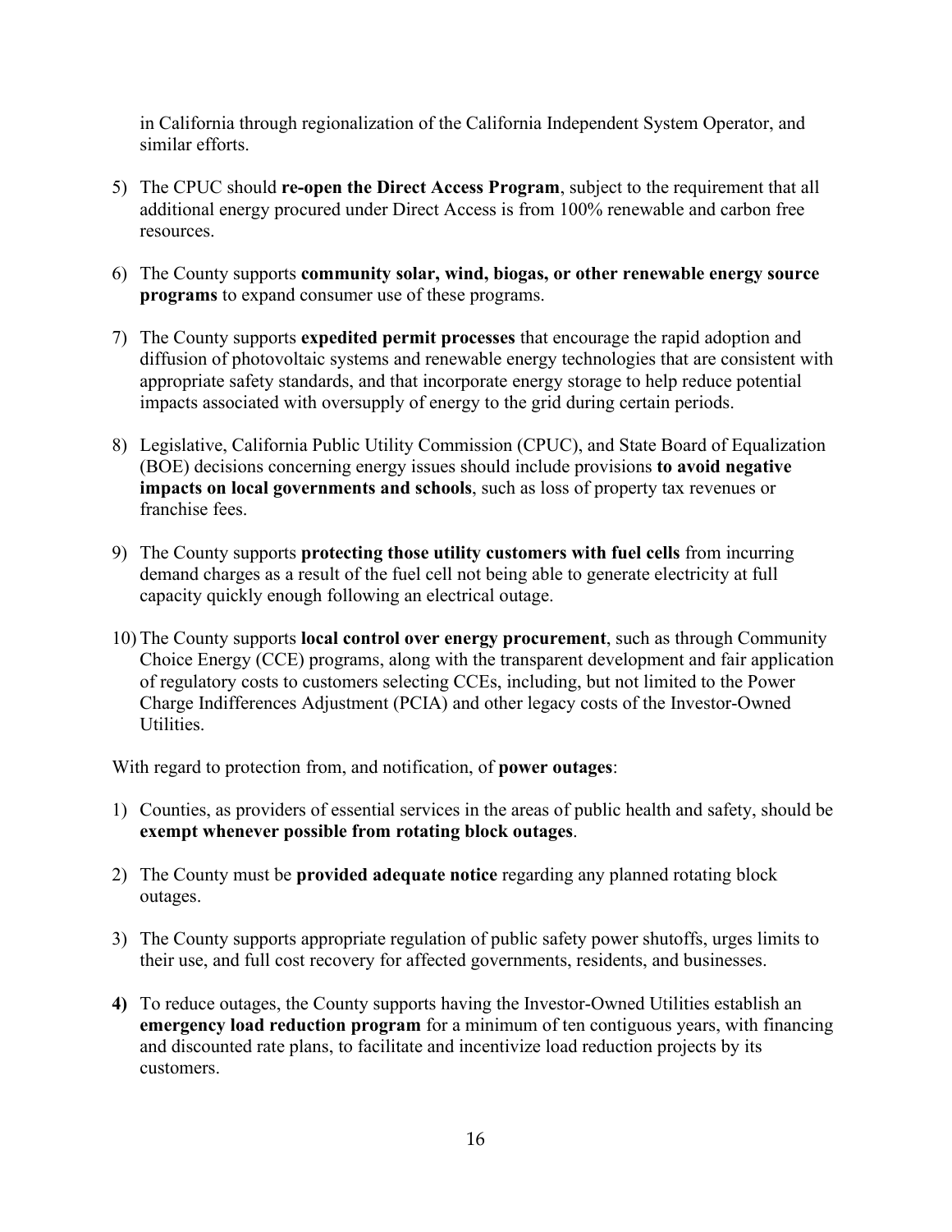in California through regionalization of the California Independent System Operator, and similar efforts.

5) The CPUC should **re-open the Direct Access Program**, subject to the requirement that all additional energy procured under Direct Access is from 100% renewable and carbon free resources.

6) The County supports **community solar, wind, biogas, or other renewable energy source programs** to expand consumer use of these programs.

7) The County supports **expedited permit processes** that encourage the rapid adoption and diffusion of photovoltaic systems and renewable energy technologies that are consistent with appropriate safety standards, and that incorporate energy storage to help reduce potential impacts associated with oversupply of energy to the grid during certain periods.

8) Legislative, California Public Utility Commission (CPUC), and State Board of Equalization (BOE) decisions concerning energy issues should include provisions **to avoid negative impacts on local governments and schools**, such as loss of property tax revenues or franchise fees.

9) The County supports **protecting those utility customers with fuel cells** from incurring demand charges as a result of the fuel cell not being able to generate electricity at full capacity quickly enough following an electrical outage.

10) The County supports **local control over energy procurement**, such as through Community Choice Energy (CCE) programs, along with the transparent development and fair application of regulatory costs to customers selecting CCEs, including, but not limited to the Power Charge Indifferences Adjustment (PCIA) and other legacy costs of the Investor-Owned Utilities.

With regard to protection from, and notification, of **power outages**:

1) Counties, as providers of essential services in the areas of public health and safety, should be **exempt whenever possible from rotating block outages**.

2) The County must be **provided adequate notice** regarding any planned rotating block outages.

3) The County supports appropriate regulation of public safety power shutoffs, urges limits to their use, and full cost recovery for affected governments, residents, and businesses.

**4)** To reduce outages, the County supports having the Investor-Owned Utilities establish an **emergency load reduction program** for a minimum of ten contiguous years, with financing and discounted rate plans, to facilitate and incentivize load reduction projects by its customers.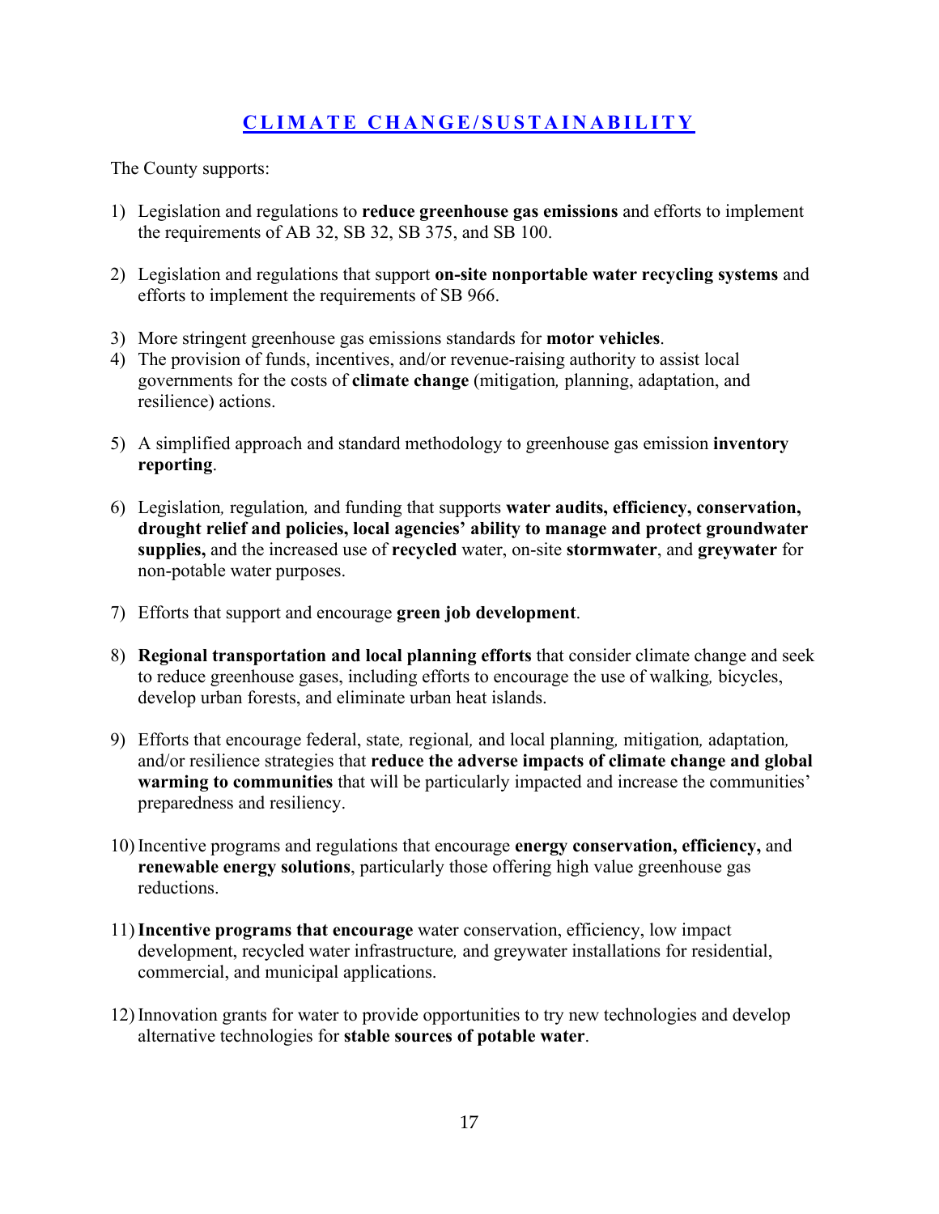## CLIMATE CHANGE/SUSTAINABILITY

The County supports:

1) Legislation and regulations to **reduce greenhouse gas emissions** and efforts to implement the requirements of AB 32, SB 32, SB 375, and SB 100.

2) Legislation and regulations that support **on-site nonportable water recycling systems** and efforts to implement the requirements of SB 966.

3) More stringent greenhouse gas emissions standards for **motor vehicles**.

4) The provision of funds, incentives, and/or revenue-raising authority to assist local governments for the costs of **climate change** (mitigation, planning, adaptation, and resilience) actions.

5) A simplified approach and standard methodology to greenhouse gas emission **inventory reporting**.

6) Legislation, regulation, and funding that supports **water audits, efficiency, conservation, drought relief and policies, local agencies' ability to manage and protect groundwater supplies,** and the increased use of **recycled** water, on-site **stormwater**, and **greywater** for non-potable water purposes.

7) Efforts that support and encourage **green job development**.

8) **Regional transportation and local planning efforts** that consider climate change and seek to reduce greenhouse gases, including efforts to encourage the use of walking, bicycles, develop urban forests, and eliminate urban heat islands.

9) Efforts that encourage federal, state, regional, and local planning, mitigation, adaptation, and/or resilience strategies that **reduce the adverse impacts of climate change and global warming to communities** that will be particularly impacted and increase the communities' preparedness and resiliency.

10) Incentive programs and regulations that encourage **energy conservation, efficiency,** and **renewable energy solutions**, particularly those offering high value greenhouse gas reductions.

11) **Incentive programs that encourage** water conservation, efficiency, low impact development, recycled water infrastructure, and greywater installations for residential, commercial, and municipal applications.

12) Innovation grants for water to provide opportunities to try new technologies and develop alternative technologies for **stable sources of potable water**.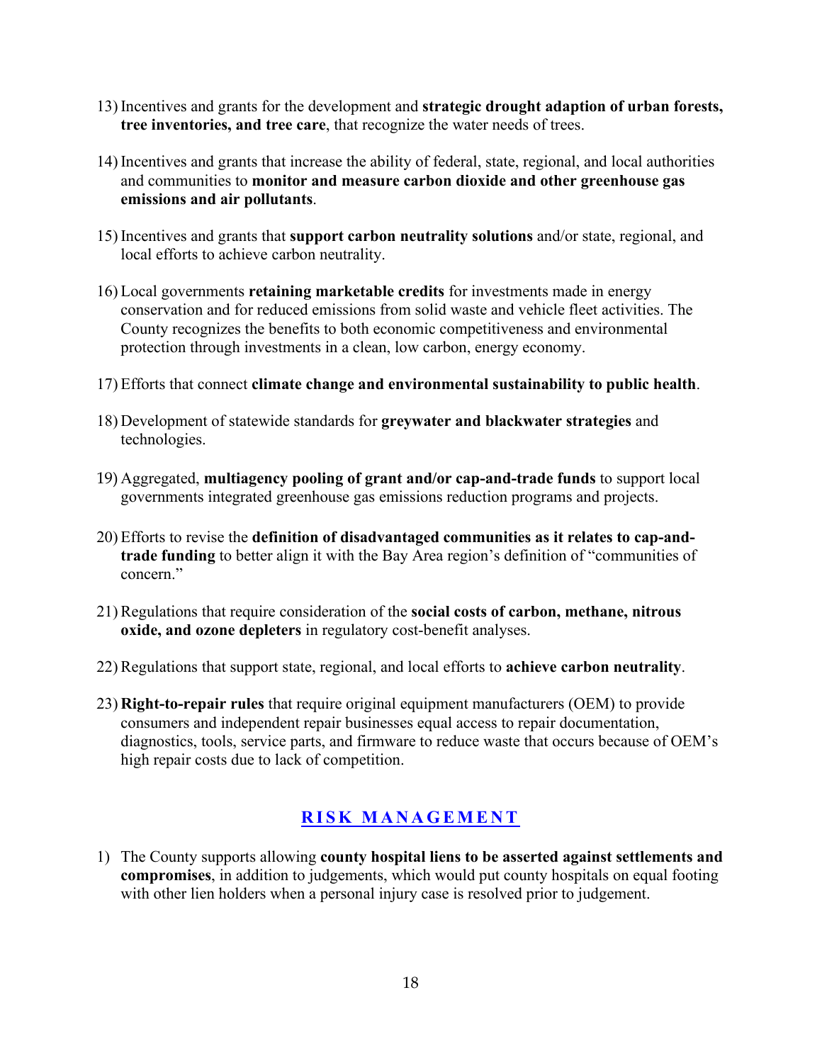13) Incentives and grants for the development and **strategic drought adaption of urban forests, tree inventories, and tree care**, that recognize the water needs of trees.

14) Incentives and grants that increase the ability of federal, state, regional, and local authorities and communities to **monitor and measure carbon dioxide and other greenhouse gas emissions and air pollutants**.

15) Incentives and grants that **support carbon neutrality solutions** and/or state, regional, and local efforts to achieve carbon neutrality.

16) Local governments **retaining marketable credits** for investments made in energy conservation and for reduced emissions from solid waste and vehicle fleet activities. The County recognizes the benefits to both economic competitiveness and environmental protection through investments in a clean, low carbon, energy economy.

17) Efforts that connect **climate change and environmental sustainability to public health**.

18) Development of statewide standards for **greywater and blackwater strategies** and technologies.

19) Aggregated, **multiagency pooling of grant and/or cap-and-trade funds** to support local governments integrated greenhouse gas emissions reduction programs and projects.

20) Efforts to revise the **definition of disadvantaged communities as it relates to cap-and-trade funding** to better align it with the Bay Area region's definition of "communities of concern."

21) Regulations that require consideration of the **social costs of carbon, methane, nitrous oxide, and ozone depleters** in regulatory cost-benefit analyses.

22) Regulations that support state, regional, and local efforts to **achieve carbon neutrality**.

23) **Right-to-repair rules** that require original equipment manufacturers (OEM) to provide consumers and independent repair businesses equal access to repair documentation, diagnostics, tools, service parts, and firmware to reduce waste that occurs because of OEM's high repair costs due to lack of competition.

## RISK MANAGEMENT

1) The County supports allowing **county hospital liens to be asserted against settlements and compromises**, in addition to judgements, which would put county hospitals on equal footing with other lien holders when a personal injury case is resolved prior to judgement.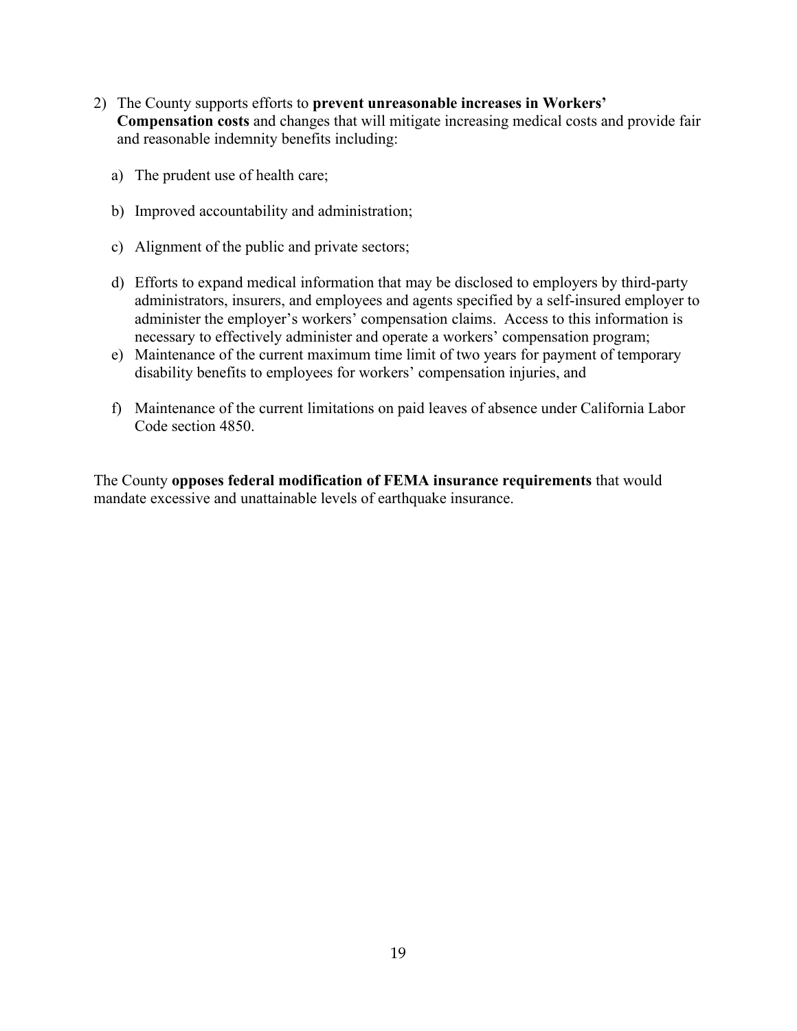2) The County supports efforts to **prevent unreasonable increases in Workers' Compensation costs** and changes that will mitigate increasing medical costs and provide fair and reasonable indemnity benefits including:

   a) The prudent use of health care;

   b) Improved accountability and administration;

   c) Alignment of the public and private sectors;

   d) Efforts to expand medical information that may be disclosed to employers by third-party administrators, insurers, and employees and agents specified by a self-insured employer to administer the employer's workers' compensation claims. Access to this information is necessary to effectively administer and operate a workers' compensation program;

   e) Maintenance of the current maximum time limit of two years for payment of temporary disability benefits to employees for workers' compensation injuries, and

   f) Maintenance of the current limitations on paid leaves of absence under California Labor Code section 4850.

The County **opposes federal modification of FEMA insurance requirements** that would mandate excessive and unattainable levels of earthquake insurance.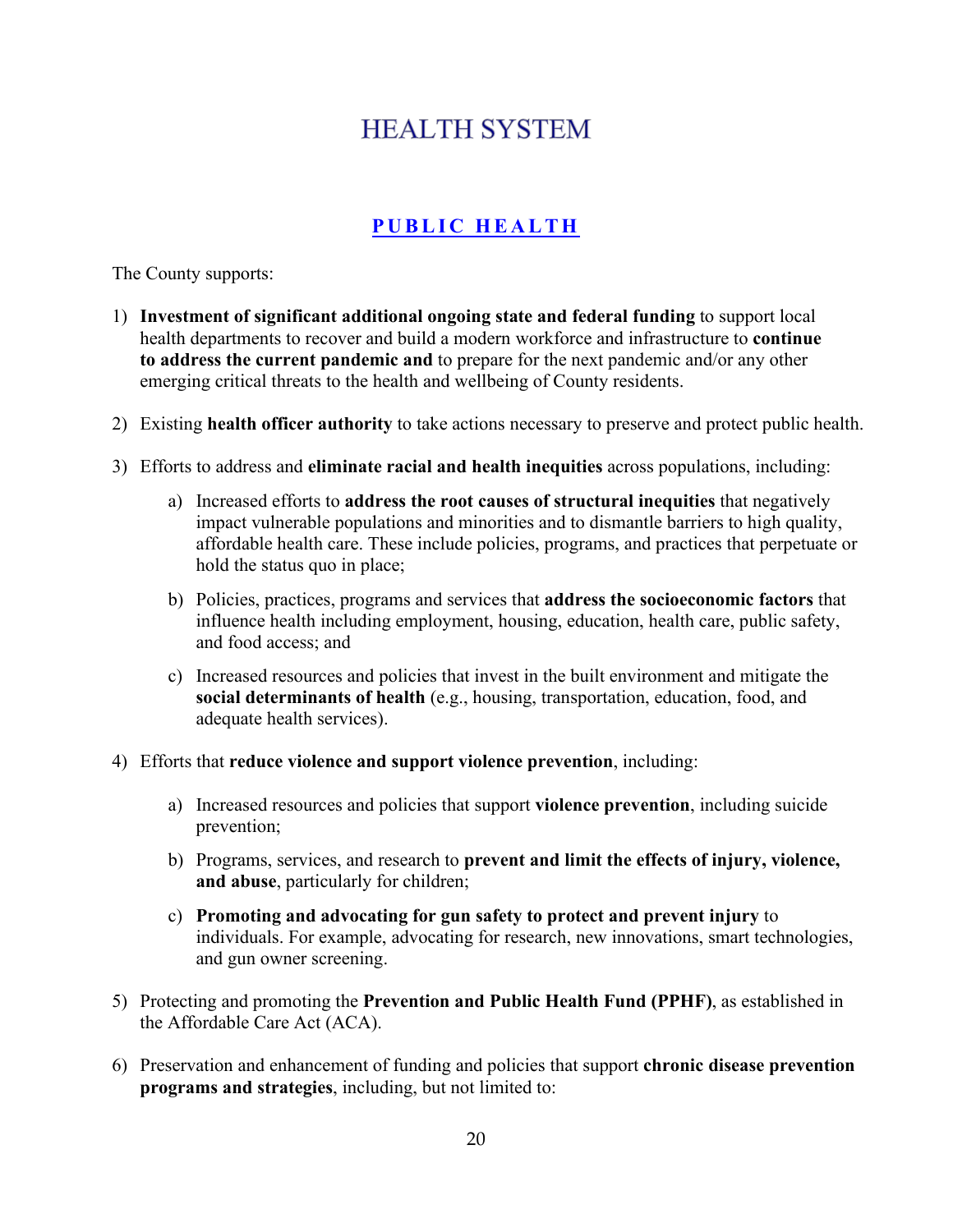# HEALTH SYSTEM

## PUBLIC HEALTH

The County supports:

1) **Investment of significant additional ongoing state and federal funding** to support local health departments to recover and build a modern workforce and infrastructure to **continue to address the current pandemic and** to prepare for the next pandemic and/or any other emerging critical threats to the health and wellbeing of County residents.

2) Existing **health officer authority** to take actions necessary to preserve and protect public health.

3) Efforts to address and **eliminate racial and health inequities** across populations, including:

    a) Increased efforts to **address the root causes of structural inequities** that negatively impact vulnerable populations and minorities and to dismantle barriers to high quality, affordable health care. These include policies, programs, and practices that perpetuate or hold the status quo in place;

    b) Policies, practices, programs and services that **address the socioeconomic factors** that influence health including employment, housing, education, health care, public safety, and food access; and

    c) Increased resources and policies that invest in the built environment and mitigate the **social determinants of health** (e.g., housing, transportation, education, food, and adequate health services).

4) Efforts that **reduce violence and support violence prevention**, including:

    a) Increased resources and policies that support **violence prevention**, including suicide prevention;

    b) Programs, services, and research to **prevent and limit the effects of injury, violence, and abuse**, particularly for children;

    c) **Promoting and advocating for gun safety to protect and prevent injury** to individuals. For example, advocating for research, new innovations, smart technologies, and gun owner screening.

5) Protecting and promoting the **Prevention and Public Health Fund (PPHF)**, as established in the Affordable Care Act (ACA).

6) Preservation and enhancement of funding and policies that support **chronic disease prevention programs and strategies**, including, but not limited to: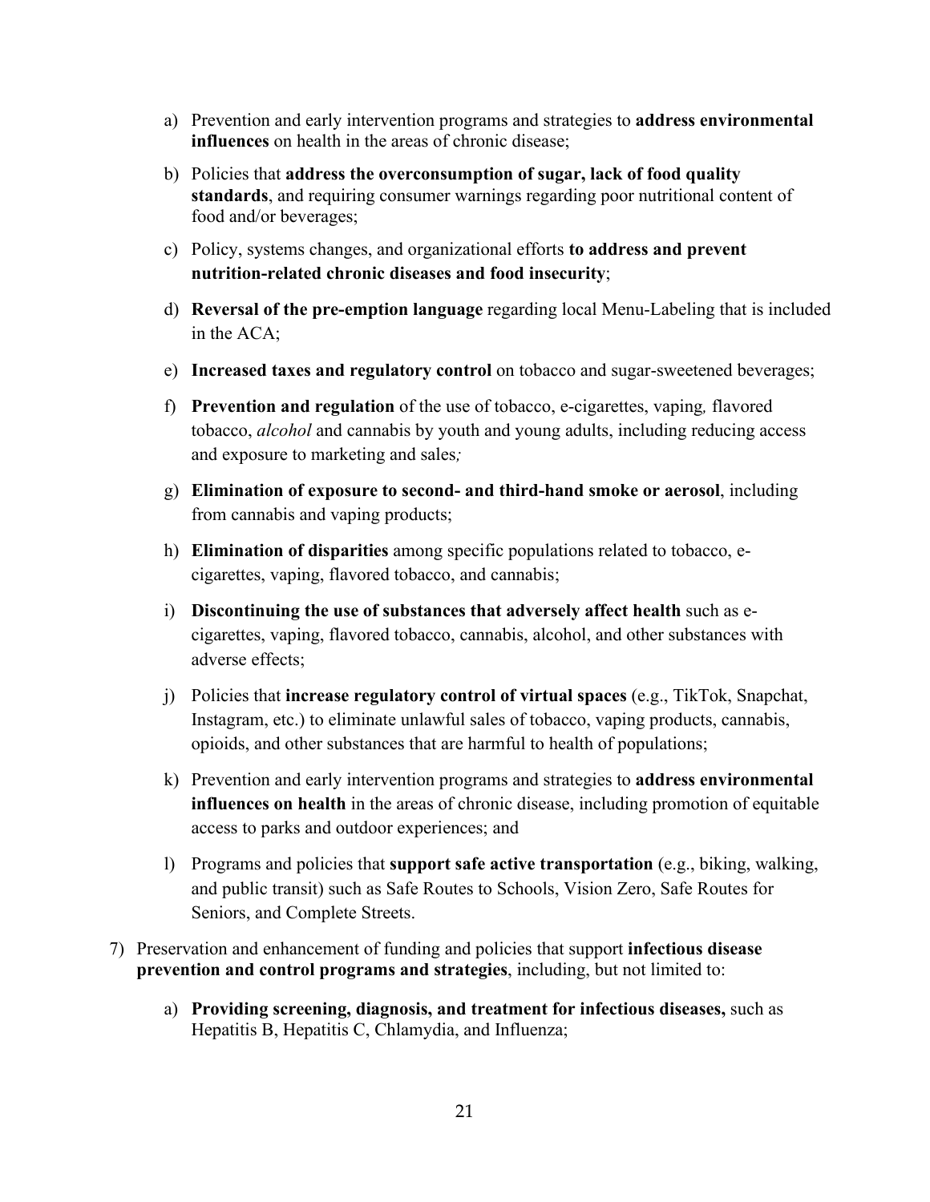a) Prevention and early intervention programs and strategies to **address environmental influences** on health in the areas of chronic disease;

   b) Policies that **address the overconsumption of sugar, lack of food quality standards**, and requiring consumer warnings regarding poor nutritional content of food and/or beverages;

   c) Policy, systems changes, and organizational efforts **to address and prevent nutrition-related chronic diseases and food insecurity**;

   d) **Reversal of the pre-emption language** regarding local Menu-Labeling that is included in the ACA;

   e) **Increased taxes and regulatory control** on tobacco and sugar-sweetened beverages;

   f) **Prevention and regulation** of the use of tobacco, e-cigarettes, vaping*,* flavored tobacco, *alcohol* and cannabis by youth and young adults, including reducing access and exposure to marketing and sales*;*

   g) **Elimination of exposure to second- and third-hand smoke or aerosol**, including from cannabis and vaping products;

   h) **Elimination of disparities** among specific populations related to tobacco, e-cigarettes, vaping, flavored tobacco, and cannabis;

   i) **Discontinuing the use of substances that adversely affect health** such as e-cigarettes, vaping, flavored tobacco, cannabis, alcohol, and other substances with adverse effects;

   j) Policies that **increase regulatory control of virtual spaces** (e.g., TikTok, Snapchat, Instagram, etc.) to eliminate unlawful sales of tobacco, vaping products, cannabis, opioids, and other substances that are harmful to health of populations;

   k) Prevention and early intervention programs and strategies to **address environmental influences on health** in the areas of chronic disease, including promotion of equitable access to parks and outdoor experiences; and

   l) Programs and policies that **support safe active transportation** (e.g., biking, walking, and public transit) such as Safe Routes to Schools, Vision Zero, Safe Routes for Seniors, and Complete Streets.

7) Preservation and enhancement of funding and policies that support **infectious disease prevention and control programs and strategies**, including, but not limited to:

   a) **Providing screening, diagnosis, and treatment for infectious diseases,** such as Hepatitis B, Hepatitis C, Chlamydia, and Influenza;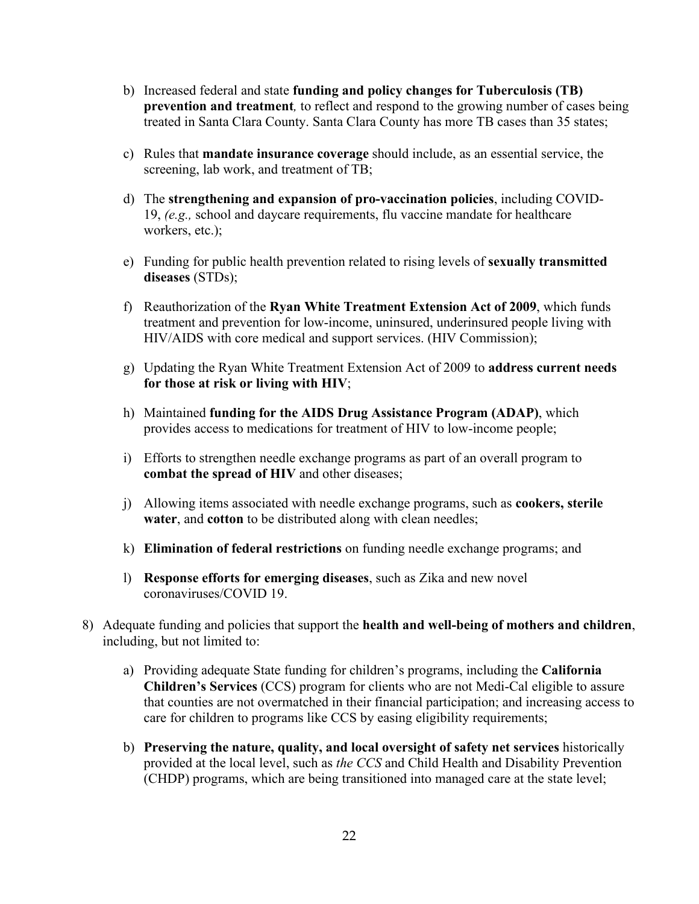b) Increased federal and state **funding and policy changes for Tuberculosis (TB) prevention and treatment***,* to reflect and respond to the growing number of cases being treated in Santa Clara County. Santa Clara County has more TB cases than 35 states;

   c) Rules that **mandate insurance coverage** should include, as an essential service, the screening, lab work, and treatment of TB;

   d) The **strengthening and expansion of pro-vaccination policies**, including COVID-19, *(e.g.,* school and daycare requirements, flu vaccine mandate for healthcare workers, etc.);

   e) Funding for public health prevention related to rising levels of **sexually transmitted diseases** (STDs);

   f) Reauthorization of the **Ryan White Treatment Extension Act of 2009**, which funds treatment and prevention for low-income, uninsured, underinsured people living with HIV/AIDS with core medical and support services. (HIV Commission);

   g) Updating the Ryan White Treatment Extension Act of 2009 to **address current needs for those at risk or living with HIV**;

   h) Maintained **funding for the AIDS Drug Assistance Program (ADAP)**, which provides access to medications for treatment of HIV to low-income people;

   i) Efforts to strengthen needle exchange programs as part of an overall program to **combat the spread of HIV** and other diseases;

   j) Allowing items associated with needle exchange programs, such as **cookers, sterile water**, and **cotton** to be distributed along with clean needles;

   k) **Elimination of federal restrictions** on funding needle exchange programs; and

   l) **Response efforts for emerging diseases**, such as Zika and new novel coronaviruses/COVID 19.

8) Adequate funding and policies that support the **health and well-being of mothers and children**, including, but not limited to:

   a) Providing adequate State funding for children's programs, including the **California Children's Services** (CCS) program for clients who are not Medi-Cal eligible to assure that counties are not overmatched in their financial participation; and increasing access to care for children to programs like CCS by easing eligibility requirements;

   b) **Preserving the nature, quality, and local oversight of safety net services** historically provided at the local level, such as *the CCS* and Child Health and Disability Prevention (CHDP) programs, which are being transitioned into managed care at the state level;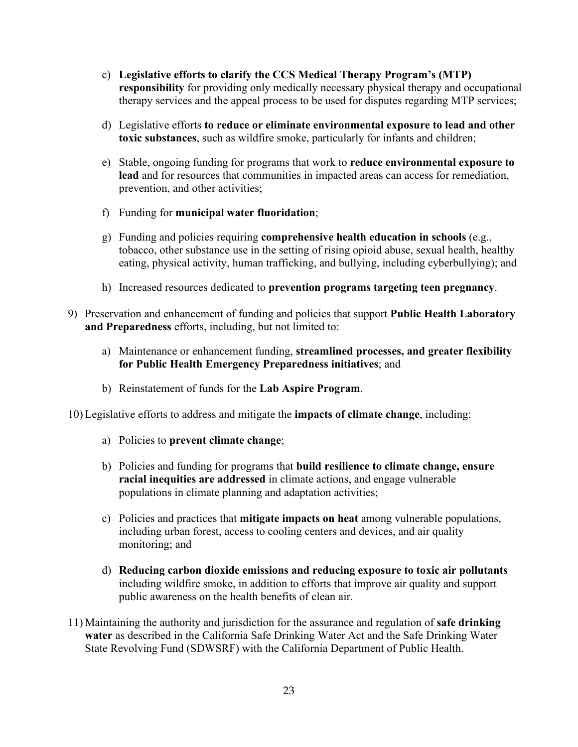c) **Legislative efforts to clarify the CCS Medical Therapy Program's (MTP) responsibility** for providing only medically necessary physical therapy and occupational therapy services and the appeal process to be used for disputes regarding MTP services;

d) Legislative efforts **to reduce or eliminate environmental exposure to lead and other toxic substances**, such as wildfire smoke, particularly for infants and children;

e) Stable, ongoing funding for programs that work to **reduce environmental exposure to lead** and for resources that communities in impacted areas can access for remediation, prevention, and other activities;

f) Funding for **municipal water fluoridation**;

g) Funding and policies requiring **comprehensive health education in schools** (e.g., tobacco, other substance use in the setting of rising opioid abuse, sexual health, healthy eating, physical activity, human trafficking, and bullying, including cyberbullying); and

h) Increased resources dedicated to **prevention programs targeting teen pregnancy**.

9) Preservation and enhancement of funding and policies that support **Public Health Laboratory and Preparedness** efforts, including, but not limited to:

   a) Maintenance or enhancement funding, **streamlined processes, and greater flexibility for Public Health Emergency Preparedness initiatives**; and

   b) Reinstatement of funds for the **Lab Aspire Program**.

10) Legislative efforts to address and mitigate the **impacts of climate change**, including:

   a) Policies to **prevent climate change**;

   b) Policies and funding for programs that **build resilience to climate change, ensure racial inequities are addressed** in climate actions, and engage vulnerable populations in climate planning and adaptation activities;

   c) Policies and practices that **mitigate impacts on heat** among vulnerable populations, including urban forest, access to cooling centers and devices, and air quality monitoring; and

   d) **Reducing carbon dioxide emissions and reducing exposure to toxic air pollutants** including wildfire smoke, in addition to efforts that improve air quality and support public awareness on the health benefits of clean air.

11) Maintaining the authority and jurisdiction for the assurance and regulation of **safe drinking water** as described in the California Safe Drinking Water Act and the Safe Drinking Water State Revolving Fund (SDWSRF) with the California Department of Public Health.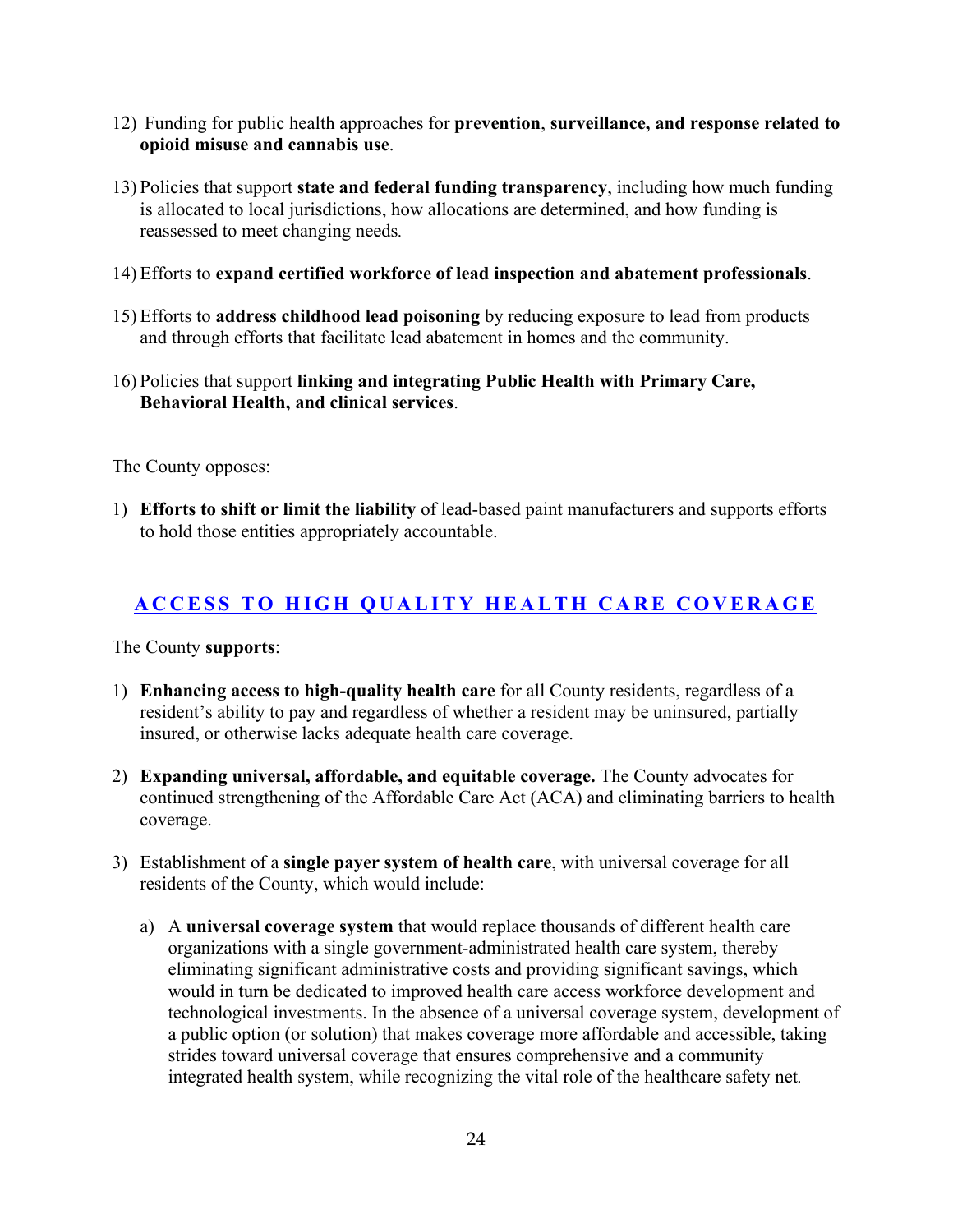12) Funding for public health approaches for **prevention**, **surveillance, and response related to opioid misuse and cannabis use**.

13) Policies that support **state and federal funding transparency**, including how much funding is allocated to local jurisdictions, how allocations are determined, and how funding is reassessed to meet changing needs.

14) Efforts to **expand certified workforce of lead inspection and abatement professionals**.

15) Efforts to **address childhood lead poisoning** by reducing exposure to lead from products and through efforts that facilitate lead abatement in homes and the community.

16) Policies that support **linking and integrating Public Health with Primary Care, Behavioral Health, and clinical services**.

The County opposes:

1) **Efforts to shift or limit the liability** of lead-based paint manufacturers and supports efforts to hold those entities appropriately accountable.

## ACCESS TO HIGH QUALITY HEALTH CARE COVERAGE

The County **supports**:

1) **Enhancing access to high-quality health care** for all County residents, regardless of a resident's ability to pay and regardless of whether a resident may be uninsured, partially insured, or otherwise lacks adequate health care coverage.

2) **Expanding universal, affordable, and equitable coverage.** The County advocates for continued strengthening of the Affordable Care Act (ACA) and eliminating barriers to health coverage.

3) Establishment of a **single payer system of health care**, with universal coverage for all residents of the County, which would include:

   a) A **universal coverage system** that would replace thousands of different health care organizations with a single government-administrated health care system, thereby eliminating significant administrative costs and providing significant savings, which would in turn be dedicated to improved health care access workforce development and technological investments. In the absence of a universal coverage system, development of a public option (or solution) that makes coverage more affordable and accessible, taking strides toward universal coverage that ensures comprehensive and a community integrated health system, while recognizing the vital role of the healthcare safety net.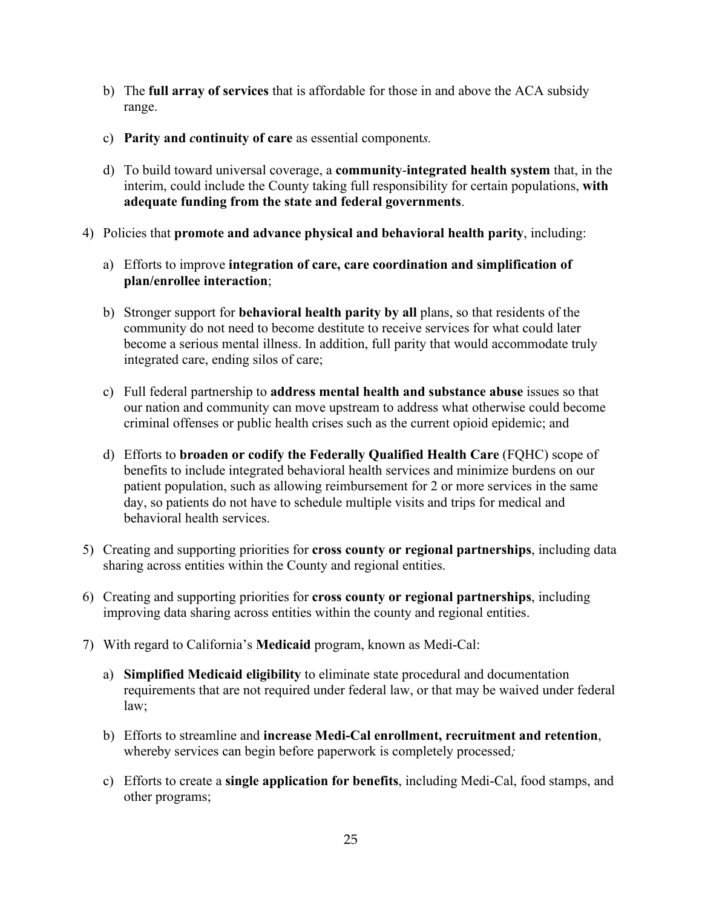b) The **full array of services** that is affordable for those in and above the ACA subsidy range.

c) **Parity and *c*ontinuity of care** as essential component*s.*

d) To build toward universal coverage, a **community**-**integrated health system** that, in the interim, could include the County taking full responsibility for certain populations, **with adequate funding from the state and federal governments**.

4) Policies that **promote and advance physical and behavioral health parity**, including:

   a) Efforts to improve **integration of care, care coordination and simplification of plan/enrollee interaction**;

   b) Stronger support for **behavioral health parity by all** plans, so that residents of the community do not need to become destitute to receive services for what could later become a serious mental illness. In addition, full parity that would accommodate truly integrated care, ending silos of care;

   c) Full federal partnership to **address mental health and substance abuse** issues so that our nation and community can move upstream to address what otherwise could become criminal offenses or public health crises such as the current opioid epidemic; and

   d) Efforts to **broaden or codify the Federally Qualified Health Care** (FQHC) scope of benefits to include integrated behavioral health services and minimize burdens on our patient population, such as allowing reimbursement for 2 or more services in the same day, so patients do not have to schedule multiple visits and trips for medical and behavioral health services.

5) Creating and supporting priorities for **cross county or regional partnerships**, including data sharing across entities within the County and regional entities.

6) Creating and supporting priorities for **cross county or regional partnerships**, including improving data sharing across entities within the county and regional entities.

7) With regard to California's **Medicaid** program, known as Medi-Cal:

   a) **Simplified Medicaid eligibility** to eliminate state procedural and documentation requirements that are not required under federal law, or that may be waived under federal law;

   b) Efforts to streamline and **increase Medi-Cal enrollment, recruitment and retention**, whereby services can begin before paperwork is completely processed*;*

   c) Efforts to create a **single application for benefits**, including Medi-Cal, food stamps, and other programs;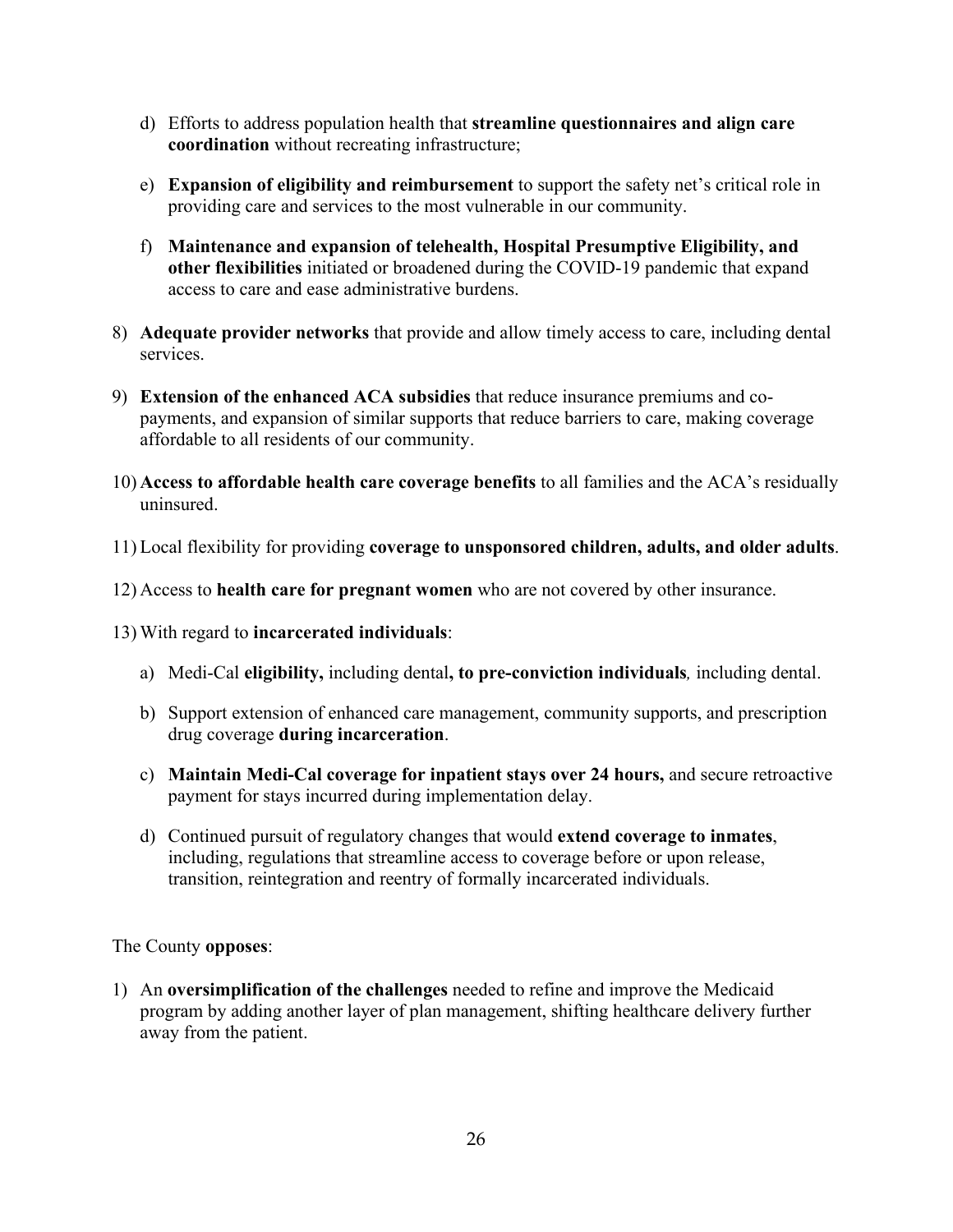d) Efforts to address population health that **streamline questionnaires and align care coordination** without recreating infrastructure;

e) **Expansion of eligibility and reimbursement** to support the safety net's critical role in providing care and services to the most vulnerable in our community.

f) **Maintenance and expansion of telehealth, Hospital Presumptive Eligibility, and other flexibilities** initiated or broadened during the COVID-19 pandemic that expand access to care and ease administrative burdens.

8) **Adequate provider networks** that provide and allow timely access to care, including dental services.

9) **Extension of the enhanced ACA subsidies** that reduce insurance premiums and co-payments, and expansion of similar supports that reduce barriers to care, making coverage affordable to all residents of our community.

10) **Access to affordable health care coverage benefits** to all families and the ACA's residually uninsured.

11) Local flexibility for providing **coverage to unsponsored children, adults, and older adults**.

12) Access to **health care for pregnant women** who are not covered by other insurance.

13) With regard to **incarcerated individuals**:

   a) Medi-Cal **eligibility,** including dental**, to pre-conviction individuals***,* including dental.

   b) Support extension of enhanced care management, community supports, and prescription drug coverage **during incarceration**.

   c) **Maintain Medi-Cal coverage for inpatient stays over 24 hours,** and secure retroactive payment for stays incurred during implementation delay.

   d) Continued pursuit of regulatory changes that would **extend coverage to inmates**, including, regulations that streamline access to coverage before or upon release, transition, reintegration and reentry of formally incarcerated individuals.

The County **opposes**:

1) An **oversimplification of the challenges** needed to refine and improve the Medicaid program by adding another layer of plan management, shifting healthcare delivery further away from the patient.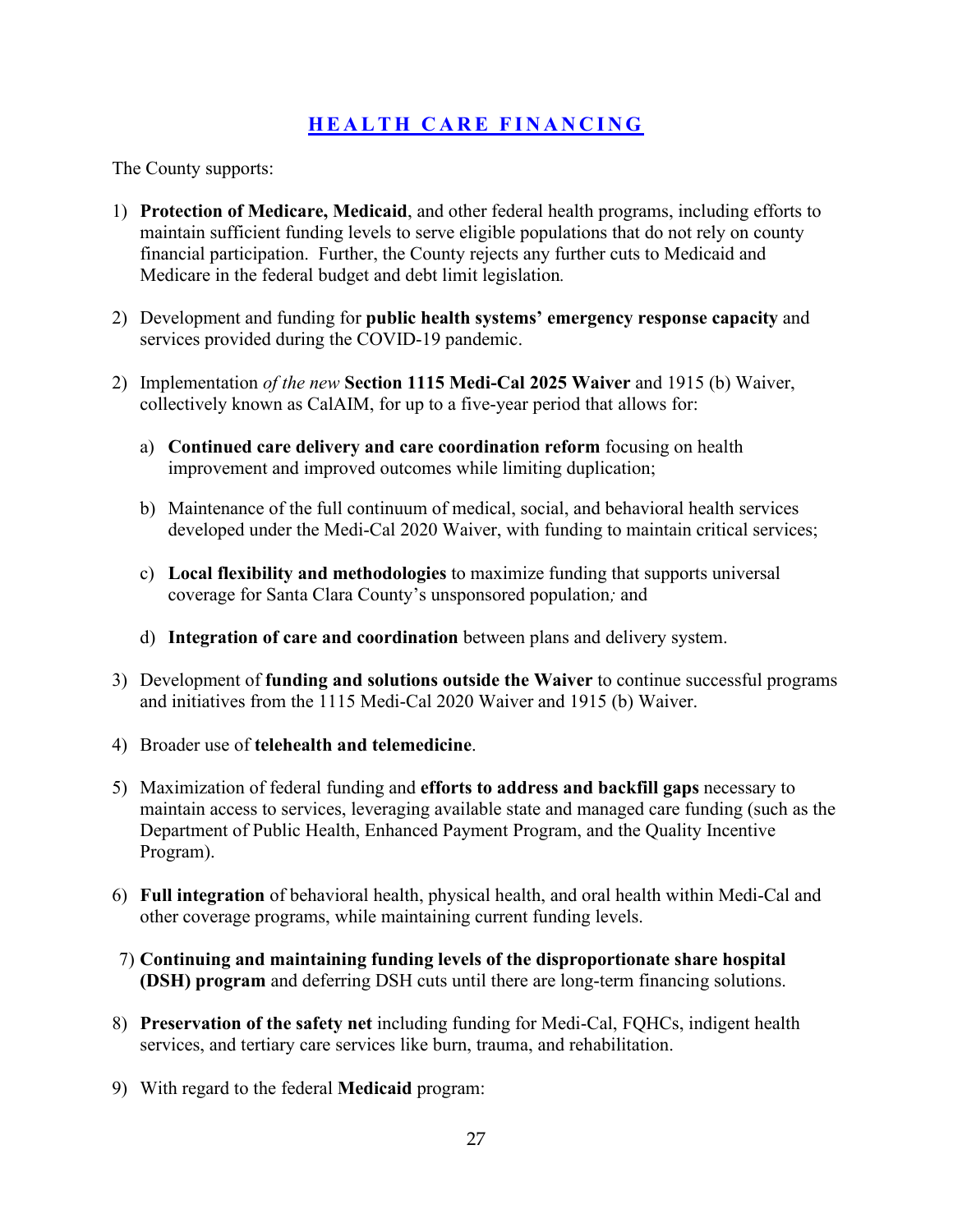## [HEALTH CARE FINANCING]

The County supports:

1) **Protection of Medicare, Medicaid**, and other federal health programs, including efforts to maintain sufficient funding levels to serve eligible populations that do not rely on county financial participation. Further, the County rejects any further cuts to Medicaid and Medicare in the federal budget and debt limit legislation.

2) Development and funding for **public health systems' emergency response capacity** and services provided during the COVID-19 pandemic.

2) Implementation *of the new* **Section 1115 Medi-Cal 2025 Waiver** and 1915 (b) Waiver, collectively known as CalAIM, for up to a five-year period that allows for:

   a) **Continued care delivery and care coordination reform** focusing on health improvement and improved outcomes while limiting duplication;

   b) Maintenance of the full continuum of medical, social, and behavioral health services developed under the Medi-Cal 2020 Waiver, with funding to maintain critical services;

   c) **Local flexibility and methodologies** to maximize funding that supports universal coverage for Santa Clara County's unsponsored population*;* and

   d) **Integration of care and coordination** between plans and delivery system.

3) Development of **funding and solutions outside the Waiver** to continue successful programs and initiatives from the 1115 Medi-Cal 2020 Waiver and 1915 (b) Waiver.

4) Broader use of **telehealth and telemedicine**.

5) Maximization of federal funding and **efforts to address and backfill gaps** necessary to maintain access to services, leveraging available state and managed care funding (such as the Department of Public Health, Enhanced Payment Program, and the Quality Incentive Program).

6) **Full integration** of behavioral health, physical health, and oral health within Medi-Cal and other coverage programs, while maintaining current funding levels.

7) **Continuing and maintaining funding levels of the disproportionate share hospital (DSH) program** and deferring DSH cuts until there are long-term financing solutions.

8) **Preservation of the safety net** including funding for Medi-Cal, FQHCs, indigent health services, and tertiary care services like burn, trauma, and rehabilitation.

9) With regard to the federal **Medicaid** program: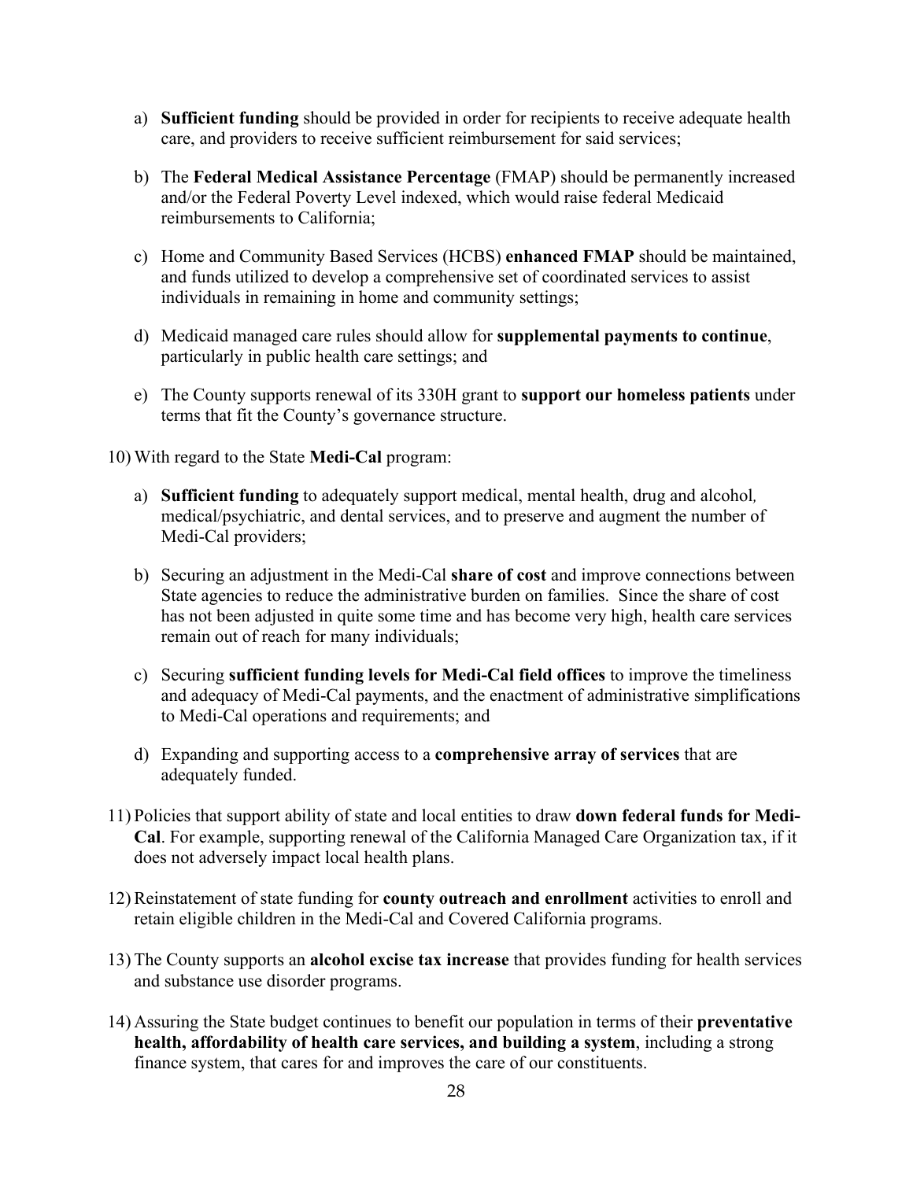a) **Sufficient funding** should be provided in order for recipients to receive adequate health care, and providers to receive sufficient reimbursement for said services;

b) The **Federal Medical Assistance Percentage** (FMAP) should be permanently increased and/or the Federal Poverty Level indexed, which would raise federal Medicaid reimbursements to California;

c) Home and Community Based Services (HCBS) **enhanced FMAP** should be maintained, and funds utilized to develop a comprehensive set of coordinated services to assist individuals in remaining in home and community settings;

d) Medicaid managed care rules should allow for **supplemental payments to continue**, particularly in public health care settings; and

e) The County supports renewal of its 330H grant to **support our homeless patients** under terms that fit the County's governance structure.

10) With regard to the State **Medi-Cal** program:

a) **Sufficient funding** to adequately support medical, mental health, drug and alcohol, medical/psychiatric, and dental services, and to preserve and augment the number of Medi-Cal providers;

b) Securing an adjustment in the Medi-Cal **share of cost** and improve connections between State agencies to reduce the administrative burden on families. Since the share of cost has not been adjusted in quite some time and has become very high, health care services remain out of reach for many individuals;

c) Securing **sufficient funding levels for Medi-Cal field offices** to improve the timeliness and adequacy of Medi-Cal payments, and the enactment of administrative simplifications to Medi-Cal operations and requirements; and

d) Expanding and supporting access to a **comprehensive array of services** that are adequately funded.

11) Policies that support ability of state and local entities to draw **down federal funds for Medi-Cal**. For example, supporting renewal of the California Managed Care Organization tax, if it does not adversely impact local health plans.

12) Reinstatement of state funding for **county outreach and enrollment** activities to enroll and retain eligible children in the Medi-Cal and Covered California programs.

13) The County supports an **alcohol excise tax increase** that provides funding for health services and substance use disorder programs.

14) Assuring the State budget continues to benefit our population in terms of their **preventative health, affordability of health care services, and building a system**, including a strong finance system, that cares for and improves the care of our constituents.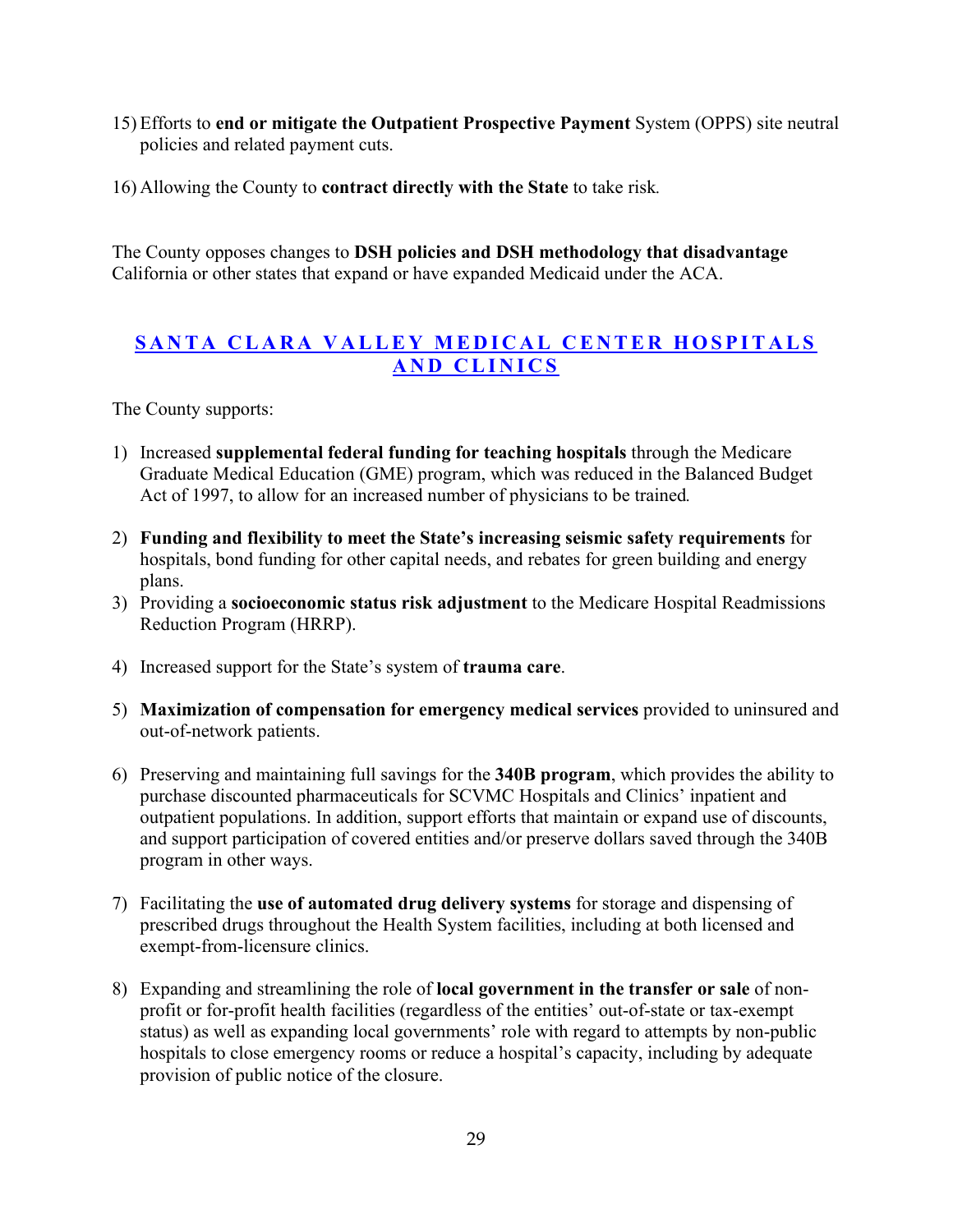15) Efforts to **end or mitigate the Outpatient Prospective Payment** System (OPPS) site neutral policies and related payment cuts.

16) Allowing the County to **contract directly with the State** to take risk.

The County opposes changes to **DSH policies and DSH methodology that disadvantage** California or other states that expand or have expanded Medicaid under the ACA.

## SANTA CLARA VALLEY MEDICAL CENTER HOSPITALS AND CLINICS

The County supports:

1) Increased **supplemental federal funding for teaching hospitals** through the Medicare Graduate Medical Education (GME) program, which was reduced in the Balanced Budget Act of 1997, to allow for an increased number of physicians to be trained.

2) **Funding and flexibility to meet the State's increasing seismic safety requirements** for hospitals, bond funding for other capital needs, and rebates for green building and energy plans.

3) Providing a **socioeconomic status risk adjustment** to the Medicare Hospital Readmissions Reduction Program (HRRP).

4) Increased support for the State's system of **trauma care**.

5) **Maximization of compensation for emergency medical services** provided to uninsured and out-of-network patients.

6) Preserving and maintaining full savings for the **340B program**, which provides the ability to purchase discounted pharmaceuticals for SCVMC Hospitals and Clinics' inpatient and outpatient populations. In addition, support efforts that maintain or expand use of discounts, and support participation of covered entities and/or preserve dollars saved through the 340B program in other ways.

7) Facilitating the **use of automated drug delivery systems** for storage and dispensing of prescribed drugs throughout the Health System facilities, including at both licensed and exempt-from-licensure clinics.

8) Expanding and streamlining the role of **local government in the transfer or sale** of non-profit or for-profit health facilities (regardless of the entities' out-of-state or tax-exempt status) as well as expanding local governments' role with regard to attempts by non-public hospitals to close emergency rooms or reduce a hospital's capacity, including by adequate provision of public notice of the closure.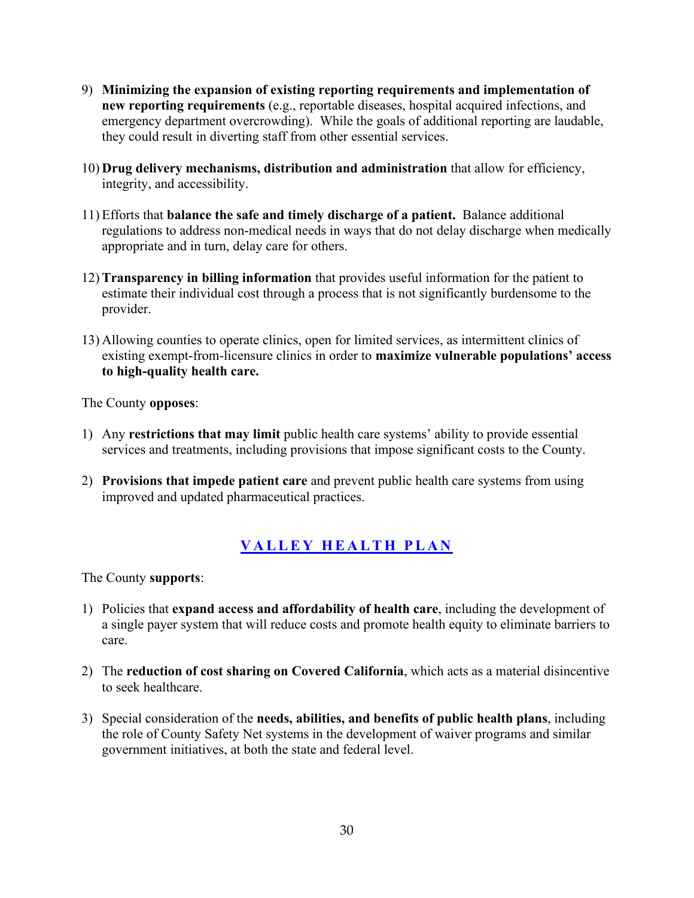9) **Minimizing the expansion of existing reporting requirements and implementation of new reporting requirements** (e.g., reportable diseases, hospital acquired infections, and emergency department overcrowding). While the goals of additional reporting are laudable, they could result in diverting staff from other essential services.

10) **Drug delivery mechanisms, distribution and administration** that allow for efficiency, integrity, and accessibility.

11) Efforts that **balance the safe and timely discharge of a patient.** Balance additional regulations to address non-medical needs in ways that do not delay discharge when medically appropriate and in turn, delay care for others.

12) **Transparency in billing information** that provides useful information for the patient to estimate their individual cost through a process that is not significantly burdensome to the provider.

13) Allowing counties to operate clinics, open for limited services, as intermittent clinics of existing exempt-from-licensure clinics in order to **maximize vulnerable populations' access to high-quality health care.**

The County **opposes**:

1) Any **restrictions that may limit** public health care systems' ability to provide essential services and treatments, including provisions that impose significant costs to the County.

2) **Provisions that impede patient care** and prevent public health care systems from using improved and updated pharmaceutical practices.

## VALLEY HEALTH PLAN

The County **supports**:

1) Policies that **expand access and affordability of health care**, including the development of a single payer system that will reduce costs and promote health equity to eliminate barriers to care.

2) The **reduction of cost sharing on Covered California**, which acts as a material disincentive to seek healthcare.

3) Special consideration of the **needs, abilities, and benefits of public health plans**, including the role of County Safety Net systems in the development of waiver programs and similar government initiatives, at both the state and federal level.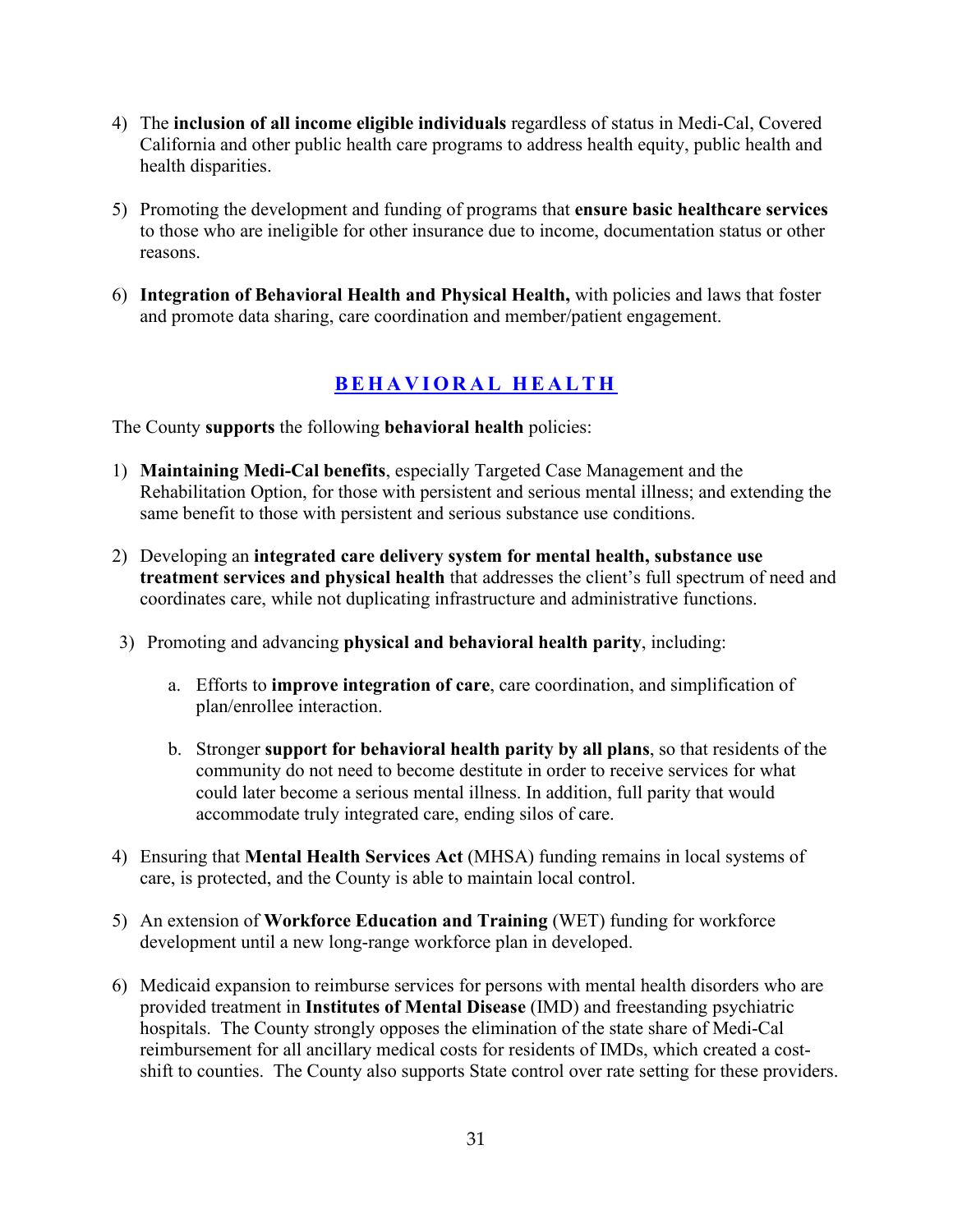4) The **inclusion of all income eligible individuals** regardless of status in Medi-Cal, Covered California and other public health care programs to address health equity, public health and health disparities.

5) Promoting the development and funding of programs that **ensure basic healthcare services** to those who are ineligible for other insurance due to income, documentation status or other reasons.

6) **Integration of Behavioral Health and Physical Health,** with policies and laws that foster and promote data sharing, care coordination and member/patient engagement.

## BEHAVIORAL HEALTH

The County **supports** the following **behavioral health** policies:

1) **Maintaining Medi-Cal benefits**, especially Targeted Case Management and the Rehabilitation Option, for those with persistent and serious mental illness; and extending the same benefit to those with persistent and serious substance use conditions.

2) Developing an **integrated care delivery system for mental health, substance use treatment services and physical health** that addresses the client's full spectrum of need and coordinates care, while not duplicating infrastructure and administrative functions.

3) Promoting and advancing **physical and behavioral health parity**, including:

    a. Efforts to **improve integration of care**, care coordination, and simplification of plan/enrollee interaction.

    b. Stronger **support for behavioral health parity by all plans**, so that residents of the community do not need to become destitute in order to receive services for what could later become a serious mental illness. In addition, full parity that would accommodate truly integrated care, ending silos of care.

4) Ensuring that **Mental Health Services Act** (MHSA) funding remains in local systems of care, is protected, and the County is able to maintain local control.

5) An extension of **Workforce Education and Training** (WET) funding for workforce development until a new long-range workforce plan in developed.

6) Medicaid expansion to reimburse services for persons with mental health disorders who are provided treatment in **Institutes of Mental Disease** (IMD) and freestanding psychiatric hospitals. The County strongly opposes the elimination of the state share of Medi-Cal reimbursement for all ancillary medical costs for residents of IMDs, which created a cost-shift to counties. The County also supports State control over rate setting for these providers.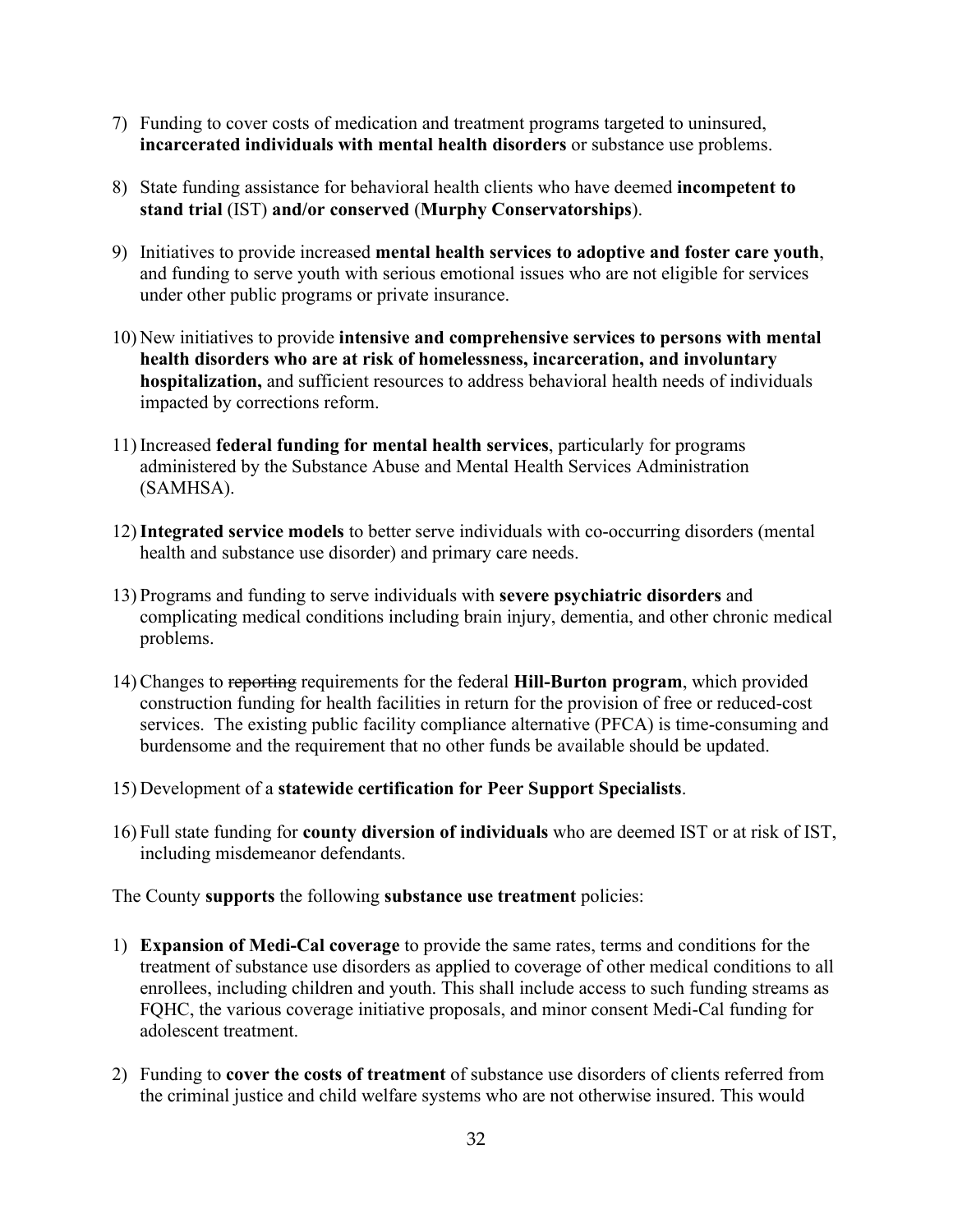7) Funding to cover costs of medication and treatment programs targeted to uninsured, **incarcerated individuals with mental health disorders** or substance use problems.

8) State funding assistance for behavioral health clients who have deemed **incompetent to stand trial** (IST) **and/or conserved** (**Murphy Conservatorships**).

9) Initiatives to provide increased **mental health services to adoptive and foster care youth**, and funding to serve youth with serious emotional issues who are not eligible for services under other public programs or private insurance.

10) New initiatives to provide **intensive and comprehensive services to persons with mental health disorders who are at risk of homelessness, incarceration, and involuntary hospitalization,** and sufficient resources to address behavioral health needs of individuals impacted by corrections reform.

11) Increased **federal funding for mental health services**, particularly for programs administered by the Substance Abuse and Mental Health Services Administration (SAMHSA).

12) **Integrated service models** to better serve individuals with co-occurring disorders (mental health and substance use disorder) and primary care needs.

13) Programs and funding to serve individuals with **severe psychiatric disorders** and complicating medical conditions including brain injury, dementia, and other chronic medical problems.

14) Changes to ~~reporting~~ requirements for the federal **Hill-Burton program**, which provided construction funding for health facilities in return for the provision of free or reduced-cost services. The existing public facility compliance alternative (PFCA) is time-consuming and burdensome and the requirement that no other funds be available should be updated.

15) Development of a **statewide certification for Peer Support Specialists**.

16) Full state funding for **county diversion of individuals** who are deemed IST or at risk of IST, including misdemeanor defendants.

The County **supports** the following **substance use treatment** policies:

1) **Expansion of Medi-Cal coverage** to provide the same rates, terms and conditions for the treatment of substance use disorders as applied to coverage of other medical conditions to all enrollees, including children and youth. This shall include access to such funding streams as FQHC, the various coverage initiative proposals, and minor consent Medi-Cal funding for adolescent treatment.

2) Funding to **cover the costs of treatment** of substance use disorders of clients referred from the criminal justice and child welfare systems who are not otherwise insured. This would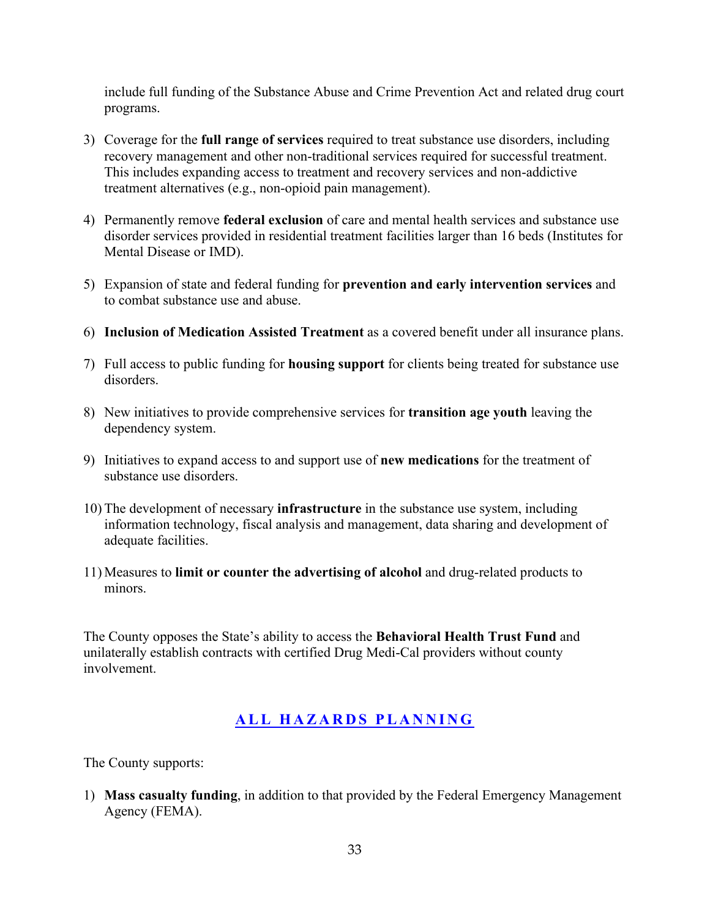include full funding of the Substance Abuse and Crime Prevention Act and related drug court programs.

3) Coverage for the **full range of services** required to treat substance use disorders, including recovery management and other non-traditional services required for successful treatment. This includes expanding access to treatment and recovery services and non-addictive treatment alternatives (e.g., non-opioid pain management).

4) Permanently remove **federal exclusion** of care and mental health services and substance use disorder services provided in residential treatment facilities larger than 16 beds (Institutes for Mental Disease or IMD).

5) Expansion of state and federal funding for **prevention and early intervention services** and to combat substance use and abuse.

6) **Inclusion of Medication Assisted Treatment** as a covered benefit under all insurance plans.

7) Full access to public funding for **housing support** for clients being treated for substance use disorders.

8) New initiatives to provide comprehensive services for **transition age youth** leaving the dependency system.

9) Initiatives to expand access to and support use of **new medications** for the treatment of substance use disorders.

10) The development of necessary **infrastructure** in the substance use system, including information technology, fiscal analysis and management, data sharing and development of adequate facilities.

11) Measures to **limit or counter the advertising of alcohol** and drug-related products to minors.

The County opposes the State's ability to access the **Behavioral Health Trust Fund** and unilaterally establish contracts with certified Drug Medi-Cal providers without county involvement.

## ALL HAZARDS PLANNING

The County supports:

1) **Mass casualty funding**, in addition to that provided by the Federal Emergency Management Agency (FEMA).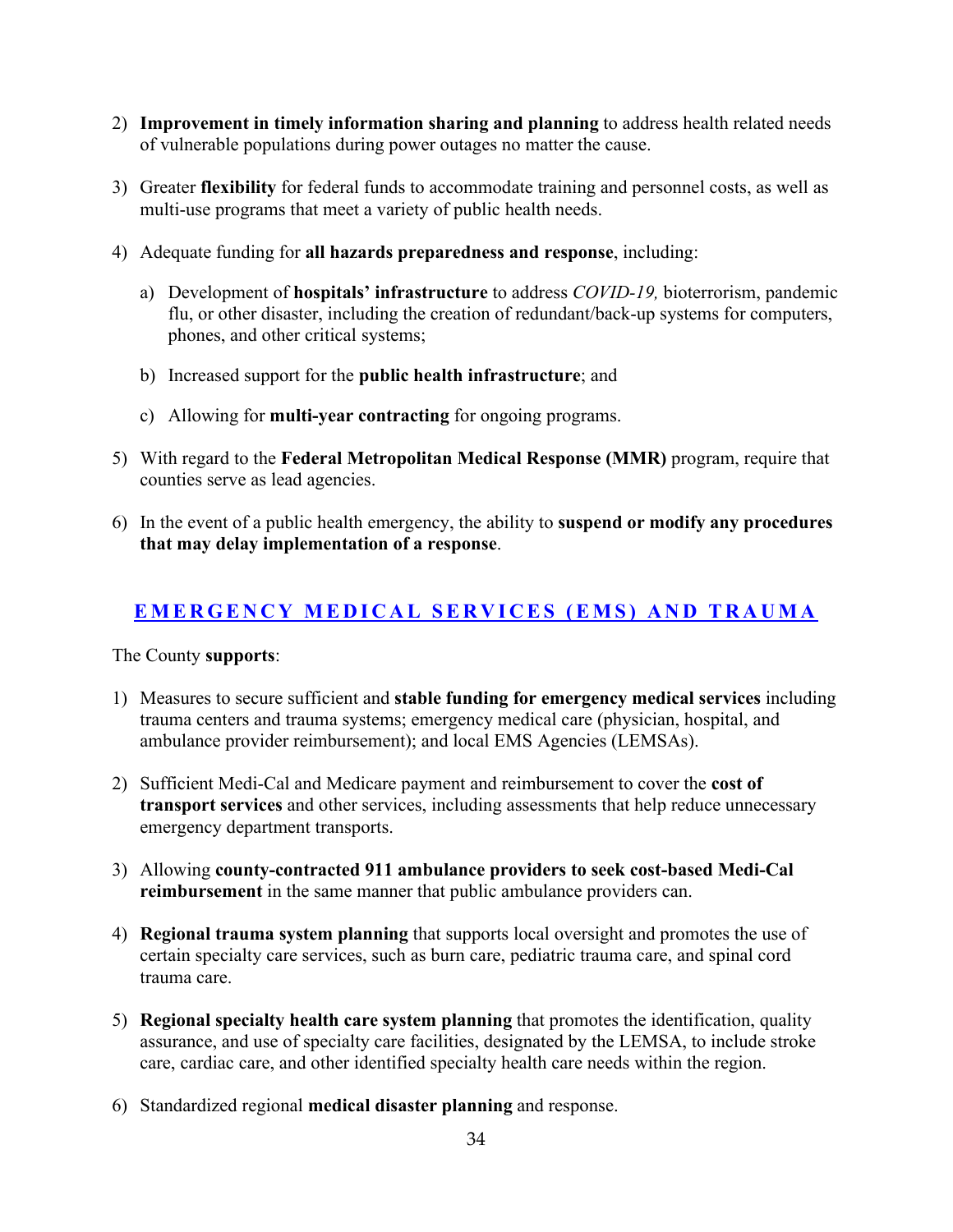2) **Improvement in timely information sharing and planning** to address health related needs of vulnerable populations during power outages no matter the cause.

3) Greater **flexibility** for federal funds to accommodate training and personnel costs, as well as multi-use programs that meet a variety of public health needs.

4) Adequate funding for **all hazards preparedness and response**, including:

   a) Development of **hospitals' infrastructure** to address *COVID-19,* bioterrorism, pandemic flu, or other disaster, including the creation of redundant/back-up systems for computers, phones, and other critical systems;

   b) Increased support for the **public health infrastructure**; and

   c) Allowing for **multi-year contracting** for ongoing programs.

5) With regard to the **Federal Metropolitan Medical Response (MMR)** program, require that counties serve as lead agencies.

6) In the event of a public health emergency, the ability to **suspend or modify any procedures that may delay implementation of a response**.

## EMERGENCY MEDICAL SERVICES (EMS) AND TRAUMA

The County **supports**:

1) Measures to secure sufficient and **stable funding for emergency medical services** including trauma centers and trauma systems; emergency medical care (physician, hospital, and ambulance provider reimbursement); and local EMS Agencies (LEMSAs).

2) Sufficient Medi-Cal and Medicare payment and reimbursement to cover the **cost of transport services** and other services, including assessments that help reduce unnecessary emergency department transports.

3) Allowing **county-contracted 911 ambulance providers to seek cost-based Medi-Cal reimbursement** in the same manner that public ambulance providers can.

4) **Regional trauma system planning** that supports local oversight and promotes the use of certain specialty care services, such as burn care, pediatric trauma care, and spinal cord trauma care.

5) **Regional specialty health care system planning** that promotes the identification, quality assurance, and use of specialty care facilities, designated by the LEMSA, to include stroke care, cardiac care, and other identified specialty health care needs within the region.

6) Standardized regional **medical disaster planning** and response.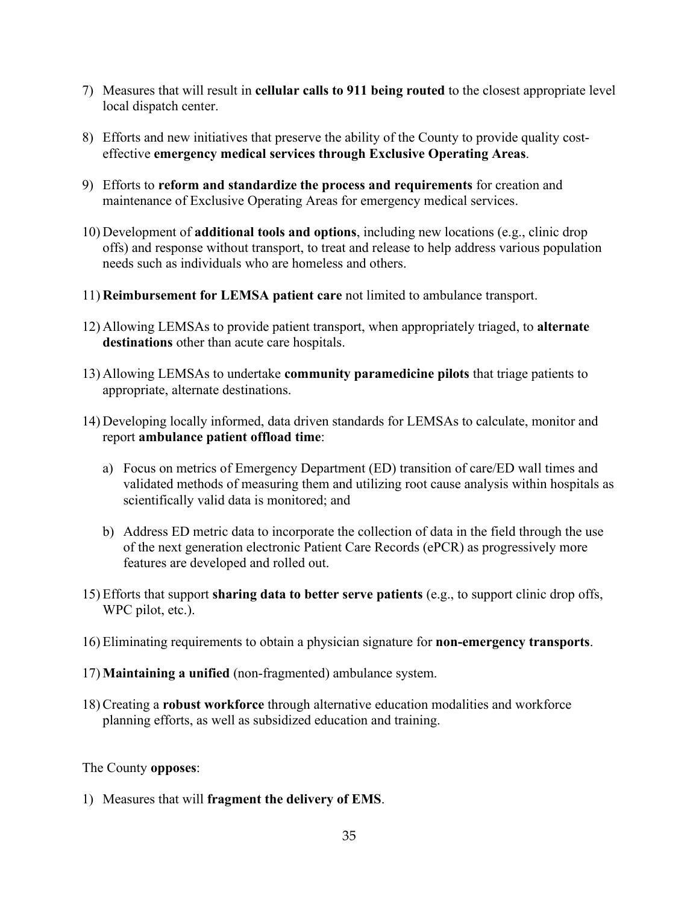7) Measures that will result in **cellular calls to 911 being routed** to the closest appropriate level local dispatch center.

8) Efforts and new initiatives that preserve the ability of the County to provide quality cost-effective **emergency medical services through Exclusive Operating Areas**.

9) Efforts to **reform and standardize the process and requirements** for creation and maintenance of Exclusive Operating Areas for emergency medical services.

10) Development of **additional tools and options**, including new locations (e.g., clinic drop offs) and response without transport, to treat and release to help address various population needs such as individuals who are homeless and others.

11) **Reimbursement for LEMSA patient care** not limited to ambulance transport.

12) Allowing LEMSAs to provide patient transport, when appropriately triaged, to **alternate destinations** other than acute care hospitals.

13) Allowing LEMSAs to undertake **community paramedicine pilots** that triage patients to appropriate, alternate destinations.

14) Developing locally informed, data driven standards for LEMSAs to calculate, monitor and report **ambulance patient offload time**:

    a) Focus on metrics of Emergency Department (ED) transition of care/ED wall times and validated methods of measuring them and utilizing root cause analysis within hospitals as scientifically valid data is monitored; and

    b) Address ED metric data to incorporate the collection of data in the field through the use of the next generation electronic Patient Care Records (ePCR) as progressively more features are developed and rolled out.

15) Efforts that support **sharing data to better serve patients** (e.g., to support clinic drop offs, WPC pilot, etc.).

16) Eliminating requirements to obtain a physician signature for **non-emergency transports**.

17) **Maintaining a unified** (non-fragmented) ambulance system.

18) Creating a **robust workforce** through alternative education modalities and workforce planning efforts, as well as subsidized education and training.

The County **opposes**:

1) Measures that will **fragment the delivery of EMS**.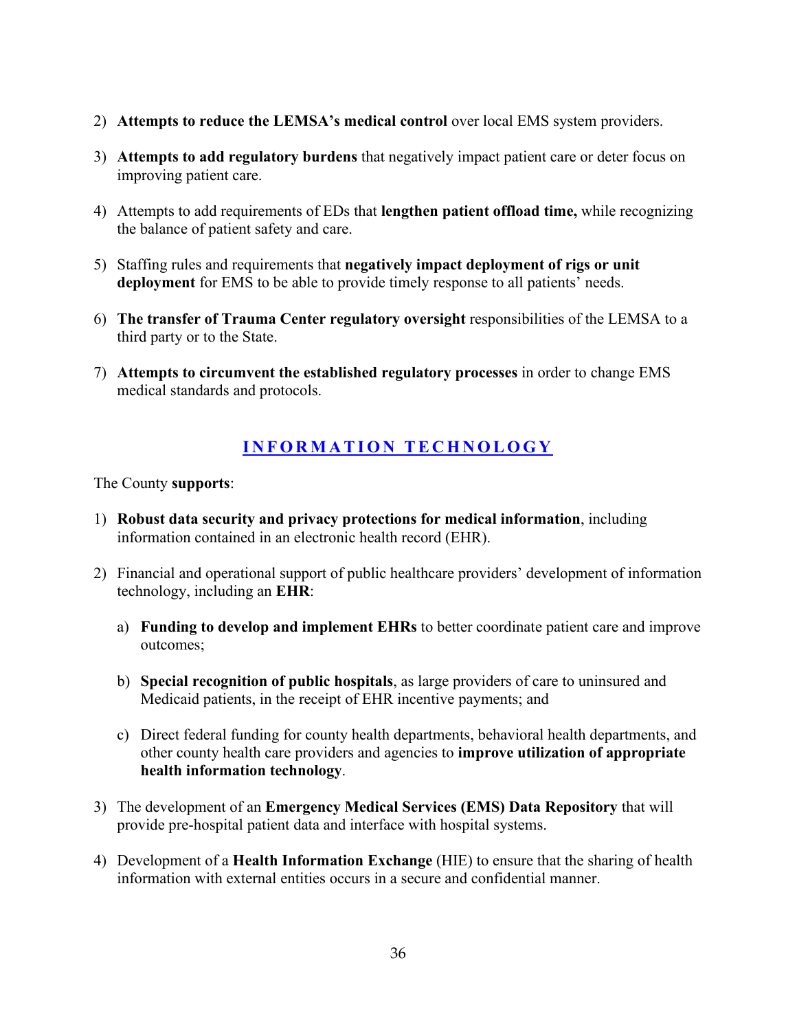2) **Attempts to reduce the LEMSA's medical control** over local EMS system providers.

3) **Attempts to add regulatory burdens** that negatively impact patient care or deter focus on improving patient care.

4) Attempts to add requirements of EDs that **lengthen patient offload time,** while recognizing the balance of patient safety and care.

5) Staffing rules and requirements that **negatively impact deployment of rigs or unit deployment** for EMS to be able to provide timely response to all patients' needs.

6) **The transfer of Trauma Center regulatory oversight** responsibilities of the LEMSA to a third party or to the State.

7) **Attempts to circumvent the established regulatory processes** in order to change EMS medical standards and protocols.

## INFORMATION TECHNOLOGY

The County **supports**:

1) **Robust data security and privacy protections for medical information**, including information contained in an electronic health record (EHR).

2) Financial and operational support of public healthcare providers' development of information technology, including an **EHR**:

    a) **Funding to develop and implement EHRs** to better coordinate patient care and improve outcomes;

    b) **Special recognition of public hospitals**, as large providers of care to uninsured and Medicaid patients, in the receipt of EHR incentive payments; and

    c) Direct federal funding for county health departments, behavioral health departments, and other county health care providers and agencies to **improve utilization of appropriate health information technology**.

3) The development of an **Emergency Medical Services (EMS) Data Repository** that will provide pre-hospital patient data and interface with hospital systems.

4) Development of a **Health Information Exchange** (HIE) to ensure that the sharing of health information with external entities occurs in a secure and confidential manner.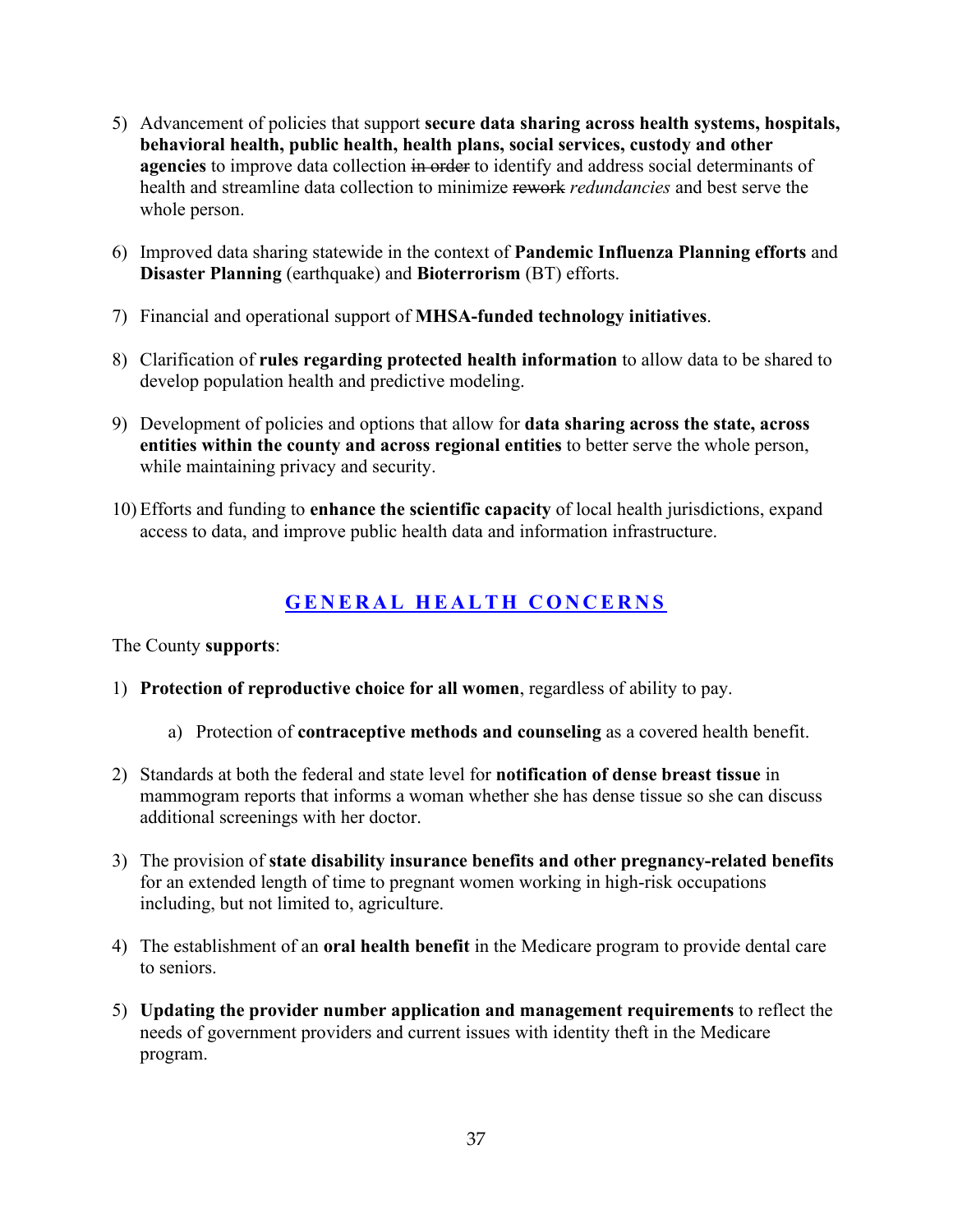5) Advancement of policies that support **secure data sharing across health systems, hospitals, behavioral health, public health, health plans, social services, custody and other agencies** to improve data collection ~~in order~~ to identify and address social determinants of health and streamline data collection to minimize ~~rework~~ *redundancies* and best serve the whole person.

6) Improved data sharing statewide in the context of **Pandemic Influenza Planning efforts** and **Disaster Planning** (earthquake) and **Bioterrorism** (BT) efforts.

7) Financial and operational support of **MHSA-funded technology initiatives**.

8) Clarification of **rules regarding protected health information** to allow data to be shared to develop population health and predictive modeling.

9) Development of policies and options that allow for **data sharing across the state, across entities within the county and across regional entities** to better serve the whole person, while maintaining privacy and security.

10) Efforts and funding to **enhance the scientific capacity** of local health jurisdictions, expand access to data, and improve public health data and information infrastructure.

## GENERAL HEALTH CONCERNS

The County **supports**:

1) **Protection of reproductive choice for all women**, regardless of ability to pay.

    a) Protection of **contraceptive methods and counseling** as a covered health benefit.

2) Standards at both the federal and state level for **notification of dense breast tissue** in mammogram reports that informs a woman whether she has dense tissue so she can discuss additional screenings with her doctor.

3) The provision of **state disability insurance benefits and other pregnancy-related benefits** for an extended length of time to pregnant women working in high-risk occupations including, but not limited to, agriculture.

4) The establishment of an **oral health benefit** in the Medicare program to provide dental care to seniors.

5) **Updating the provider number application and management requirements** to reflect the needs of government providers and current issues with identity theft in the Medicare program.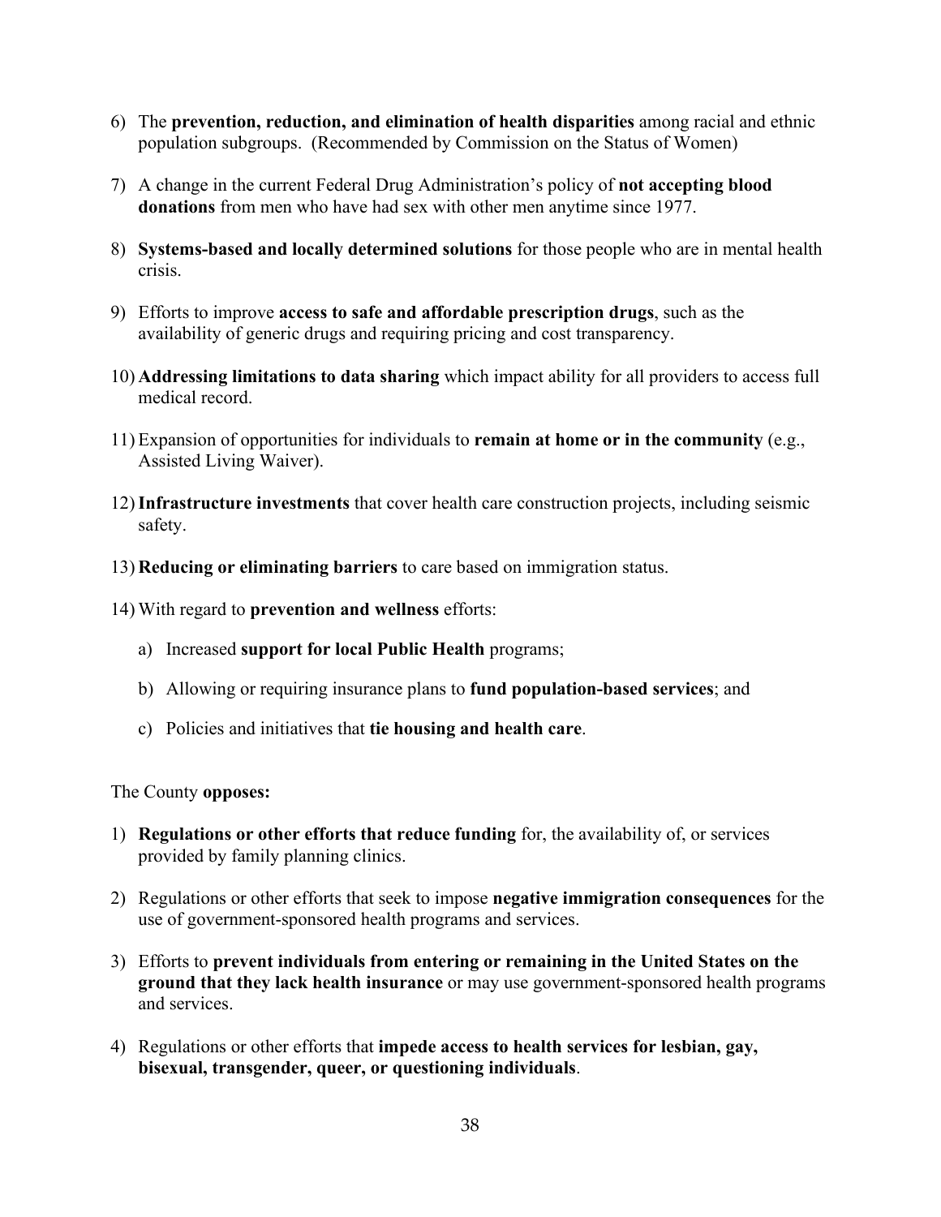6) The **prevention, reduction, and elimination of health disparities** among racial and ethnic population subgroups. (Recommended by Commission on the Status of Women)

7) A change in the current Federal Drug Administration's policy of **not accepting blood donations** from men who have had sex with other men anytime since 1977.

8) **Systems-based and locally determined solutions** for those people who are in mental health crisis.

9) Efforts to improve **access to safe and affordable prescription drugs**, such as the availability of generic drugs and requiring pricing and cost transparency.

10) **Addressing limitations to data sharing** which impact ability for all providers to access full medical record.

11) Expansion of opportunities for individuals to **remain at home or in the community** (e.g., Assisted Living Waiver).

12) **Infrastructure investments** that cover health care construction projects, including seismic safety.

13) **Reducing or eliminating barriers** to care based on immigration status.

14) With regard to **prevention and wellness** efforts:

    a) Increased **support for local Public Health** programs;

    b) Allowing or requiring insurance plans to **fund population-based services**; and

    c) Policies and initiatives that **tie housing and health care**.

The County **opposes:**

1) **Regulations or other efforts that reduce funding** for, the availability of, or services provided by family planning clinics.

2) Regulations or other efforts that seek to impose **negative immigration consequences** for the use of government-sponsored health programs and services.

3) Efforts to **prevent individuals from entering or remaining in the United States on the ground that they lack health insurance** or may use government-sponsored health programs and services.

4) Regulations or other efforts that **impede access to health services for lesbian, gay, bisexual, transgender, queer, or questioning individuals**.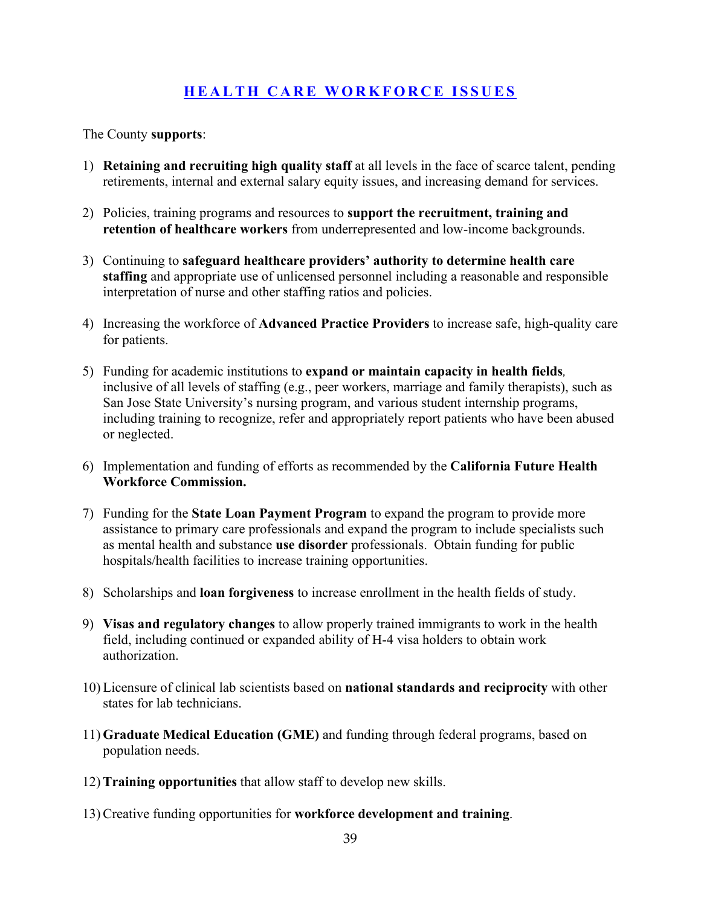## HEALTH CARE WORKFORCE ISSUES

The County **supports**:

1) **Retaining and recruiting high quality staff** at all levels in the face of scarce talent, pending retirements, internal and external salary equity issues, and increasing demand for services.

2) Policies, training programs and resources to **support the recruitment, training and retention of healthcare workers** from underrepresented and low-income backgrounds.

3) Continuing to **safeguard healthcare providers' authority to determine health care staffing** and appropriate use of unlicensed personnel including a reasonable and responsible interpretation of nurse and other staffing ratios and policies.

4) Increasing the workforce of **Advanced Practice Providers** to increase safe, high-quality care for patients.

5) Funding for academic institutions to **expand or maintain capacity in health fields***,* inclusive of all levels of staffing (e.g., peer workers, marriage and family therapists), such as San Jose State University's nursing program, and various student internship programs, including training to recognize, refer and appropriately report patients who have been abused or neglected.

6) Implementation and funding of efforts as recommended by the **California Future Health Workforce Commission.**

7) Funding for the **State Loan Payment Program** to expand the program to provide more assistance to primary care professionals and expand the program to include specialists such as mental health and substance **use disorder** professionals. Obtain funding for public hospitals/health facilities to increase training opportunities.

8) Scholarships and **loan forgiveness** to increase enrollment in the health fields of study.

9) **Visas and regulatory changes** to allow properly trained immigrants to work in the health field, including continued or expanded ability of H-4 visa holders to obtain work authorization.

10) Licensure of clinical lab scientists based on **national standards and reciprocity** with other states for lab technicians.

11) **Graduate Medical Education (GME)** and funding through federal programs, based on population needs.

12) **Training opportunities** that allow staff to develop new skills.

13) Creative funding opportunities for **workforce development and training**.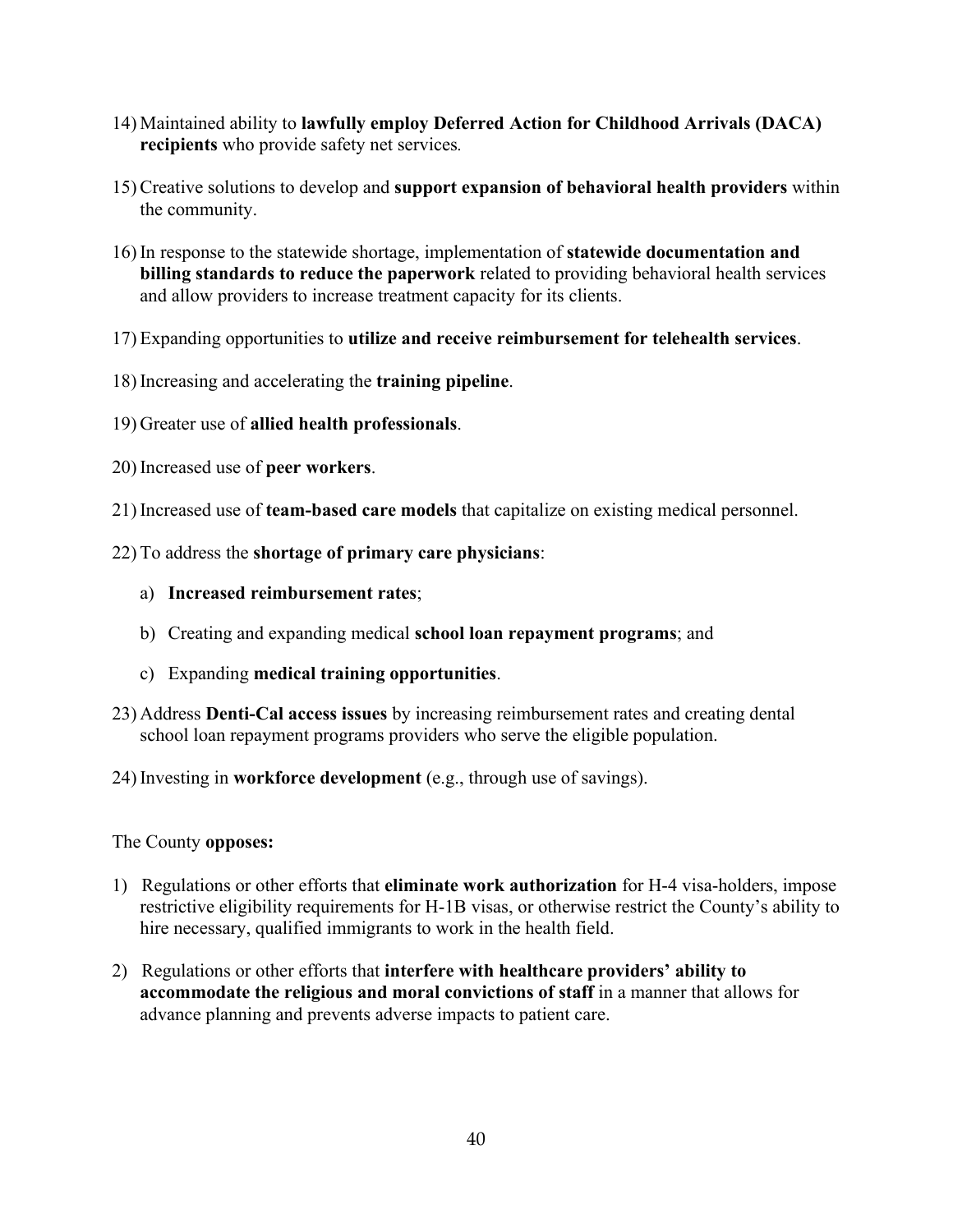14) Maintained ability to **lawfully employ Deferred Action for Childhood Arrivals (DACA) recipients** who provide safety net services.

15) Creative solutions to develop and **support expansion of behavioral health providers** within the community.

16) In response to the statewide shortage, implementation of **statewide documentation and billing standards to reduce the paperwork** related to providing behavioral health services and allow providers to increase treatment capacity for its clients.

17) Expanding opportunities to **utilize and receive reimbursement for telehealth services**.

18) Increasing and accelerating the **training pipeline**.

19) Greater use of **allied health professionals**.

20) Increased use of **peer workers**.

21) Increased use of **team-based care models** that capitalize on existing medical personnel.

22) To address the **shortage of primary care physicians**:

    a) **Increased reimbursement rates**;

    b) Creating and expanding medical **school loan repayment programs**; and

    c) Expanding **medical training opportunities**.

23) Address **Denti-Cal access issues** by increasing reimbursement rates and creating dental school loan repayment programs providers who serve the eligible population.

24) Investing in **workforce development** (e.g., through use of savings).

The County **opposes:**

1) Regulations or other efforts that **eliminate work authorization** for H-4 visa-holders, impose restrictive eligibility requirements for H-1B visas, or otherwise restrict the County's ability to hire necessary, qualified immigrants to work in the health field.

2) Regulations or other efforts that **interfere with healthcare providers' ability to accommodate the religious and moral convictions of staff** in a manner that allows for advance planning and prevents adverse impacts to patient care.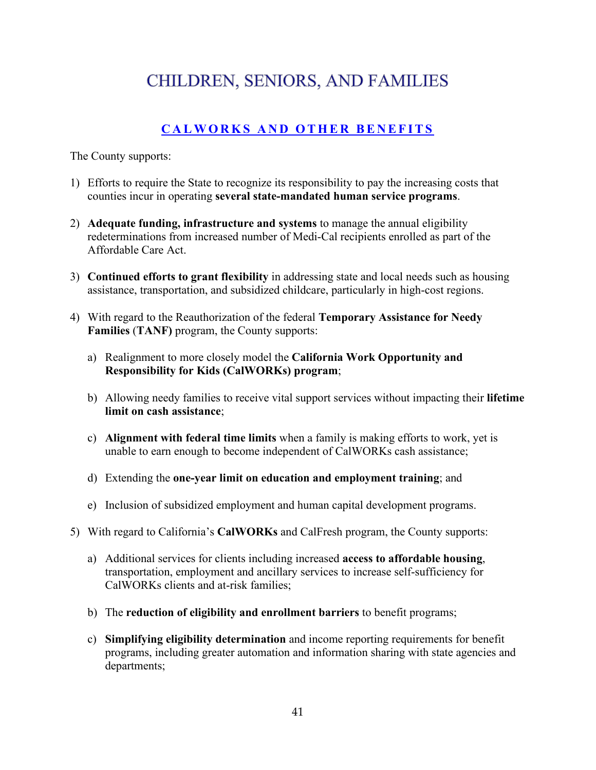# CHILDREN, SENIORS, AND FAMILIES

## CALWORKS AND OTHER BENEFITS

The County supports:

1) Efforts to require the State to recognize its responsibility to pay the increasing costs that counties incur in operating **several state-mandated human service programs**.

2) **Adequate funding, infrastructure and systems** to manage the annual eligibility redeterminations from increased number of Medi-Cal recipients enrolled as part of the Affordable Care Act.

3) **Continued efforts to grant flexibility** in addressing state and local needs such as housing assistance, transportation, and subsidized childcare, particularly in high-cost regions.

4) With regard to the Reauthorization of the federal **Temporary Assistance for Needy Families** (**TANF)** program, the County supports:

   a) Realignment to more closely model the **California Work Opportunity and Responsibility for Kids (CalWORKs) program**;

   b) Allowing needy families to receive vital support services without impacting their **lifetime limit on cash assistance**;

   c) **Alignment with federal time limits** when a family is making efforts to work, yet is unable to earn enough to become independent of CalWORKs cash assistance;

   d) Extending the **one-year limit on education and employment training**; and

   e) Inclusion of subsidized employment and human capital development programs.

5) With regard to California's **CalWORKs** and CalFresh program, the County supports:

   a) Additional services for clients including increased **access to affordable housing**, transportation, employment and ancillary services to increase self-sufficiency for CalWORKs clients and at-risk families;

   b) The **reduction of eligibility and enrollment barriers** to benefit programs;

   c) **Simplifying eligibility determination** and income reporting requirements for benefit programs, including greater automation and information sharing with state agencies and departments;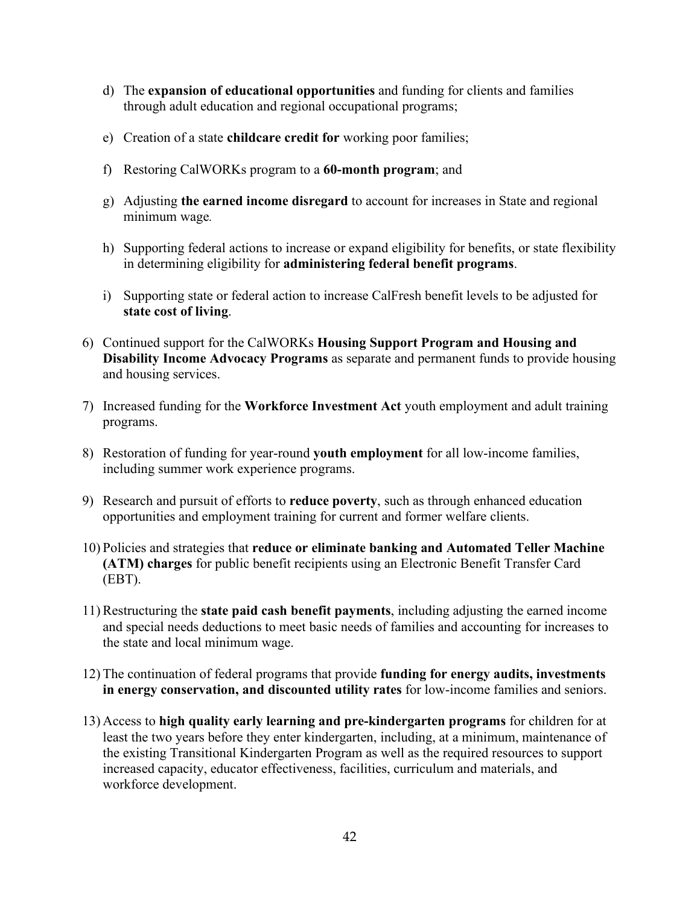d) The **expansion of educational opportunities** and funding for clients and families through adult education and regional occupational programs;

e) Creation of a state **childcare credit for** working poor families;

f) Restoring CalWORKs program to a **60-month program**; and

g) Adjusting **the earned income disregard** to account for increases in State and regional minimum wage*.*

h) Supporting federal actions to increase or expand eligibility for benefits, or state flexibility in determining eligibility for **administering federal benefit programs**.

i) Supporting state or federal action to increase CalFresh benefit levels to be adjusted for **state cost of living**.

6) Continued support for the CalWORKs **Housing Support Program and Housing and Disability Income Advocacy Programs** as separate and permanent funds to provide housing and housing services.

7) Increased funding for the **Workforce Investment Act** youth employment and adult training programs.

8) Restoration of funding for year-round **youth employment** for all low-income families, including summer work experience programs.

9) Research and pursuit of efforts to **reduce poverty**, such as through enhanced education opportunities and employment training for current and former welfare clients.

10) Policies and strategies that **reduce or eliminate banking and Automated Teller Machine (ATM) charges** for public benefit recipients using an Electronic Benefit Transfer Card (EBT).

11) Restructuring the **state paid cash benefit payments**, including adjusting the earned income and special needs deductions to meet basic needs of families and accounting for increases to the state and local minimum wage.

12) The continuation of federal programs that provide **funding for energy audits, investments in energy conservation, and discounted utility rates** for low-income families and seniors.

13) Access to **high quality early learning and pre-kindergarten programs** for children for at least the two years before they enter kindergarten, including, at a minimum, maintenance of the existing Transitional Kindergarten Program as well as the required resources to support increased capacity, educator effectiveness, facilities, curriculum and materials, and workforce development.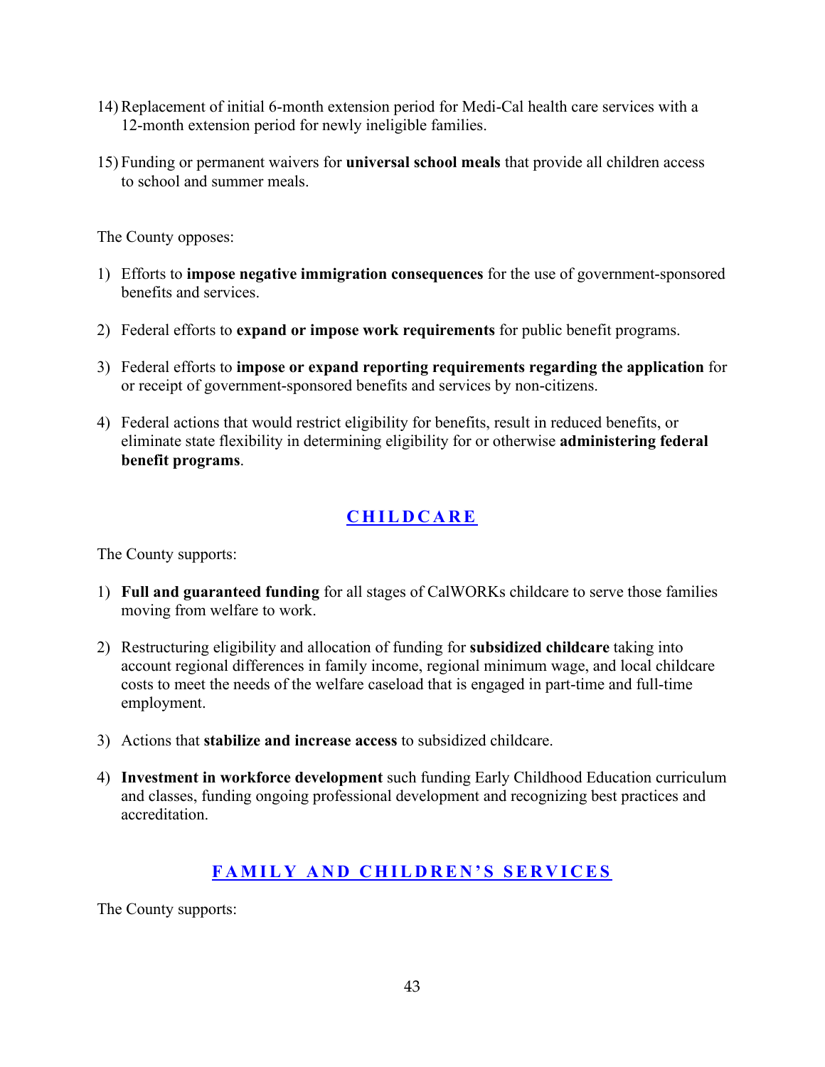14) Replacement of initial 6-month extension period for Medi-Cal health care services with a 12-month extension period for newly ineligible families.

15) Funding or permanent waivers for **universal school meals** that provide all children access to school and summer meals.

The County opposes:

1) Efforts to **impose negative immigration consequences** for the use of government-sponsored benefits and services.

2) Federal efforts to **expand or impose work requirements** for public benefit programs.

3) Federal efforts to **impose or expand reporting requirements regarding the application** for or receipt of government-sponsored benefits and services by non-citizens.

4) Federal actions that would restrict eligibility for benefits, result in reduced benefits, or eliminate state flexibility in determining eligibility for or otherwise **administering federal benefit programs**.

## CHILDCARE

The County supports:

1) **Full and guaranteed funding** for all stages of CalWORKs childcare to serve those families moving from welfare to work.

2) Restructuring eligibility and allocation of funding for **subsidized childcare** taking into account regional differences in family income, regional minimum wage, and local childcare costs to meet the needs of the welfare caseload that is engaged in part-time and full-time employment.

3) Actions that **stabilize and increase access** to subsidized childcare.

4) **Investment in workforce development** such funding Early Childhood Education curriculum and classes, funding ongoing professional development and recognizing best practices and accreditation.

## FAMILY AND CHILDREN'S SERVICES

The County supports: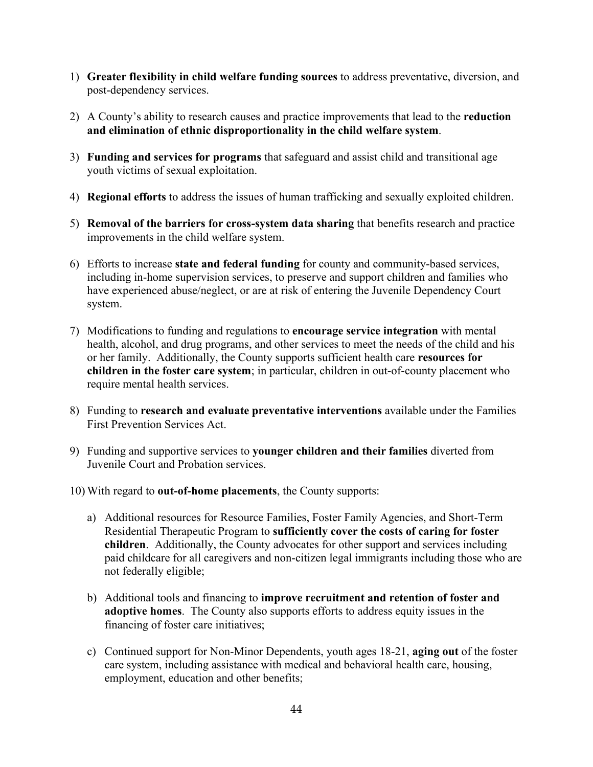1) **Greater flexibility in child welfare funding sources** to address preventative, diversion, and post-dependency services.

2) A County's ability to research causes and practice improvements that lead to the **reduction and elimination of ethnic disproportionality in the child welfare system**.

3) **Funding and services for programs** that safeguard and assist child and transitional age youth victims of sexual exploitation.

4) **Regional efforts** to address the issues of human trafficking and sexually exploited children.

5) **Removal of the barriers for cross-system data sharing** that benefits research and practice improvements in the child welfare system.

6) Efforts to increase **state and federal funding** for county and community-based services, including in-home supervision services, to preserve and support children and families who have experienced abuse/neglect, or are at risk of entering the Juvenile Dependency Court system.

7) Modifications to funding and regulations to **encourage service integration** with mental health, alcohol, and drug programs, and other services to meet the needs of the child and his or her family. Additionally, the County supports sufficient health care **resources for children in the foster care system**; in particular, children in out-of-county placement who require mental health services.

8) Funding to **research and evaluate preventative interventions** available under the Families First Prevention Services Act.

9) Funding and supportive services to **younger children and their families** diverted from Juvenile Court and Probation services.

10) With regard to **out-of-home placements**, the County supports:

    a) Additional resources for Resource Families, Foster Family Agencies, and Short-Term Residential Therapeutic Program to **sufficiently cover the costs of caring for foster children**. Additionally, the County advocates for other support and services including paid childcare for all caregivers and non-citizen legal immigrants including those who are not federally eligible;

    b) Additional tools and financing to **improve recruitment and retention of foster and adoptive homes**. The County also supports efforts to address equity issues in the financing of foster care initiatives;

    c) Continued support for Non-Minor Dependents, youth ages 18-21, **aging out** of the foster care system, including assistance with medical and behavioral health care, housing, employment, education and other benefits;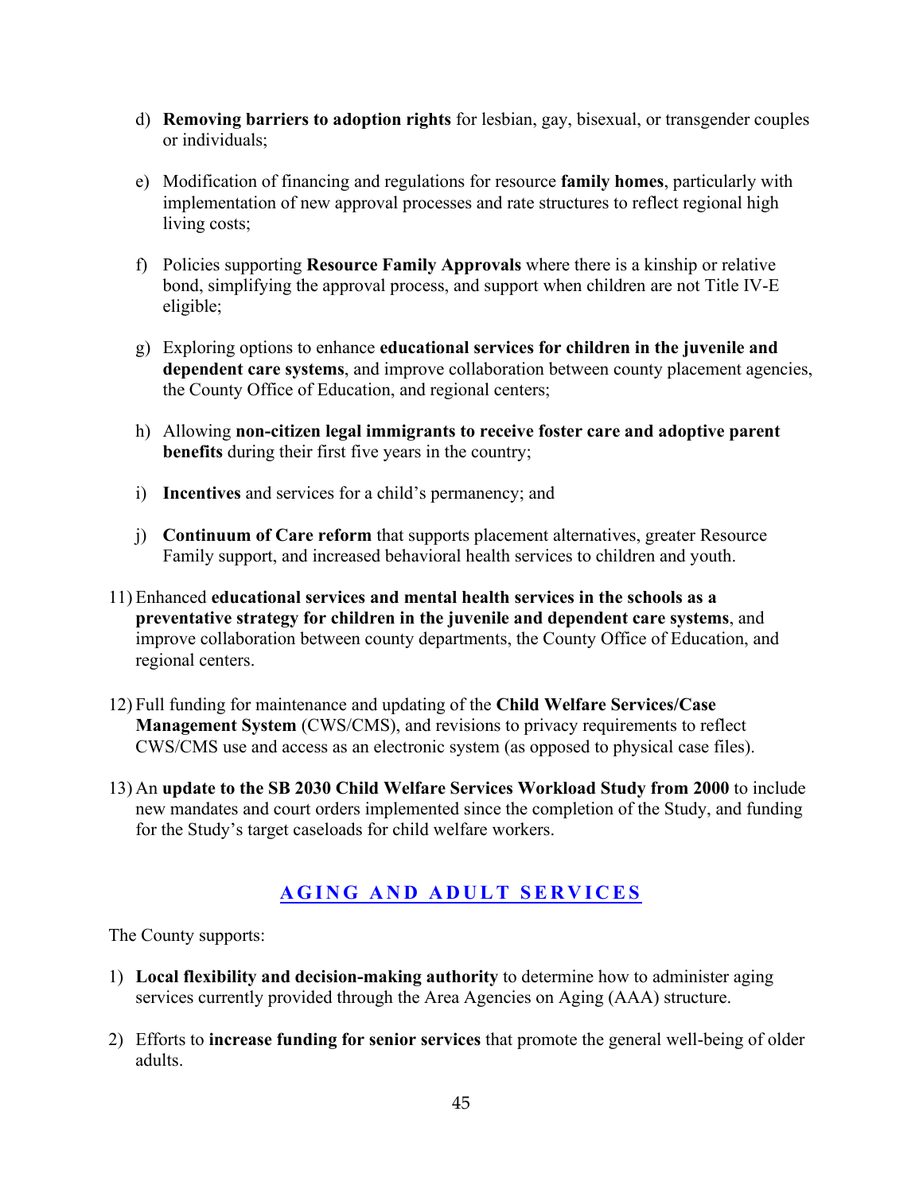d) **Removing barriers to adoption rights** for lesbian, gay, bisexual, or transgender couples or individuals;

e) Modification of financing and regulations for resource **family homes**, particularly with implementation of new approval processes and rate structures to reflect regional high living costs;

f) Policies supporting **Resource Family Approvals** where there is a kinship or relative bond, simplifying the approval process, and support when children are not Title IV-E eligible;

g) Exploring options to enhance **educational services for children in the juvenile and dependent care systems**, and improve collaboration between county placement agencies, the County Office of Education, and regional centers;

h) Allowing **non-citizen legal immigrants to receive foster care and adoptive parent benefits** during their first five years in the country;

i) **Incentives** and services for a child's permanency; and

j) **Continuum of Care reform** that supports placement alternatives, greater Resource Family support, and increased behavioral health services to children and youth.

11) Enhanced **educational services and mental health services in the schools as a preventative strategy for children in the juvenile and dependent care systems**, and improve collaboration between county departments, the County Office of Education, and regional centers.

12) Full funding for maintenance and updating of the **Child Welfare Services/Case Management System** (CWS/CMS), and revisions to privacy requirements to reflect CWS/CMS use and access as an electronic system (as opposed to physical case files).

13) An **update to the SB 2030 Child Welfare Services Workload Study from 2000** to include new mandates and court orders implemented since the completion of the Study, and funding for the Study's target caseloads for child welfare workers.

## AGING AND ADULT SERVICES

The County supports:

1) **Local flexibility and decision-making authority** to determine how to administer aging services currently provided through the Area Agencies on Aging (AAA) structure.

2) Efforts to **increase funding for senior services** that promote the general well-being of older adults.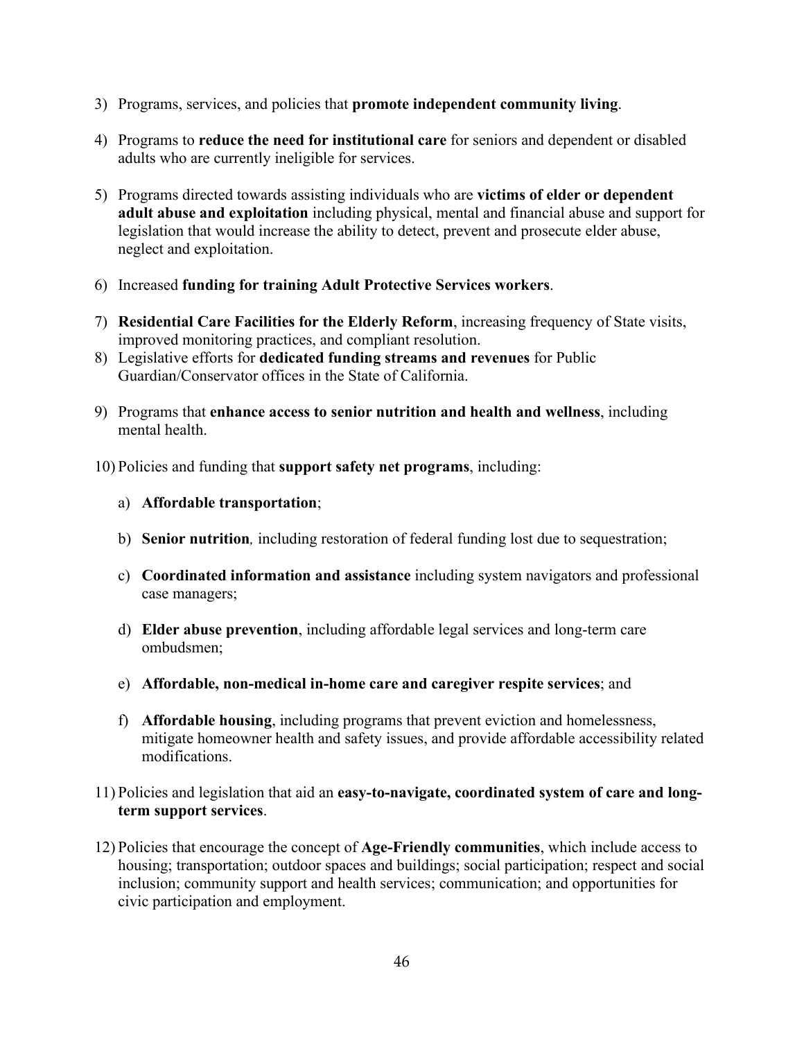3) Programs, services, and policies that **promote independent community living**.

4) Programs to **reduce the need for institutional care** for seniors and dependent or disabled adults who are currently ineligible for services.

5) Programs directed towards assisting individuals who are **victims of elder or dependent adult abuse and exploitation** including physical, mental and financial abuse and support for legislation that would increase the ability to detect, prevent and prosecute elder abuse, neglect and exploitation.

6) Increased **funding for training Adult Protective Services workers**.

7) **Residential Care Facilities for the Elderly Reform**, increasing frequency of State visits, improved monitoring practices, and compliant resolution.

8) Legislative efforts for **dedicated funding streams and revenues** for Public Guardian/Conservator offices in the State of California.

9) Programs that **enhance access to senior nutrition and health and wellness**, including mental health.

10) Policies and funding that **support safety net programs**, including:

    a) **Affordable transportation**;

    b) **Senior nutrition***,* including restoration of federal funding lost due to sequestration;

    c) **Coordinated information and assistance** including system navigators and professional case managers;

    d) **Elder abuse prevention**, including affordable legal services and long-term care ombudsmen;

    e) **Affordable, non-medical in-home care and caregiver respite services**; and

    f) **Affordable housing**, including programs that prevent eviction and homelessness, mitigate homeowner health and safety issues, and provide affordable accessibility related modifications.

11) Policies and legislation that aid an **easy-to-navigate, coordinated system of care and long-term support services**.

12) Policies that encourage the concept of **Age-Friendly communities**, which include access to housing; transportation; outdoor spaces and buildings; social participation; respect and social inclusion; community support and health services; communication; and opportunities for civic participation and employment.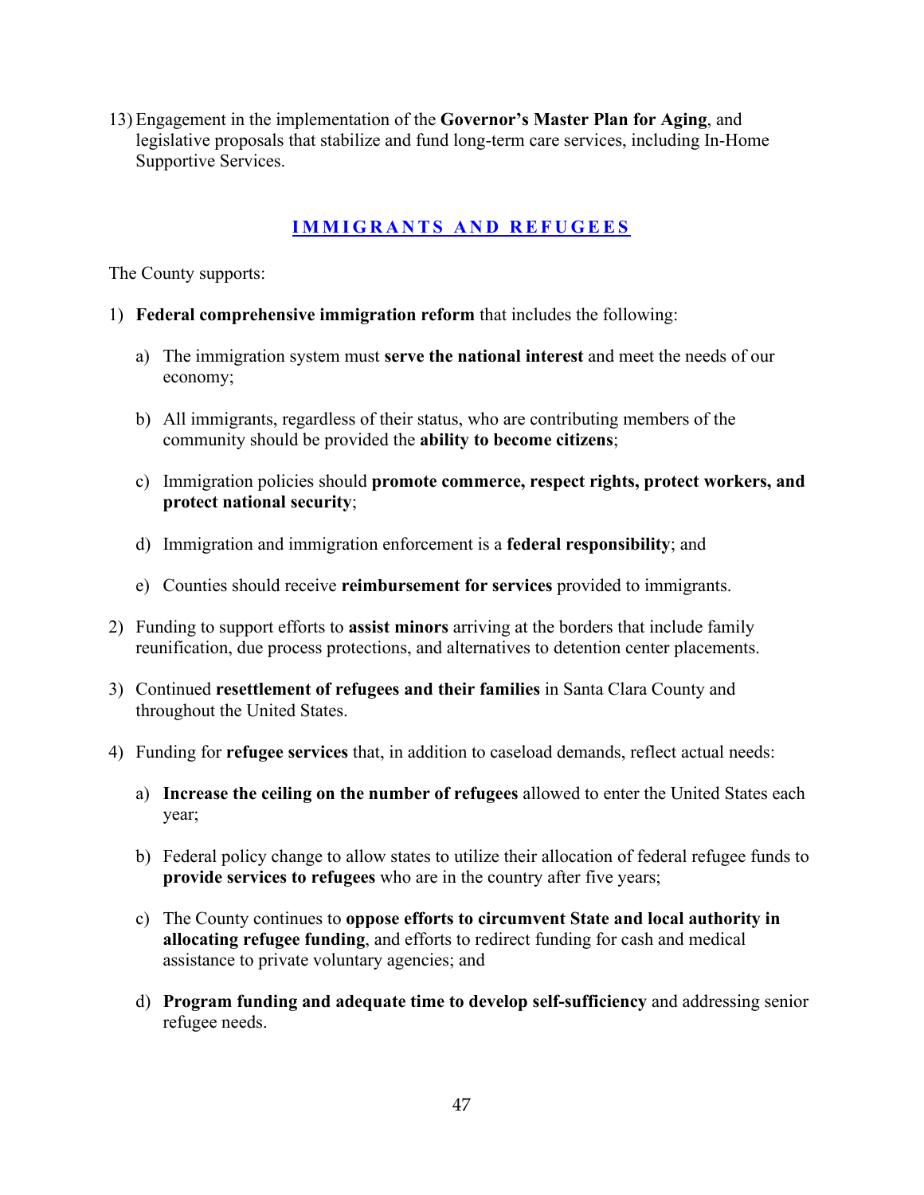13) Engagement in the implementation of the **Governor's Master Plan for Aging**, and legislative proposals that stabilize and fund long-term care services, including In-Home Supportive Services.

## IMMIGRANTS AND REFUGEES

The County supports:

1) **Federal comprehensive immigration reform** that includes the following:

    a) The immigration system must **serve the national interest** and meet the needs of our economy;

    b) All immigrants, regardless of their status, who are contributing members of the community should be provided the **ability to become citizens**;

    c) Immigration policies should **promote commerce, respect rights, protect workers, and protect national security**;

    d) Immigration and immigration enforcement is a **federal responsibility**; and

    e) Counties should receive **reimbursement for services** provided to immigrants.

2) Funding to support efforts to **assist minors** arriving at the borders that include family reunification, due process protections, and alternatives to detention center placements.

3) Continued **resettlement of refugees and their families** in Santa Clara County and throughout the United States.

4) Funding for **refugee services** that, in addition to caseload demands, reflect actual needs:

    a) **Increase the ceiling on the number of refugees** allowed to enter the United States each year;

    b) Federal policy change to allow states to utilize their allocation of federal refugee funds to **provide services to refugees** who are in the country after five years;

    c) The County continues to **oppose efforts to circumvent State and local authority in allocating refugee funding**, and efforts to redirect funding for cash and medical assistance to private voluntary agencies; and

    d) **Program funding and adequate time to develop self-sufficiency** and addressing senior refugee needs.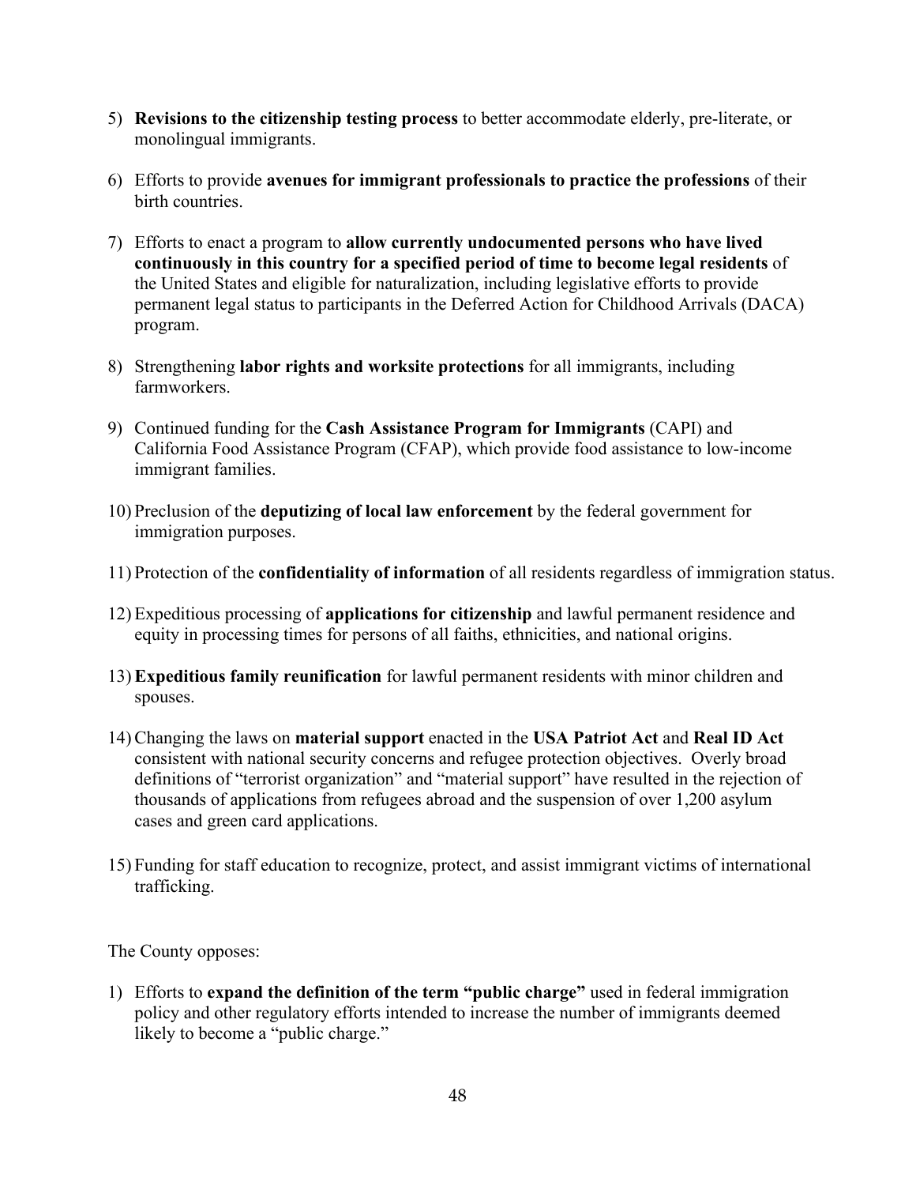5) **Revisions to the citizenship testing process** to better accommodate elderly, pre-literate, or monolingual immigrants.

6) Efforts to provide **avenues for immigrant professionals to practice the professions** of their birth countries.

7) Efforts to enact a program to **allow currently undocumented persons who have lived continuously in this country for a specified period of time to become legal residents** of the United States and eligible for naturalization, including legislative efforts to provide permanent legal status to participants in the Deferred Action for Childhood Arrivals (DACA) program.

8) Strengthening **labor rights and worksite protections** for all immigrants, including farmworkers.

9) Continued funding for the **Cash Assistance Program for Immigrants** (CAPI) and California Food Assistance Program (CFAP), which provide food assistance to low-income immigrant families.

10) Preclusion of the **deputizing of local law enforcement** by the federal government for immigration purposes.

11) Protection of the **confidentiality of information** of all residents regardless of immigration status.

12) Expeditious processing of **applications for citizenship** and lawful permanent residence and equity in processing times for persons of all faiths, ethnicities, and national origins.

13) **Expeditious family reunification** for lawful permanent residents with minor children and spouses.

14) Changing the laws on **material support** enacted in the **USA Patriot Act** and **Real ID Act** consistent with national security concerns and refugee protection objectives. Overly broad definitions of "terrorist organization" and "material support" have resulted in the rejection of thousands of applications from refugees abroad and the suspension of over 1,200 asylum cases and green card applications.

15) Funding for staff education to recognize, protect, and assist immigrant victims of international trafficking.

The County opposes:

1) Efforts to **expand the definition of the term "public charge"** used in federal immigration policy and other regulatory efforts intended to increase the number of immigrants deemed likely to become a "public charge."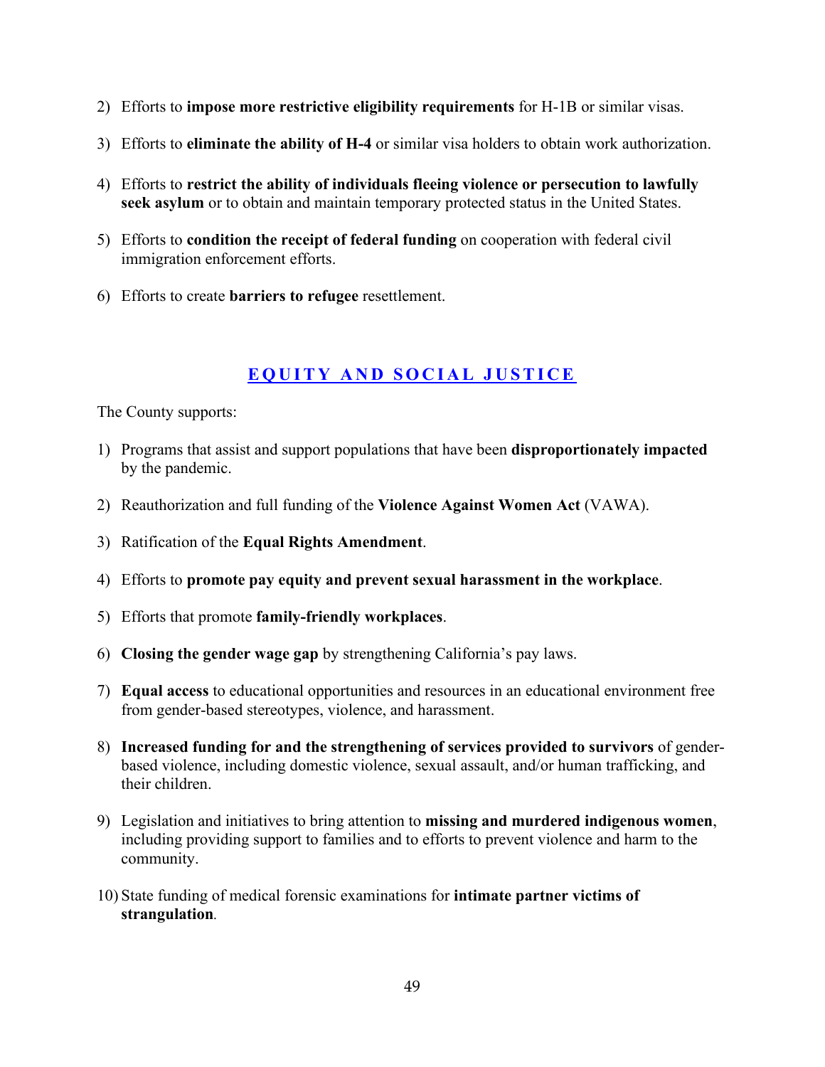2) Efforts to **impose more restrictive eligibility requirements** for H-1B or similar visas.

3) Efforts to **eliminate the ability of H-4** or similar visa holders to obtain work authorization.

4) Efforts to **restrict the ability of individuals fleeing violence or persecution to lawfully seek asylum** or to obtain and maintain temporary protected status in the United States.

5) Efforts to **condition the receipt of federal funding** on cooperation with federal civil immigration enforcement efforts.

6) Efforts to create **barriers to refugee** resettlement.

## EQUITY AND SOCIAL JUSTICE

The County supports:

1) Programs that assist and support populations that have been **disproportionately impacted** by the pandemic.

2) Reauthorization and full funding of the **Violence Against Women Act** (VAWA).

3) Ratification of the **Equal Rights Amendment**.

4) Efforts to **promote pay equity and prevent sexual harassment in the workplace**.

5) Efforts that promote **family-friendly workplaces**.

6) **Closing the gender wage gap** by strengthening California's pay laws.

7) **Equal access** to educational opportunities and resources in an educational environment free from gender-based stereotypes, violence, and harassment.

8) **Increased funding for and the strengthening of services provided to survivors** of gender-based violence, including domestic violence, sexual assault, and/or human trafficking, and their children.

9) Legislation and initiatives to bring attention to **missing and murdered indigenous women**, including providing support to families and to efforts to prevent violence and harm to the community.

10) State funding of medical forensic examinations for **intimate partner victims of strangulation**.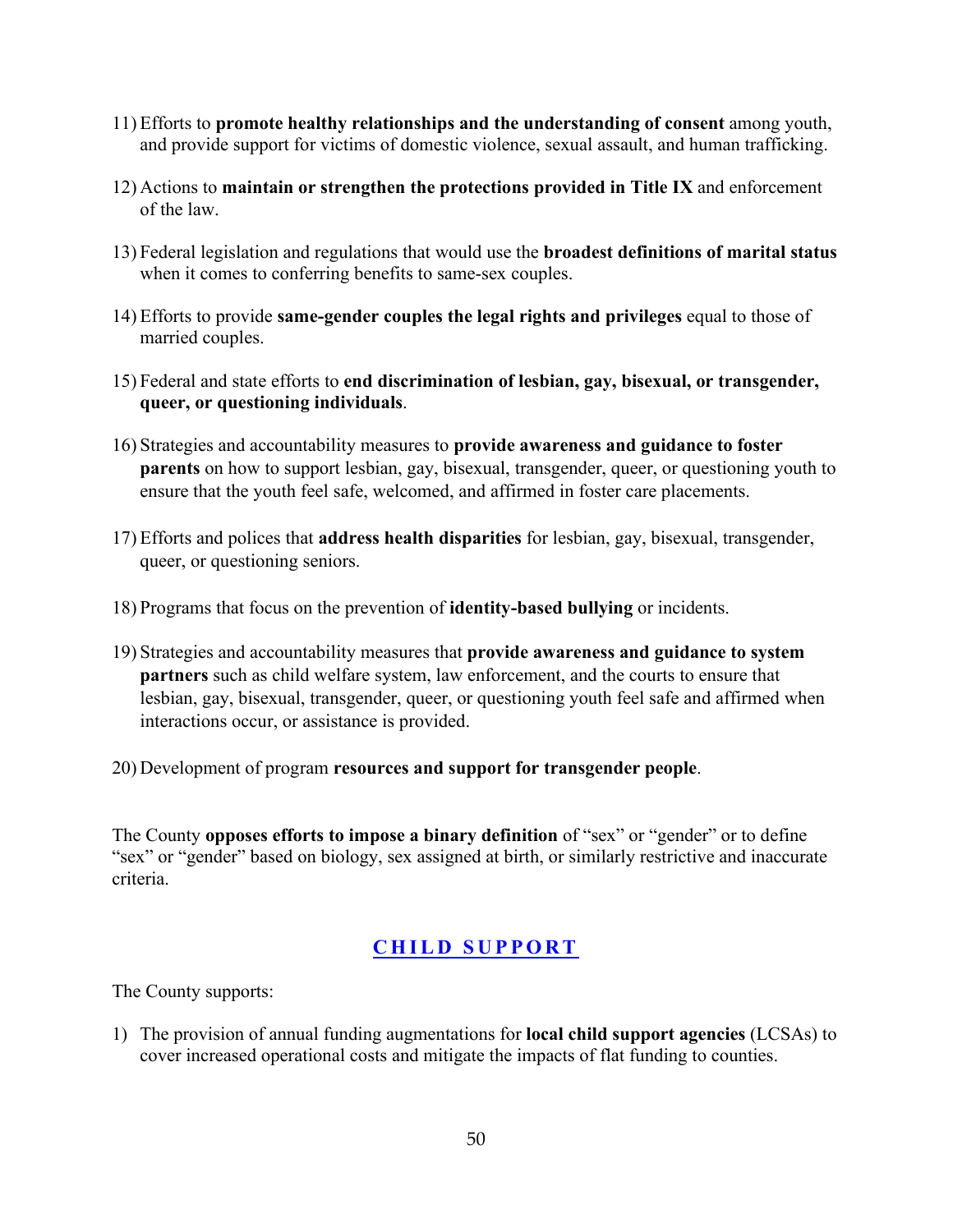11) Efforts to **promote healthy relationships and the understanding of consent** among youth, and provide support for victims of domestic violence, sexual assault, and human trafficking.

12) Actions to **maintain or strengthen the protections provided in Title IX** and enforcement of the law.

13) Federal legislation and regulations that would use the **broadest definitions of marital status** when it comes to conferring benefits to same-sex couples.

14) Efforts to provide **same-gender couples the legal rights and privileges** equal to those of married couples.

15) Federal and state efforts to **end discrimination of lesbian, gay, bisexual, or transgender, queer, or questioning individuals**.

16) Strategies and accountability measures to **provide awareness and guidance to foster parents** on how to support lesbian, gay, bisexual, transgender, queer, or questioning youth to ensure that the youth feel safe, welcomed, and affirmed in foster care placements.

17) Efforts and polices that **address health disparities** for lesbian, gay, bisexual, transgender, queer, or questioning seniors.

18) Programs that focus on the prevention of **identity-based bullying** or incidents.

19) Strategies and accountability measures that **provide awareness and guidance to system partners** such as child welfare system, law enforcement, and the courts to ensure that lesbian, gay, bisexual, transgender, queer, or questioning youth feel safe and affirmed when interactions occur, or assistance is provided.

20) Development of program **resources and support for transgender people**.

The County **opposes efforts to impose a binary definition** of "sex" or "gender" or to define "sex" or "gender" based on biology, sex assigned at birth, or similarly restrictive and inaccurate criteria.

## CHILD SUPPORT

The County supports:

1) The provision of annual funding augmentations for **local child support agencies** (LCSAs) to cover increased operational costs and mitigate the impacts of flat funding to counties.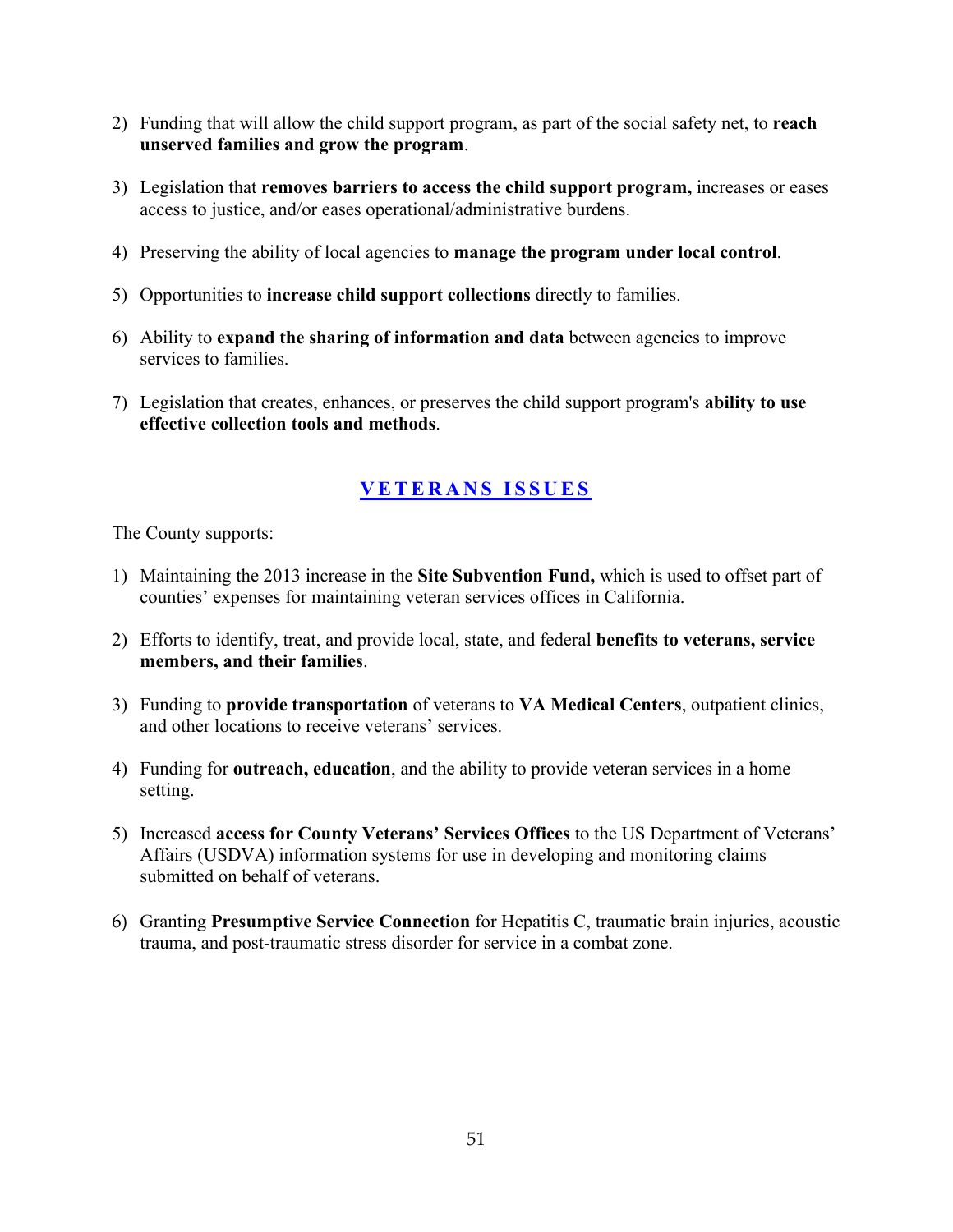2) Funding that will allow the child support program, as part of the social safety net, to **reach unserved families and grow the program**.

3) Legislation that **removes barriers to access the child support program,** increases or eases access to justice, and/or eases operational/administrative burdens.

4) Preserving the ability of local agencies to **manage the program under local control**.

5) Opportunities to **increase child support collections** directly to families.

6) Ability to **expand the sharing of information and data** between agencies to improve services to families.

7) Legislation that creates, enhances, or preserves the child support program's **ability to use effective collection tools and methods**.

## VETERANS ISSUES

The County supports:

1) Maintaining the 2013 increase in the **Site Subvention Fund,** which is used to offset part of counties' expenses for maintaining veteran services offices in California.

2) Efforts to identify, treat, and provide local, state, and federal **benefits to veterans, service members, and their families**.

3) Funding to **provide transportation** of veterans to **VA Medical Centers**, outpatient clinics, and other locations to receive veterans' services.

4) Funding for **outreach, education**, and the ability to provide veteran services in a home setting.

5) Increased **access for County Veterans' Services Offices** to the US Department of Veterans' Affairs (USDVA) information systems for use in developing and monitoring claims submitted on behalf of veterans.

6) Granting **Presumptive Service Connection** for Hepatitis C, traumatic brain injuries, acoustic trauma, and post-traumatic stress disorder for service in a combat zone.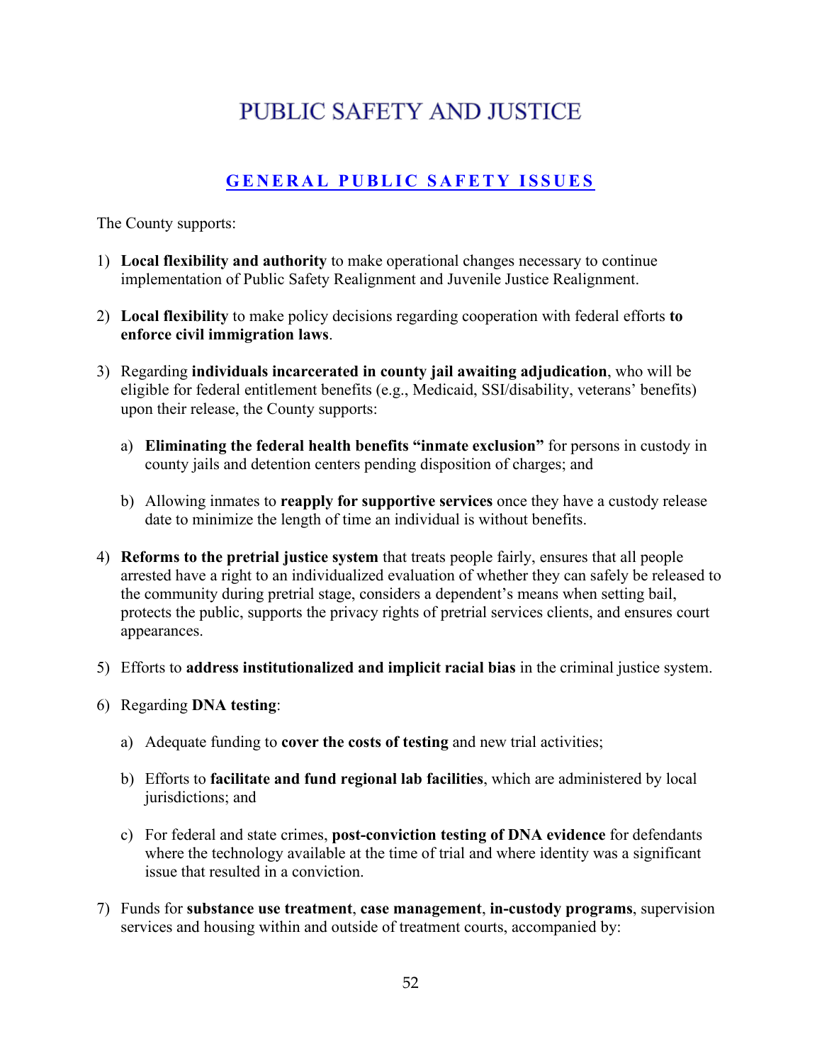# PUBLIC SAFETY AND JUSTICE

## GENERAL PUBLIC SAFETY ISSUES

The County supports:

1) **Local flexibility and authority** to make operational changes necessary to continue implementation of Public Safety Realignment and Juvenile Justice Realignment.

2) **Local flexibility** to make policy decisions regarding cooperation with federal efforts **to enforce civil immigration laws**.

3) Regarding **individuals incarcerated in county jail awaiting adjudication**, who will be eligible for federal entitlement benefits (e.g., Medicaid, SSI/disability, veterans' benefits) upon their release, the County supports:

   a) **Eliminating the federal health benefits "inmate exclusion"** for persons in custody in county jails and detention centers pending disposition of charges; and

   b) Allowing inmates to **reapply for supportive services** once they have a custody release date to minimize the length of time an individual is without benefits.

4) **Reforms to the pretrial justice system** that treats people fairly, ensures that all people arrested have a right to an individualized evaluation of whether they can safely be released to the community during pretrial stage, considers a dependent's means when setting bail, protects the public, supports the privacy rights of pretrial services clients, and ensures court appearances.

5) Efforts to **address institutionalized and implicit racial bias** in the criminal justice system.

6) Regarding **DNA testing**:

   a) Adequate funding to **cover the costs of testing** and new trial activities;

   b) Efforts to **facilitate and fund regional lab facilities**, which are administered by local jurisdictions; and

   c) For federal and state crimes, **post-conviction testing of DNA evidence** for defendants where the technology available at the time of trial and where identity was a significant issue that resulted in a conviction.

7) Funds for **substance use treatment**, **case management**, **in-custody programs**, supervision services and housing within and outside of treatment courts, accompanied by: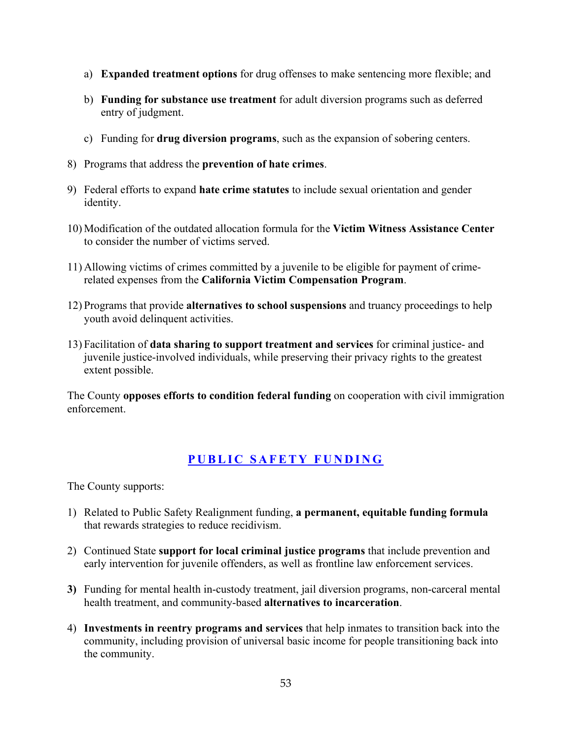a) **Expanded treatment options** for drug offenses to make sentencing more flexible; and

b) **Funding for substance use treatment** for adult diversion programs such as deferred entry of judgment.

c) Funding for **drug diversion programs**, such as the expansion of sobering centers.

8) Programs that address the **prevention of hate crimes**.

9) Federal efforts to expand **hate crime statutes** to include sexual orientation and gender identity.

10) Modification of the outdated allocation formula for the **Victim Witness Assistance Center** to consider the number of victims served.

11) Allowing victims of crimes committed by a juvenile to be eligible for payment of crime-related expenses from the **California Victim Compensation Program**.

12) Programs that provide **alternatives to school suspensions** and truancy proceedings to help youth avoid delinquent activities.

13) Facilitation of **data sharing to support treatment and services** for criminal justice- and juvenile justice-involved individuals, while preserving their privacy rights to the greatest extent possible.

The County **opposes efforts to condition federal funding** on cooperation with civil immigration enforcement.

## PUBLIC SAFETY FUNDING

The County supports:

1) Related to Public Safety Realignment funding, **a permanent, equitable funding formula** that rewards strategies to reduce recidivism.

2) Continued State **support for local criminal justice programs** that include prevention and early intervention for juvenile offenders, as well as frontline law enforcement services.

**3)** Funding for mental health in-custody treatment, jail diversion programs, non-carceral mental health treatment, and community-based **alternatives to incarceration**.

4) **Investments in reentry programs and services** that help inmates to transition back into the community, including provision of universal basic income for people transitioning back into the community.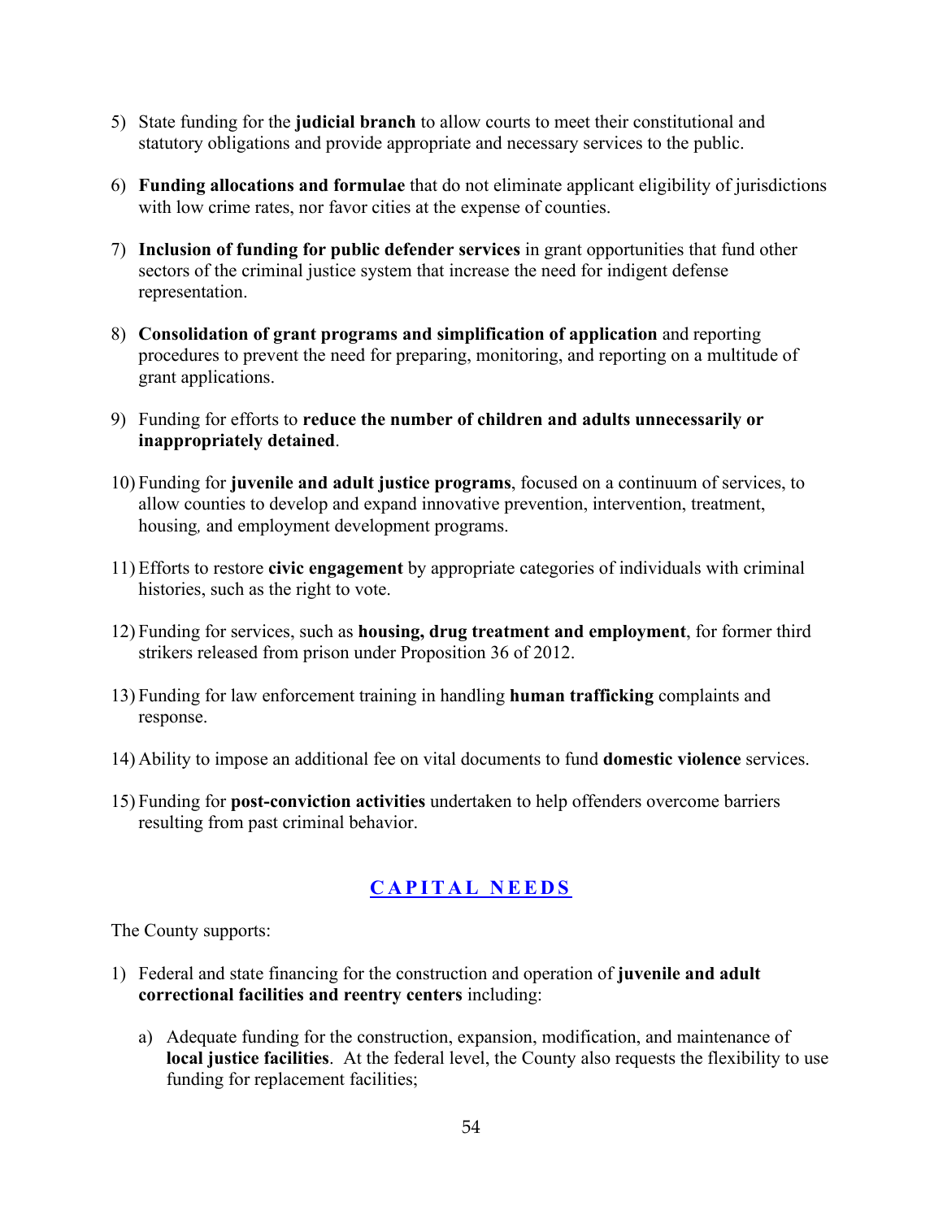5) State funding for the **judicial branch** to allow courts to meet their constitutional and statutory obligations and provide appropriate and necessary services to the public.

6) **Funding allocations and formulae** that do not eliminate applicant eligibility of jurisdictions with low crime rates, nor favor cities at the expense of counties.

7) **Inclusion of funding for public defender services** in grant opportunities that fund other sectors of the criminal justice system that increase the need for indigent defense representation.

8) **Consolidation of grant programs and simplification of application** and reporting procedures to prevent the need for preparing, monitoring, and reporting on a multitude of grant applications.

9) Funding for efforts to **reduce the number of children and adults unnecessarily or inappropriately detained**.

10) Funding for **juvenile and adult justice programs**, focused on a continuum of services, to allow counties to develop and expand innovative prevention, intervention, treatment, housing*,* and employment development programs.

11) Efforts to restore **civic engagement** by appropriate categories of individuals with criminal histories, such as the right to vote.

12) Funding for services, such as **housing, drug treatment and employment**, for former third strikers released from prison under Proposition 36 of 2012.

13) Funding for law enforcement training in handling **human trafficking** complaints and response.

14) Ability to impose an additional fee on vital documents to fund **domestic violence** services.

15) Funding for **post-conviction activities** undertaken to help offenders overcome barriers resulting from past criminal behavior.

## CAPITAL NEEDS

The County supports:

1) Federal and state financing for the construction and operation of **juvenile and adult correctional facilities and reentry centers** including:

   a) Adequate funding for the construction, expansion, modification, and maintenance of **local justice facilities**. At the federal level, the County also requests the flexibility to use funding for replacement facilities;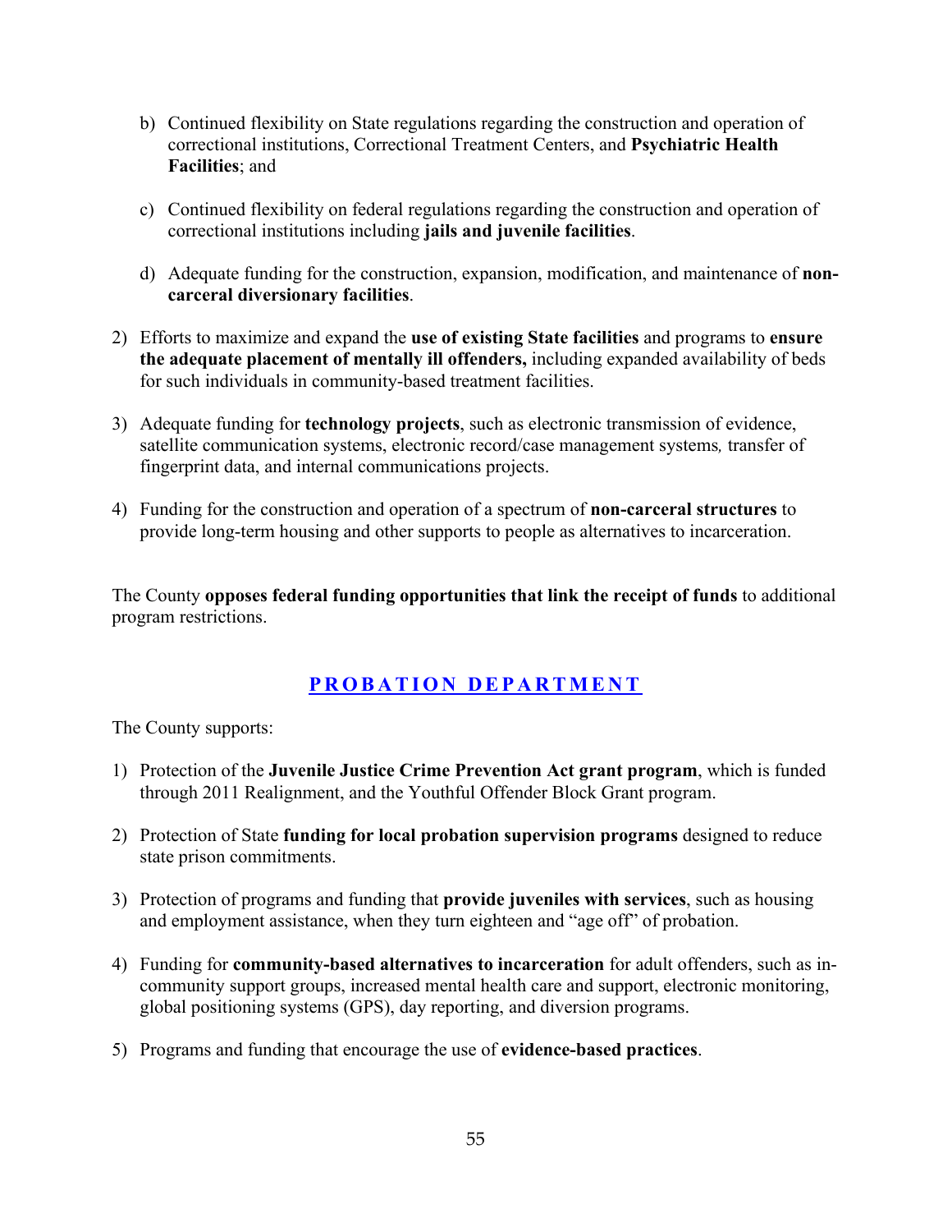b) Continued flexibility on State regulations regarding the construction and operation of correctional institutions, Correctional Treatment Centers, and **Psychiatric Health Facilities**; and

c) Continued flexibility on federal regulations regarding the construction and operation of correctional institutions including **jails and juvenile facilities**.

d) Adequate funding for the construction, expansion, modification, and maintenance of **non-carceral diversionary facilities**.

2) Efforts to maximize and expand the **use of existing State facilities** and programs to **ensure the adequate placement of mentally ill offenders,** including expanded availability of beds for such individuals in community-based treatment facilities.

3) Adequate funding for **technology projects**, such as electronic transmission of evidence, satellite communication systems, electronic record/case management systems*,* transfer of fingerprint data, and internal communications projects.

4) Funding for the construction and operation of a spectrum of **non-carceral structures** to provide long-term housing and other supports to people as alternatives to incarceration.

The County **opposes federal funding opportunities that link the receipt of funds** to additional program restrictions.

## PROBATION DEPARTMENT

The County supports:

1) Protection of the **Juvenile Justice Crime Prevention Act grant program**, which is funded through 2011 Realignment, and the Youthful Offender Block Grant program.

2) Protection of State **funding for local probation supervision programs** designed to reduce state prison commitments.

3) Protection of programs and funding that **provide juveniles with services**, such as housing and employment assistance, when they turn eighteen and "age off" of probation.

4) Funding for **community-based alternatives to incarceration** for adult offenders, such as in-community support groups, increased mental health care and support, electronic monitoring, global positioning systems (GPS), day reporting, and diversion programs.

5) Programs and funding that encourage the use of **evidence-based practices**.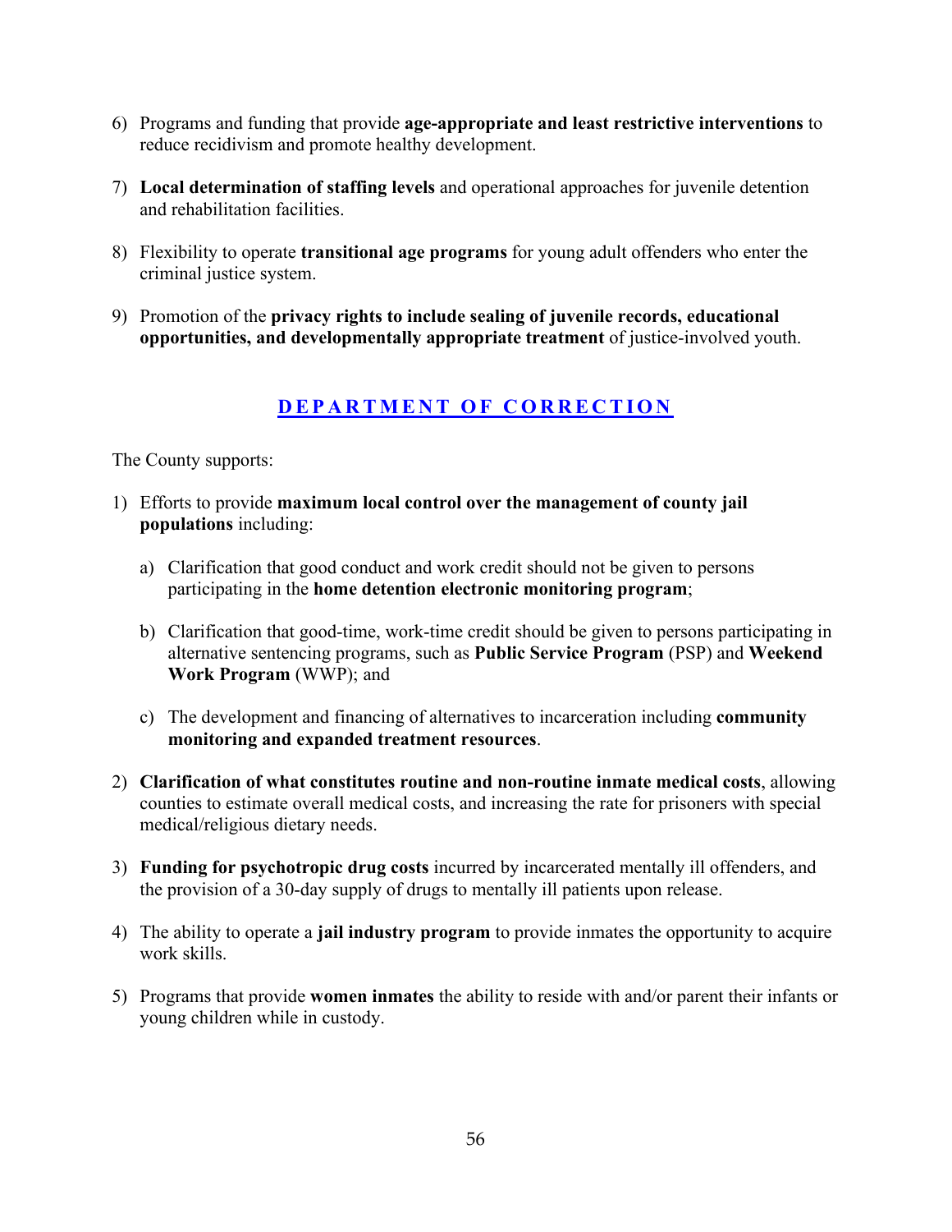6) Programs and funding that provide **age-appropriate and least restrictive interventions** to reduce recidivism and promote healthy development.

7) **Local determination of staffing levels** and operational approaches for juvenile detention and rehabilitation facilities.

8) Flexibility to operate **transitional age programs** for young adult offenders who enter the criminal justice system.

9) Promotion of the **privacy rights to include sealing of juvenile records, educational opportunities, and developmentally appropriate treatment** of justice-involved youth.

## DEPARTMENT OF CORRECTION

The County supports:

1) Efforts to provide **maximum local control over the management of county jail populations** including:

   a) Clarification that good conduct and work credit should not be given to persons participating in the **home detention electronic monitoring program**;

   b) Clarification that good-time, work-time credit should be given to persons participating in alternative sentencing programs, such as **Public Service Program** (PSP) and **Weekend Work Program** (WWP); and

   c) The development and financing of alternatives to incarceration including **community monitoring and expanded treatment resources**.

2) **Clarification of what constitutes routine and non-routine inmate medical costs**, allowing counties to estimate overall medical costs, and increasing the rate for prisoners with special medical/religious dietary needs.

3) **Funding for psychotropic drug costs** incurred by incarcerated mentally ill offenders, and the provision of a 30-day supply of drugs to mentally ill patients upon release.

4) The ability to operate a **jail industry program** to provide inmates the opportunity to acquire work skills.

5) Programs that provide **women inmates** the ability to reside with and/or parent their infants or young children while in custody.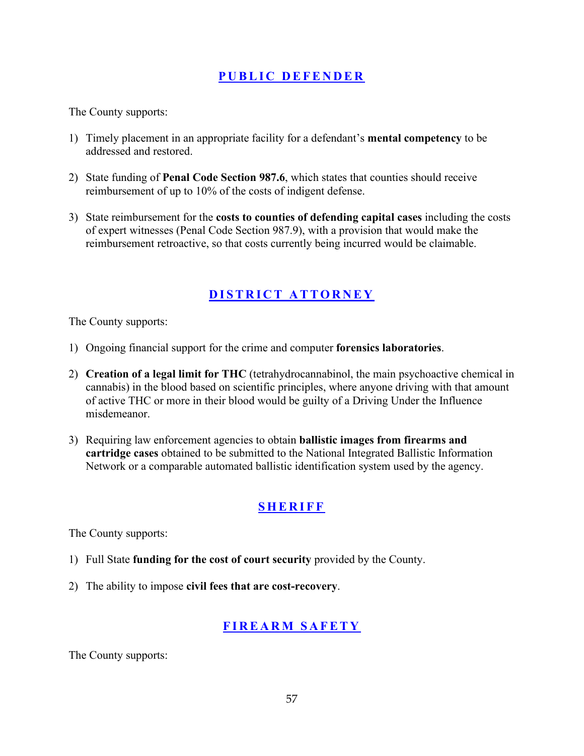## PUBLIC DEFENDER

The County supports:

1) Timely placement in an appropriate facility for a defendant's **mental competency** to be addressed and restored.

2) State funding of **Penal Code Section 987.6**, which states that counties should receive reimbursement of up to 10% of the costs of indigent defense.

3) State reimbursement for the **costs to counties of defending capital cases** including the costs of expert witnesses (Penal Code Section 987.9), with a provision that would make the reimbursement retroactive, so that costs currently being incurred would be claimable.

## DISTRICT ATTORNEY

The County supports:

1) Ongoing financial support for the crime and computer **forensics laboratories**.

2) **Creation of a legal limit for THC** (tetrahydrocannabinol, the main psychoactive chemical in cannabis) in the blood based on scientific principles, where anyone driving with that amount of active THC or more in their blood would be guilty of a Driving Under the Influence misdemeanor.

3) Requiring law enforcement agencies to obtain **ballistic images from firearms and cartridge cases** obtained to be submitted to the National Integrated Ballistic Information Network or a comparable automated ballistic identification system used by the agency.

## SHERIFF

The County supports:

1) Full State **funding for the cost of court security** provided by the County.

2) The ability to impose **civil fees that are cost-recovery**.

## FIREARM SAFETY

The County supports: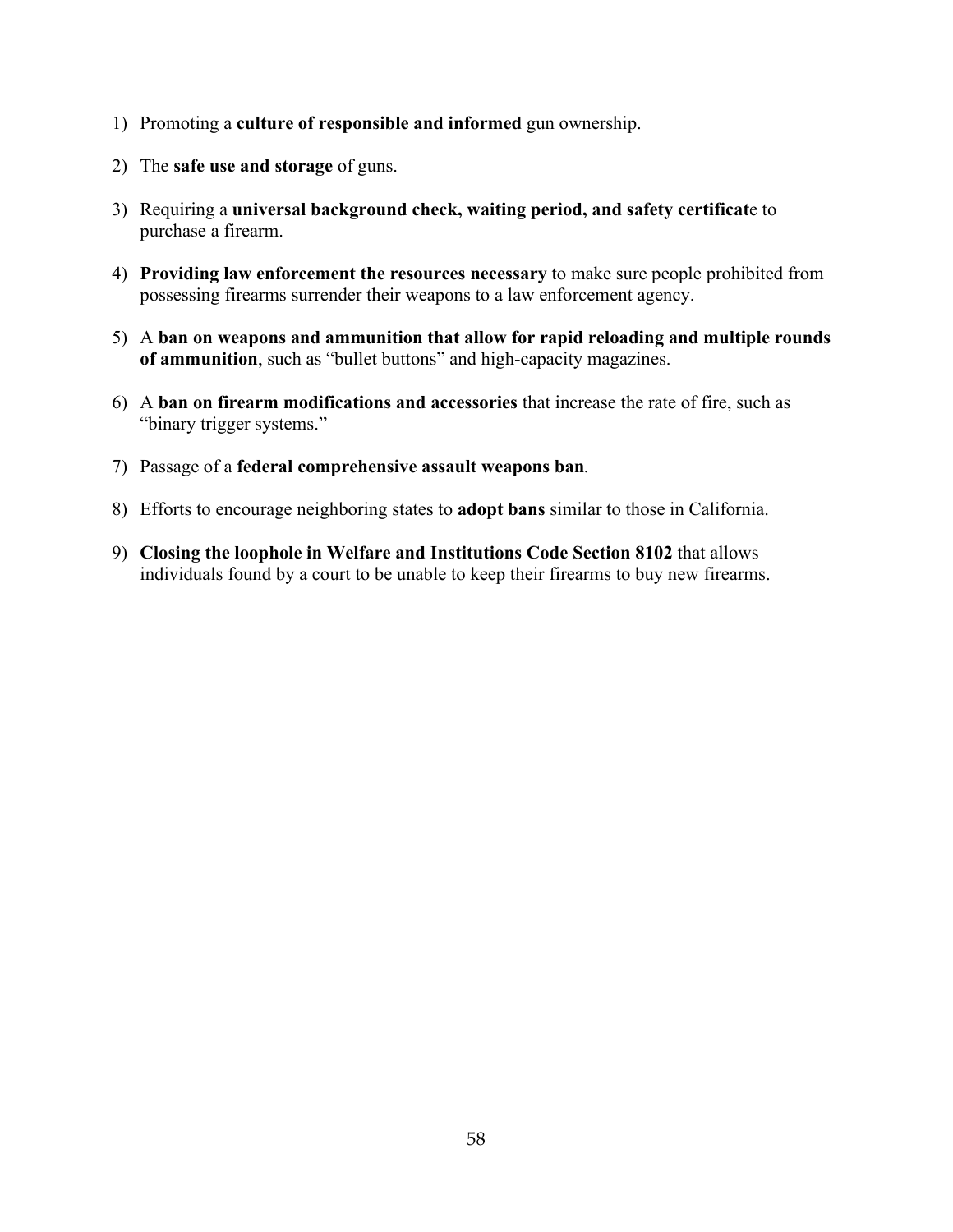1) Promoting a **culture of responsible and informed** gun ownership.
2) The **safe use and storage** of guns.
3) Requiring a **universal background check, waiting period, and safety certificat**e to purchase a firearm.
4) **Providing law enforcement the resources necessary** to make sure people prohibited from possessing firearms surrender their weapons to a law enforcement agency.
5) A **ban on weapons and ammunition that allow for rapid reloading and multiple rounds of ammunition**, such as "bullet buttons" and high-capacity magazines.
6) A **ban on firearm modifications and accessories** that increase the rate of fire, such as "binary trigger systems."
7) Passage of a **federal comprehensive assault weapons ban**.
8) Efforts to encourage neighboring states to **adopt bans** similar to those in California.
9) **Closing the loophole in Welfare and Institutions Code Section 8102** that allows individuals found by a court to be unable to keep their firearms to buy new firearms.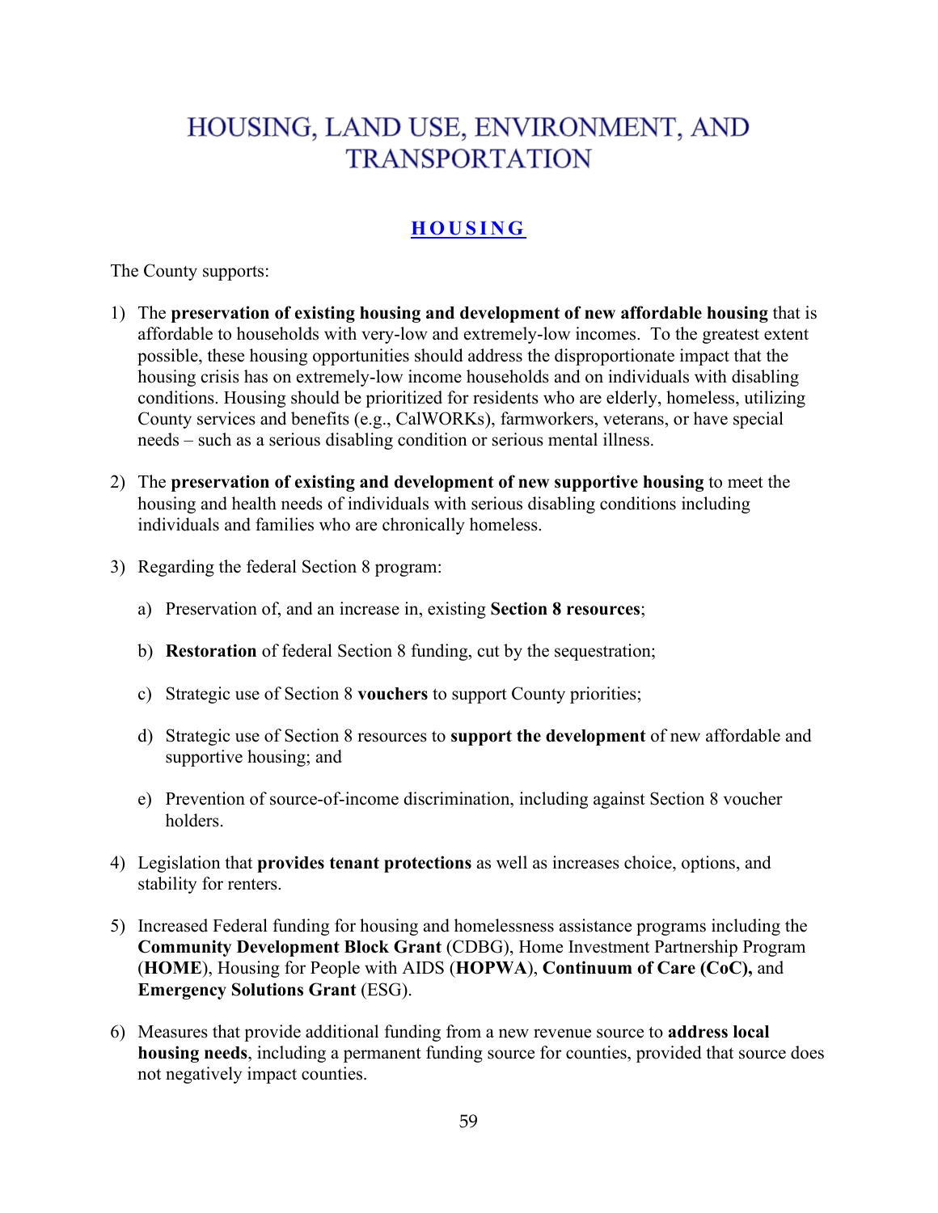# HOUSING, LAND USE, ENVIRONMENT, AND TRANSPORTATION

## HOUSING

The County supports:

1) The **preservation of existing housing and development of new affordable housing** that is affordable to households with very-low and extremely-low incomes. To the greatest extent possible, these housing opportunities should address the disproportionate impact that the housing crisis has on extremely-low income households and on individuals with disabling conditions. Housing should be prioritized for residents who are elderly, homeless, utilizing County services and benefits (e.g., CalWORKs), farmworkers, veterans, or have special needs – such as a serious disabling condition or serious mental illness.

2) The **preservation of existing and development of new supportive housing** to meet the housing and health needs of individuals with serious disabling conditions including individuals and families who are chronically homeless.

3) Regarding the federal Section 8 program:

    a) Preservation of, and an increase in, existing **Section 8 resources**;

    b) **Restoration** of federal Section 8 funding, cut by the sequestration;

    c) Strategic use of Section 8 **vouchers** to support County priorities;

    d) Strategic use of Section 8 resources to **support the development** of new affordable and supportive housing; and

    e) Prevention of source-of-income discrimination, including against Section 8 voucher holders.

4) Legislation that **provides tenant protections** as well as increases choice, options, and stability for renters.

5) Increased Federal funding for housing and homelessness assistance programs including the **Community Development Block Grant** (CDBG), Home Investment Partnership Program (**HOME**), Housing for People with AIDS (**HOPWA**), **Continuum of Care (CoC),** and **Emergency Solutions Grant** (ESG).

6) Measures that provide additional funding from a new revenue source to **address local housing needs**, including a permanent funding source for counties, provided that source does not negatively impact counties.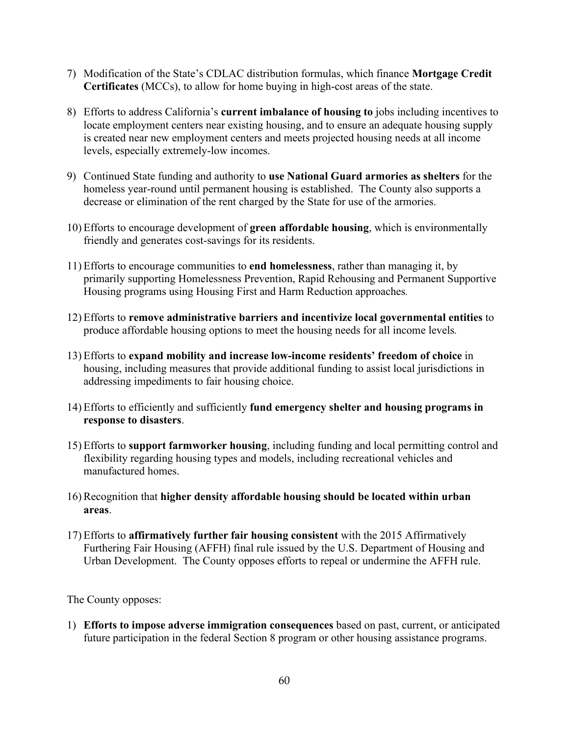7) Modification of the State's CDLAC distribution formulas, which finance **Mortgage Credit Certificates** (MCCs), to allow for home buying in high-cost areas of the state.

8) Efforts to address California's **current imbalance of housing to** jobs including incentives to locate employment centers near existing housing, and to ensure an adequate housing supply is created near new employment centers and meets projected housing needs at all income levels, especially extremely-low incomes.

9) Continued State funding and authority to **use National Guard armories as shelters** for the homeless year-round until permanent housing is established. The County also supports a decrease or elimination of the rent charged by the State for use of the armories.

10) Efforts to encourage development of **green affordable housing**, which is environmentally friendly and generates cost-savings for its residents.

11) Efforts to encourage communities to **end homelessness**, rather than managing it, by primarily supporting Homelessness Prevention, Rapid Rehousing and Permanent Supportive Housing programs using Housing First and Harm Reduction approaches.

12) Efforts to **remove administrative barriers and incentivize local governmental entities** to produce affordable housing options to meet the housing needs for all income levels.

13) Efforts to **expand mobility and increase low-income residents' freedom of choice** in housing, including measures that provide additional funding to assist local jurisdictions in addressing impediments to fair housing choice.

14) Efforts to efficiently and sufficiently **fund emergency shelter and housing programs in response to disasters**.

15) Efforts to **support farmworker housing**, including funding and local permitting control and flexibility regarding housing types and models, including recreational vehicles and manufactured homes.

16) Recognition that **higher density affordable housing should be located within urban areas**.

17) Efforts to **affirmatively further fair housing consistent** with the 2015 Affirmatively Furthering Fair Housing (AFFH) final rule issued by the U.S. Department of Housing and Urban Development. The County opposes efforts to repeal or undermine the AFFH rule.

The County opposes:

1) **Efforts to impose adverse immigration consequences** based on past, current, or anticipated future participation in the federal Section 8 program or other housing assistance programs.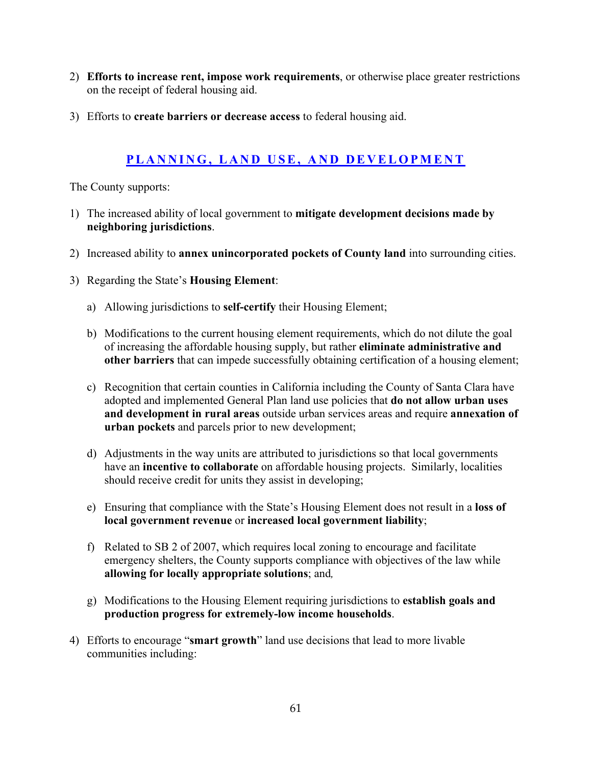2) **Efforts to increase rent, impose work requirements**, or otherwise place greater restrictions on the receipt of federal housing aid.

3) Efforts to **create barriers or decrease access** to federal housing aid.

## PLANNING, LAND USE, AND DEVELOPMENT

The County supports:

1) The increased ability of local government to **mitigate development decisions made by neighboring jurisdictions**.

2) Increased ability to **annex unincorporated pockets of County land** into surrounding cities.

3) Regarding the State's **Housing Element**:

   a) Allowing jurisdictions to **self-certify** their Housing Element;

   b) Modifications to the current housing element requirements, which do not dilute the goal of increasing the affordable housing supply, but rather **eliminate administrative and other barriers** that can impede successfully obtaining certification of a housing element;

   c) Recognition that certain counties in California including the County of Santa Clara have adopted and implemented General Plan land use policies that **do not allow urban uses and development in rural areas** outside urban services areas and require **annexation of urban pockets** and parcels prior to new development;

   d) Adjustments in the way units are attributed to jurisdictions so that local governments have an **incentive to collaborate** on affordable housing projects. Similarly, localities should receive credit for units they assist in developing;

   e) Ensuring that compliance with the State's Housing Element does not result in a **loss of local government revenue** or **increased local government liability**;

   f) Related to SB 2 of 2007, which requires local zoning to encourage and facilitate emergency shelters, the County supports compliance with objectives of the law while **allowing for locally appropriate solutions**; and,

   g) Modifications to the Housing Element requiring jurisdictions to **establish goals and production progress for extremely-low income households**.

4) Efforts to encourage "**smart growth**" land use decisions that lead to more livable communities including: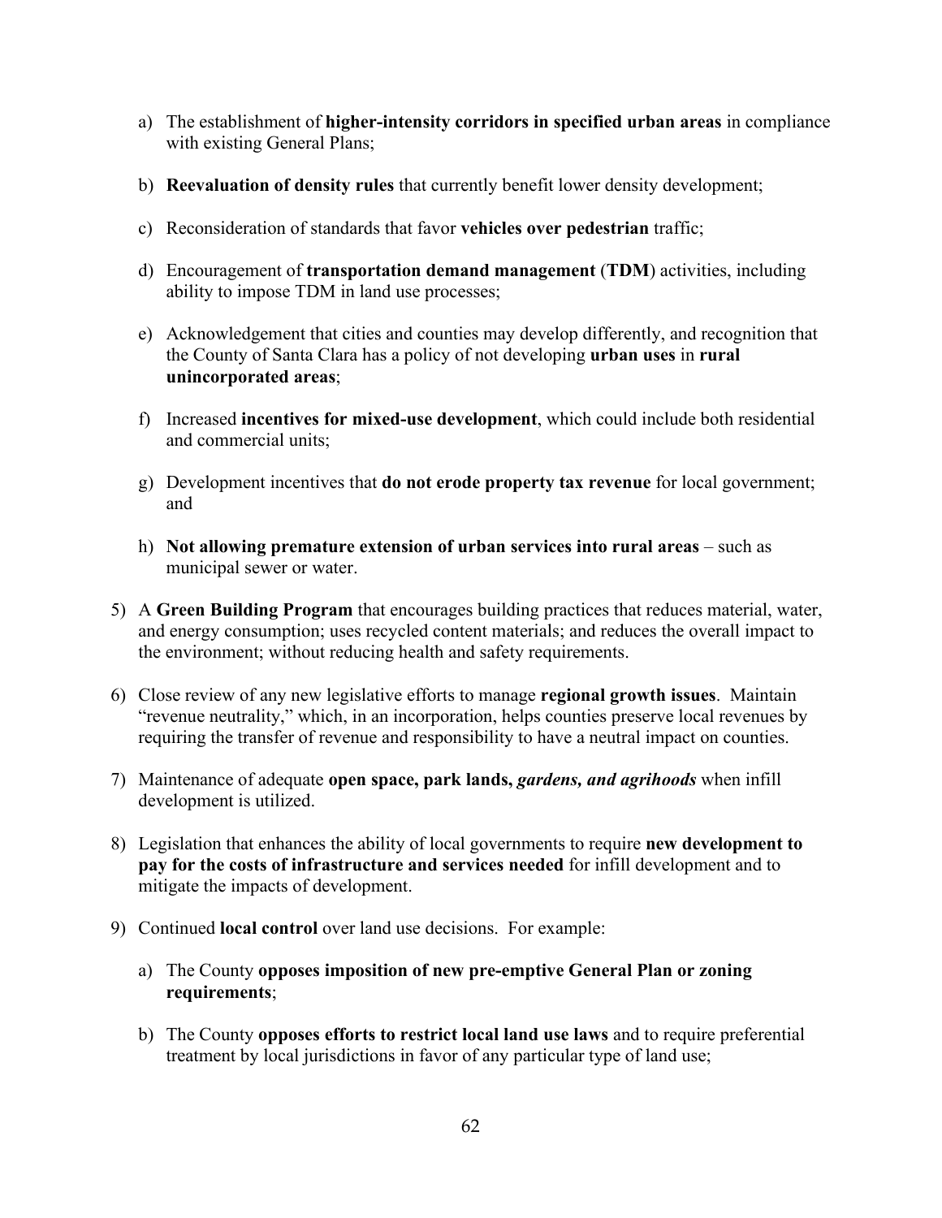a) The establishment of **higher-intensity corridors in specified urban areas** in compliance with existing General Plans;

b) **Reevaluation of density rules** that currently benefit lower density development;

c) Reconsideration of standards that favor **vehicles over pedestrian** traffic;

d) Encouragement of **transportation demand management** (**TDM**) activities, including ability to impose TDM in land use processes;

e) Acknowledgement that cities and counties may develop differently, and recognition that the County of Santa Clara has a policy of not developing **urban uses** in **rural unincorporated areas**;

f) Increased **incentives for mixed-use development**, which could include both residential and commercial units;

g) Development incentives that **do not erode property tax revenue** for local government; and

h) **Not allowing premature extension of urban services into rural areas** – such as municipal sewer or water.

5) A **Green Building Program** that encourages building practices that reduces material, water, and energy consumption; uses recycled content materials; and reduces the overall impact to the environment; without reducing health and safety requirements.

6) Close review of any new legislative efforts to manage **regional growth issues**. Maintain "revenue neutrality," which, in an incorporation, helps counties preserve local revenues by requiring the transfer of revenue and responsibility to have a neutral impact on counties.

7) Maintenance of adequate **open space, park lands,** ***gardens, and agrihoods*** when infill development is utilized.

8) Legislation that enhances the ability of local governments to require **new development to pay for the costs of infrastructure and services needed** for infill development and to mitigate the impacts of development.

9) Continued **local control** over land use decisions. For example:

a) The County **opposes imposition of new pre-emptive General Plan or zoning requirements**;

b) The County **opposes efforts to restrict local land use laws** and to require preferential treatment by local jurisdictions in favor of any particular type of land use;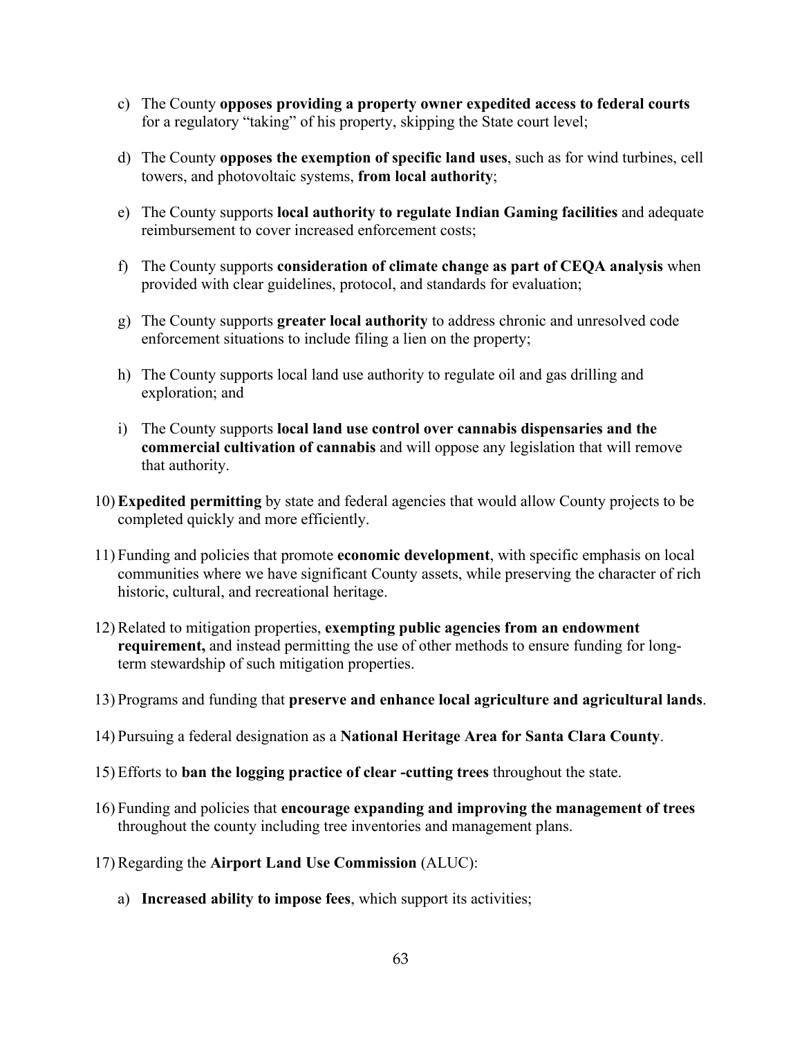c) The County **opposes providing a property owner expedited access to federal courts** for a regulatory "taking" of his property, skipping the State court level;

d) The County **opposes the exemption of specific land uses**, such as for wind turbines, cell towers, and photovoltaic systems, **from local authority**;

e) The County supports **local authority to regulate Indian Gaming facilities** and adequate reimbursement to cover increased enforcement costs;

f) The County supports **consideration of climate change as part of CEQA analysis** when provided with clear guidelines, protocol, and standards for evaluation;

g) The County supports **greater local authority** to address chronic and unresolved code enforcement situations to include filing a lien on the property;

h) The County supports local land use authority to regulate oil and gas drilling and exploration; and

i) The County supports **local land use control over cannabis dispensaries and the commercial cultivation of cannabis** and will oppose any legislation that will remove that authority.

10) **Expedited permitting** by state and federal agencies that would allow County projects to be completed quickly and more efficiently.

11) Funding and policies that promote **economic development**, with specific emphasis on local communities where we have significant County assets, while preserving the character of rich historic, cultural, and recreational heritage.

12) Related to mitigation properties, **exempting public agencies from an endowment requirement,** and instead permitting the use of other methods to ensure funding for long-term stewardship of such mitigation properties.

13) Programs and funding that **preserve and enhance local agriculture and agricultural lands**.

14) Pursuing a federal designation as a **National Heritage Area for Santa Clara County**.

15) Efforts to **ban the logging practice of clear -cutting trees** throughout the state.

16) Funding and policies that **encourage expanding and improving the management of trees** throughout the county including tree inventories and management plans.

17) Regarding the **Airport Land Use Commission** (ALUC):

a) **Increased ability to impose fees**, which support its activities;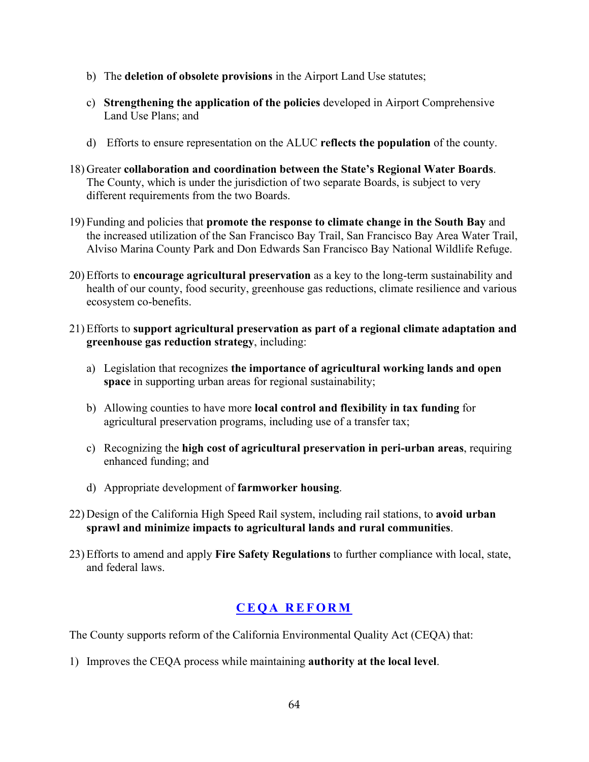b) The **deletion of obsolete provisions** in the Airport Land Use statutes;

c) **Strengthening the application of the policies** developed in Airport Comprehensive Land Use Plans; and

d) Efforts to ensure representation on the ALUC **reflects the population** of the county.

18) Greater **collaboration and coordination between the State's Regional Water Boards**. The County, which is under the jurisdiction of two separate Boards, is subject to very different requirements from the two Boards.

19) Funding and policies that **promote the response to climate change in the South Bay** and the increased utilization of the San Francisco Bay Trail, San Francisco Bay Area Water Trail, Alviso Marina County Park and Don Edwards San Francisco Bay National Wildlife Refuge.

20) Efforts to **encourage agricultural preservation** as a key to the long-term sustainability and health of our county, food security, greenhouse gas reductions, climate resilience and various ecosystem co-benefits.

21) Efforts to **support agricultural preservation as part of a regional climate adaptation and greenhouse gas reduction strategy**, including:

a) Legislation that recognizes **the importance of agricultural working lands and open space** in supporting urban areas for regional sustainability;

b) Allowing counties to have more **local control and flexibility in tax funding** for agricultural preservation programs, including use of a transfer tax;

c) Recognizing the **high cost of agricultural preservation in peri-urban areas**, requiring enhanced funding; and

d) Appropriate development of **farmworker housing**.

22) Design of the California High Speed Rail system, including rail stations, to **avoid urban sprawl and minimize impacts to agricultural lands and rural communities**.

23) Efforts to amend and apply **Fire Safety Regulations** to further compliance with local, state, and federal laws.

## CEQA REFORM

The County supports reform of the California Environmental Quality Act (CEQA) that:

1) Improves the CEQA process while maintaining **authority at the local level**.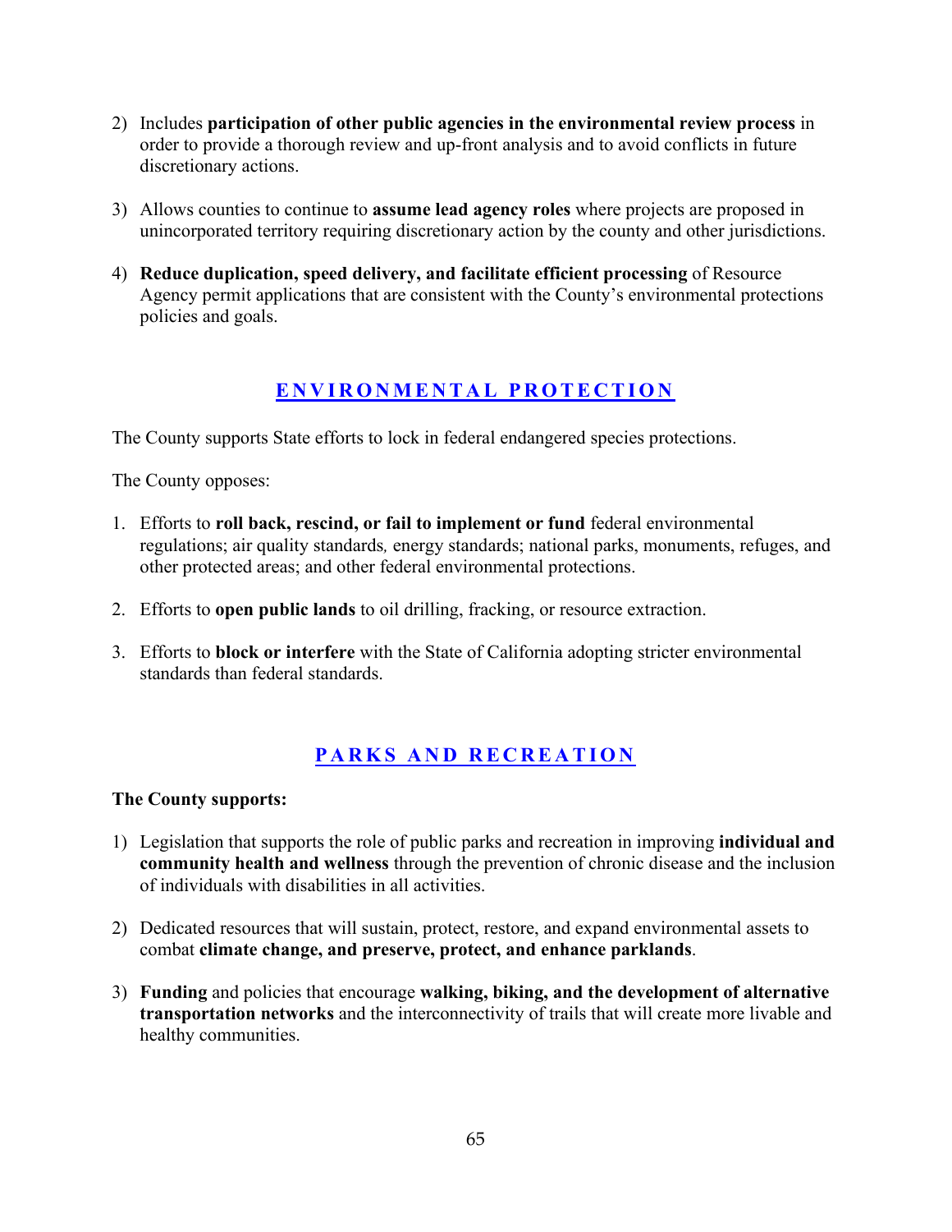2) Includes **participation of other public agencies in the environmental review process** in order to provide a thorough review and up-front analysis and to avoid conflicts in future discretionary actions.

3) Allows counties to continue to **assume lead agency roles** where projects are proposed in unincorporated territory requiring discretionary action by the county and other jurisdictions.

4) **Reduce duplication, speed delivery, and facilitate efficient processing** of Resource Agency permit applications that are consistent with the County's environmental protections policies and goals.

## ENVIRONMENTAL PROTECTION

The County supports State efforts to lock in federal endangered species protections.

The County opposes:

1. Efforts to **roll back, rescind, or fail to implement or fund** federal environmental regulations; air quality standards, energy standards; national parks, monuments, refuges, and other protected areas; and other federal environmental protections.

2. Efforts to **open public lands** to oil drilling, fracking, or resource extraction.

3. Efforts to **block or interfere** with the State of California adopting stricter environmental standards than federal standards.

## PARKS AND RECREATION

**The County supports:**

1) Legislation that supports the role of public parks and recreation in improving **individual and community health and wellness** through the prevention of chronic disease and the inclusion of individuals with disabilities in all activities.

2) Dedicated resources that will sustain, protect, restore, and expand environmental assets to combat **climate change, and preserve, protect, and enhance parklands**.

3) **Funding** and policies that encourage **walking, biking, and the development of alternative transportation networks** and the interconnectivity of trails that will create more livable and healthy communities.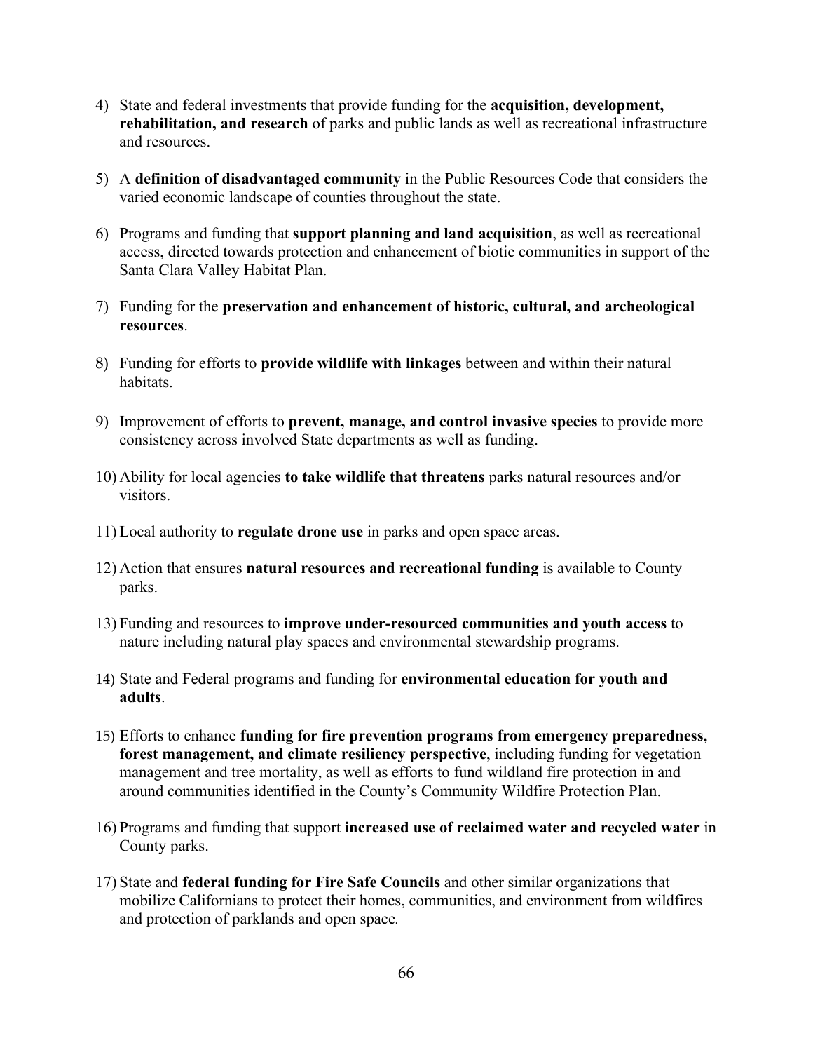4) State and federal investments that provide funding for the **acquisition, development, rehabilitation, and research** of parks and public lands as well as recreational infrastructure and resources.

5) A **definition of disadvantaged community** in the Public Resources Code that considers the varied economic landscape of counties throughout the state.

6) Programs and funding that **support planning and land acquisition**, as well as recreational access, directed towards protection and enhancement of biotic communities in support of the Santa Clara Valley Habitat Plan.

7) Funding for the **preservation and enhancement of historic, cultural, and archeological resources**.

8) Funding for efforts to **provide wildlife with linkages** between and within their natural habitats.

9) Improvement of efforts to **prevent, manage, and control invasive species** to provide more consistency across involved State departments as well as funding.

10) Ability for local agencies **to take wildlife that threatens** parks natural resources and/or visitors.

11) Local authority to **regulate drone use** in parks and open space areas.

12) Action that ensures **natural resources and recreational funding** is available to County parks.

13) Funding and resources to **improve under-resourced communities and youth access** to nature including natural play spaces and environmental stewardship programs.

14) State and Federal programs and funding for **environmental education for youth and adults**.

15) Efforts to enhance **funding for fire prevention programs from emergency preparedness, forest management, and climate resiliency perspective**, including funding for vegetation management and tree mortality, as well as efforts to fund wildland fire protection in and around communities identified in the County's Community Wildfire Protection Plan.

16) Programs and funding that support **increased use of reclaimed water and recycled water** in County parks.

17) State and **federal funding for Fire Safe Councils** and other similar organizations that mobilize Californians to protect their homes, communities, and environment from wildfires and protection of parklands and open space.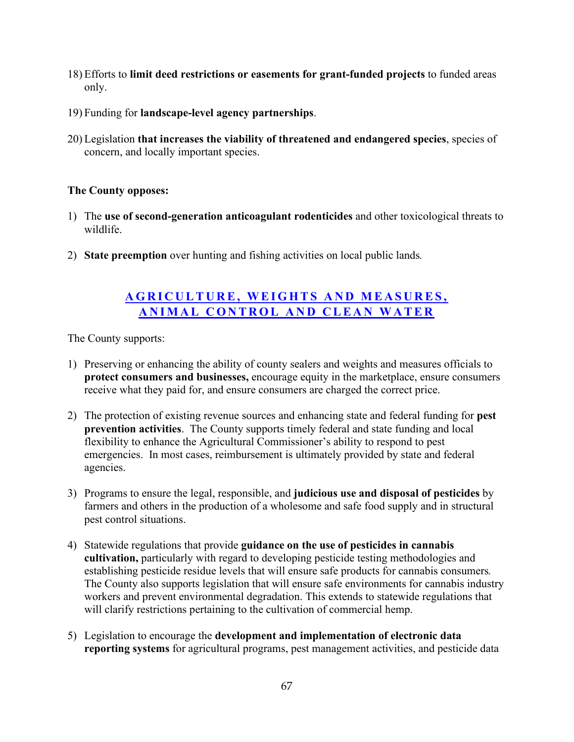18) Efforts to **limit deed restrictions or easements for grant-funded projects** to funded areas only.

19) Funding for **landscape-level agency partnerships**.

20) Legislation **that increases the viability of threatened and endangered species**, species of concern, and locally important species.

**The County opposes:**

1) The **use of second-generation anticoagulant rodenticides** and other toxicological threats to wildlife.

2) **State preemption** over hunting and fishing activities on local public lands.

## AGRICULTURE, WEIGHTS AND MEASURES, ANIMAL CONTROL AND CLEAN WATER

The County supports:

1) Preserving or enhancing the ability of county sealers and weights and measures officials to **protect consumers and businesses,** encourage equity in the marketplace, ensure consumers receive what they paid for, and ensure consumers are charged the correct price.

2) The protection of existing revenue sources and enhancing state and federal funding for **pest prevention activities**. The County supports timely federal and state funding and local flexibility to enhance the Agricultural Commissioner's ability to respond to pest emergencies. In most cases, reimbursement is ultimately provided by state and federal agencies.

3) Programs to ensure the legal, responsible, and **judicious use and disposal of pesticides** by farmers and others in the production of a wholesome and safe food supply and in structural pest control situations.

4) Statewide regulations that provide **guidance on the use of pesticides in cannabis cultivation,** particularly with regard to developing pesticide testing methodologies and establishing pesticide residue levels that will ensure safe products for cannabis consumers. The County also supports legislation that will ensure safe environments for cannabis industry workers and prevent environmental degradation. This extends to statewide regulations that will clarify restrictions pertaining to the cultivation of commercial hemp.

5) Legislation to encourage the **development and implementation of electronic data reporting systems** for agricultural programs, pest management activities, and pesticide data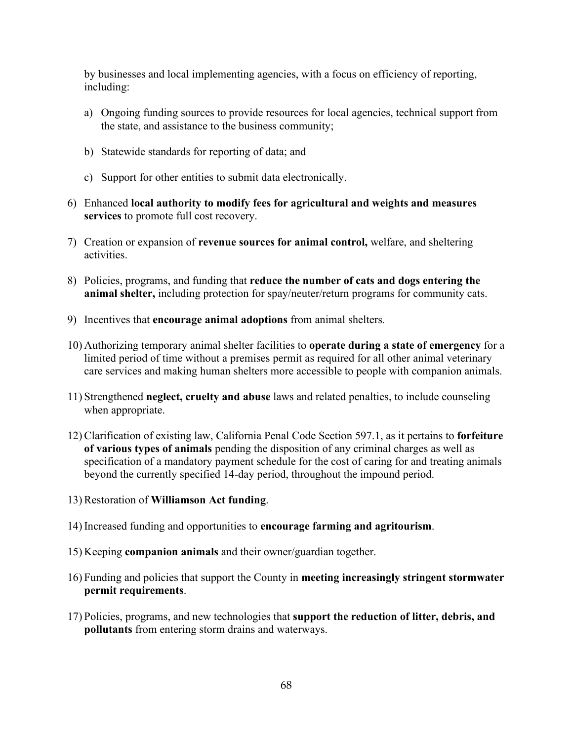by businesses and local implementing agencies, with a focus on efficiency of reporting, including:

a) Ongoing funding sources to provide resources for local agencies, technical support from the state, and assistance to the business community;

b) Statewide standards for reporting of data; and

c) Support for other entities to submit data electronically.

6) Enhanced **local authority to modify fees for agricultural and weights and measures services** to promote full cost recovery.

7) Creation or expansion of **revenue sources for animal control,** welfare, and sheltering activities.

8) Policies, programs, and funding that **reduce the number of cats and dogs entering the animal shelter,** including protection for spay/neuter/return programs for community cats.

9) Incentives that **encourage animal adoptions** from animal shelters.

10) Authorizing temporary animal shelter facilities to **operate during a state of emergency** for a limited period of time without a premises permit as required for all other animal veterinary care services and making human shelters more accessible to people with companion animals.

11) Strengthened **neglect, cruelty and abuse** laws and related penalties, to include counseling when appropriate.

12) Clarification of existing law, California Penal Code Section 597.1, as it pertains to **forfeiture of various types of animals** pending the disposition of any criminal charges as well as specification of a mandatory payment schedule for the cost of caring for and treating animals beyond the currently specified 14-day period, throughout the impound period.

13) Restoration of **Williamson Act funding**.

14) Increased funding and opportunities to **encourage farming and agritourism**.

15) Keeping **companion animals** and their owner/guardian together.

16) Funding and policies that support the County in **meeting increasingly stringent stormwater permit requirements**.

17) Policies, programs, and new technologies that **support the reduction of litter, debris, and pollutants** from entering storm drains and waterways.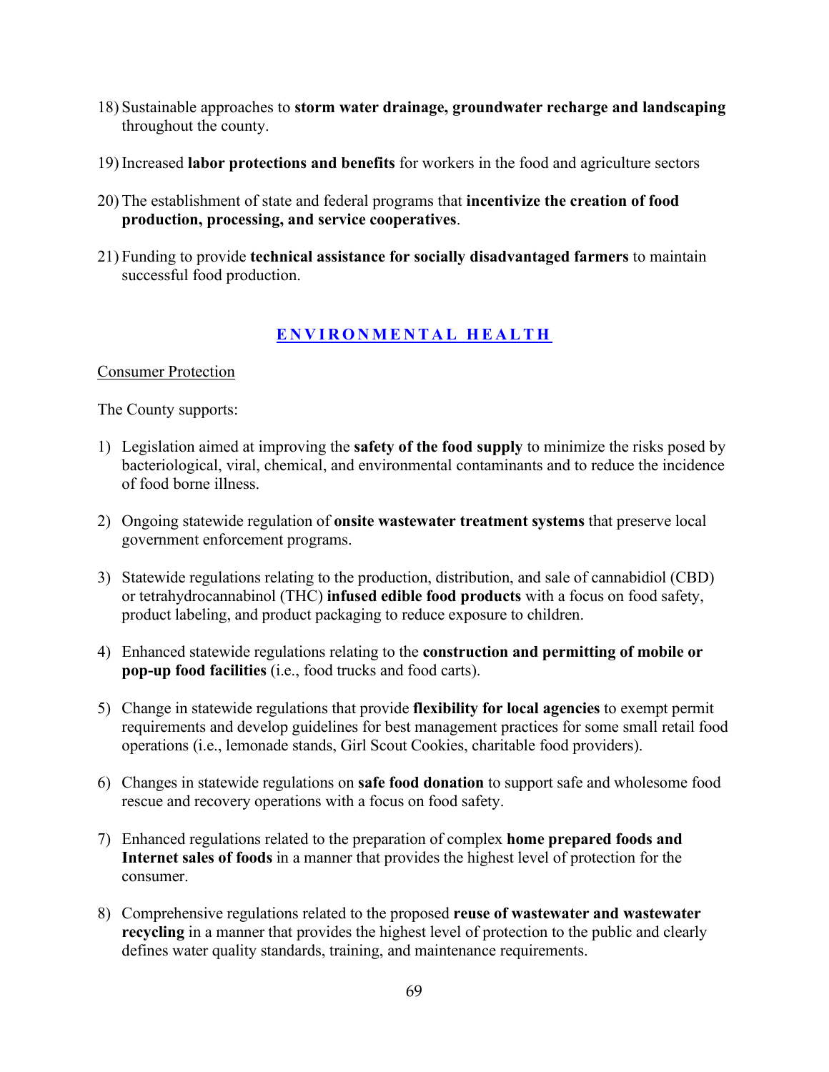18) Sustainable approaches to **storm water drainage, groundwater recharge and landscaping** throughout the county.

19) Increased **labor protections and benefits** for workers in the food and agriculture sectors

20) The establishment of state and federal programs that **incentivize the creation of food production, processing, and service cooperatives**.

21) Funding to provide **technical assistance for socially disadvantaged farmers** to maintain successful food production.

## ENVIRONMENTAL HEALTH

Consumer Protection

The County supports:

1) Legislation aimed at improving the **safety of the food supply** to minimize the risks posed by bacteriological, viral, chemical, and environmental contaminants and to reduce the incidence of food borne illness.

2) Ongoing statewide regulation of **onsite wastewater treatment systems** that preserve local government enforcement programs.

3) Statewide regulations relating to the production, distribution, and sale of cannabidiol (CBD) or tetrahydrocannabinol (THC) **infused edible food products** with a focus on food safety, product labeling, and product packaging to reduce exposure to children.

4) Enhanced statewide regulations relating to the **construction and permitting of mobile or pop-up food facilities** (i.e., food trucks and food carts).

5) Change in statewide regulations that provide **flexibility for local agencies** to exempt permit requirements and develop guidelines for best management practices for some small retail food operations (i.e., lemonade stands, Girl Scout Cookies, charitable food providers).

6) Changes in statewide regulations on **safe food donation** to support safe and wholesome food rescue and recovery operations with a focus on food safety.

7) Enhanced regulations related to the preparation of complex **home prepared foods and Internet sales of foods** in a manner that provides the highest level of protection for the consumer.

8) Comprehensive regulations related to the proposed **reuse of wastewater and wastewater recycling** in a manner that provides the highest level of protection to the public and clearly defines water quality standards, training, and maintenance requirements.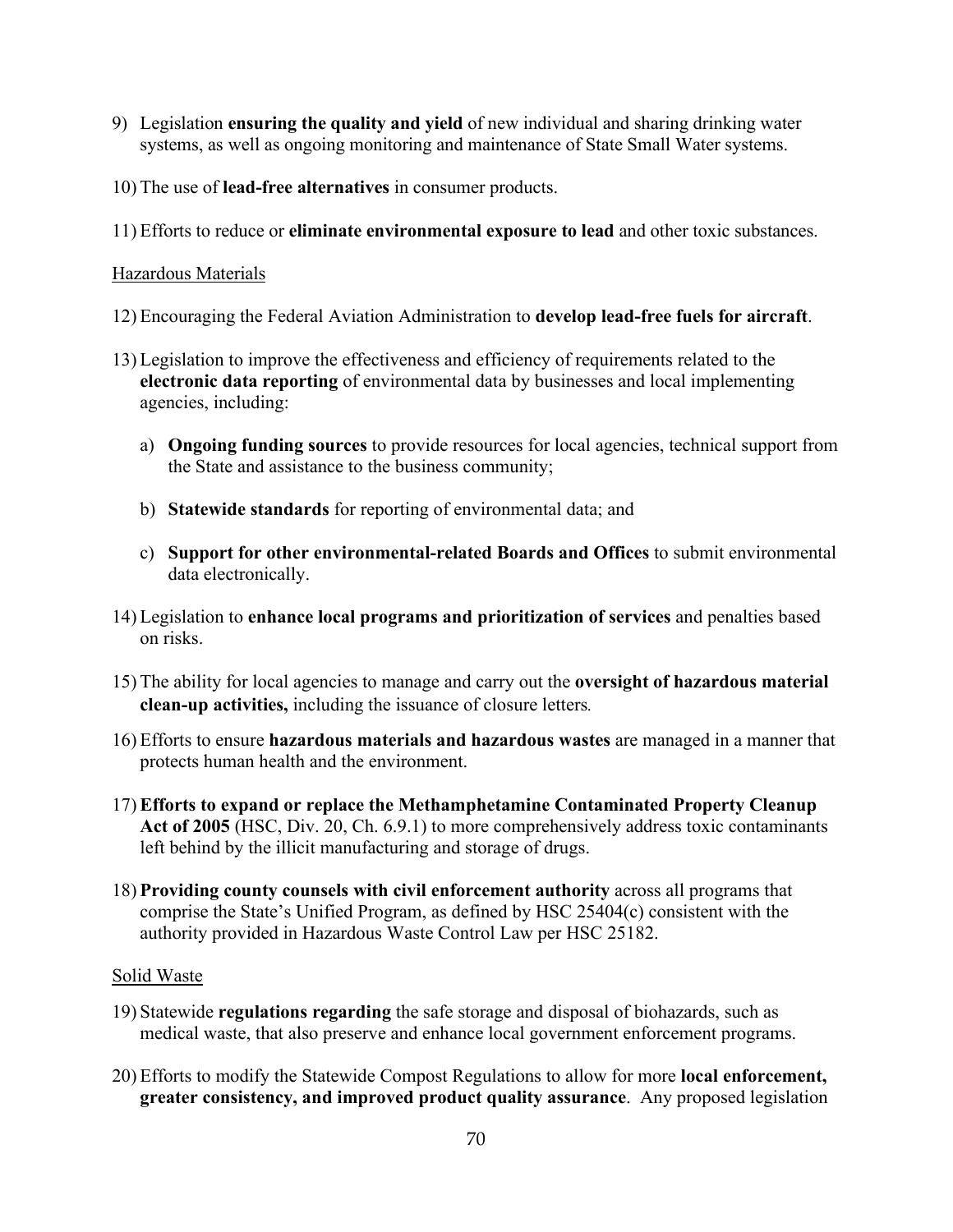9) Legislation **ensuring the quality and yield** of new individual and sharing drinking water systems, as well as ongoing monitoring and maintenance of State Small Water systems.

10) The use of **lead-free alternatives** in consumer products.

11) Efforts to reduce or **eliminate environmental exposure to lead** and other toxic substances.

<u>Hazardous Materials</u>

12) Encouraging the Federal Aviation Administration to **develop lead-free fuels for aircraft**.

13) Legislation to improve the effectiveness and efficiency of requirements related to the **electronic data reporting** of environmental data by businesses and local implementing agencies, including:

    a) **Ongoing funding sources** to provide resources for local agencies, technical support from the State and assistance to the business community;

    b) **Statewide standards** for reporting of environmental data; and

    c) **Support for other environmental-related Boards and Offices** to submit environmental data electronically.

14) Legislation to **enhance local programs and prioritization of services** and penalties based on risks.

15) The ability for local agencies to manage and carry out the **oversight of hazardous material clean-up activities,** including the issuance of closure letters.

16) Efforts to ensure **hazardous materials and hazardous wastes** are managed in a manner that protects human health and the environment.

17) **Efforts to expand or replace the Methamphetamine Contaminated Property Cleanup Act of 2005** (HSC, Div. 20, Ch. 6.9.1) to more comprehensively address toxic contaminants left behind by the illicit manufacturing and storage of drugs.

18) **Providing county counsels with civil enforcement authority** across all programs that comprise the State's Unified Program, as defined by HSC 25404(c) consistent with the authority provided in Hazardous Waste Control Law per HSC 25182.

<u>Solid Waste</u>

19) Statewide **regulations regarding** the safe storage and disposal of biohazards, such as medical waste, that also preserve and enhance local government enforcement programs.

20) Efforts to modify the Statewide Compost Regulations to allow for more **local enforcement, greater consistency, and improved product quality assurance**. Any proposed legislation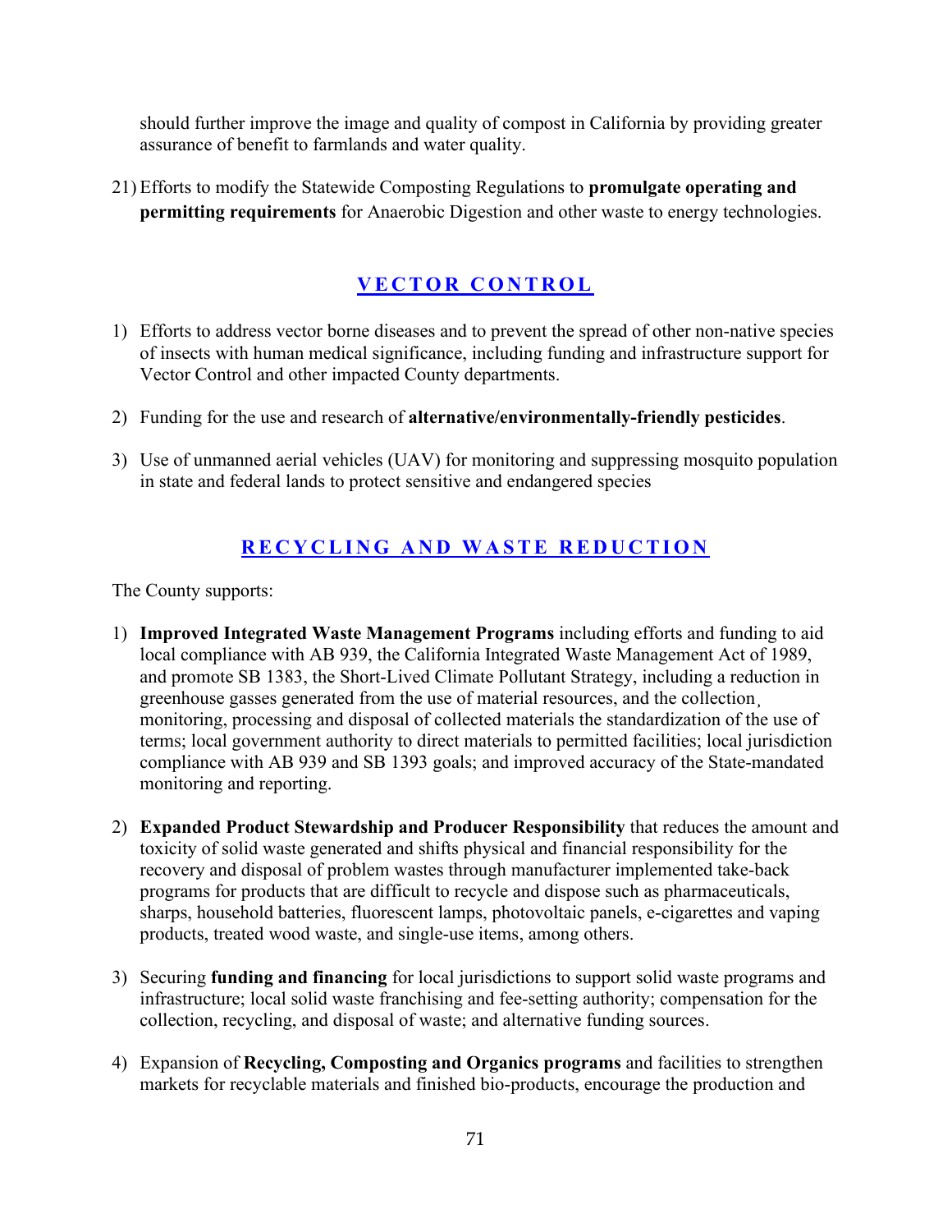should further improve the image and quality of compost in California by providing greater assurance of benefit to farmlands and water quality.

21) Efforts to modify the Statewide Composting Regulations to **promulgate operating and permitting requirements** for Anaerobic Digestion and other waste to energy technologies.

## VECTOR CONTROL

1) Efforts to address vector borne diseases and to prevent the spread of other non-native species of insects with human medical significance, including funding and infrastructure support for Vector Control and other impacted County departments.

2) Funding for the use and research of **alternative/environmentally-friendly pesticides**.

3) Use of unmanned aerial vehicles (UAV) for monitoring and suppressing mosquito population in state and federal lands to protect sensitive and endangered species

## RECYCLING AND WASTE REDUCTION

The County supports:

1) **Improved Integrated Waste Management Programs** including efforts and funding to aid local compliance with AB 939, the California Integrated Waste Management Act of 1989, and promote SB 1383, the Short-Lived Climate Pollutant Strategy, including a reduction in greenhouse gasses generated from the use of material resources, and the collection¸ monitoring, processing and disposal of collected materials the standardization of the use of terms; local government authority to direct materials to permitted facilities; local jurisdiction compliance with AB 939 and SB 1393 goals; and improved accuracy of the State-mandated monitoring and reporting.

2) **Expanded Product Stewardship and Producer Responsibility** that reduces the amount and toxicity of solid waste generated and shifts physical and financial responsibility for the recovery and disposal of problem wastes through manufacturer implemented take-back programs for products that are difficult to recycle and dispose such as pharmaceuticals, sharps, household batteries, fluorescent lamps, photovoltaic panels, e-cigarettes and vaping products, treated wood waste, and single-use items, among others.

3) Securing **funding and financing** for local jurisdictions to support solid waste programs and infrastructure; local solid waste franchising and fee-setting authority; compensation for the collection, recycling, and disposal of waste; and alternative funding sources.

4) Expansion of **Recycling, Composting and Organics programs** and facilities to strengthen markets for recyclable materials and finished bio-products, encourage the production and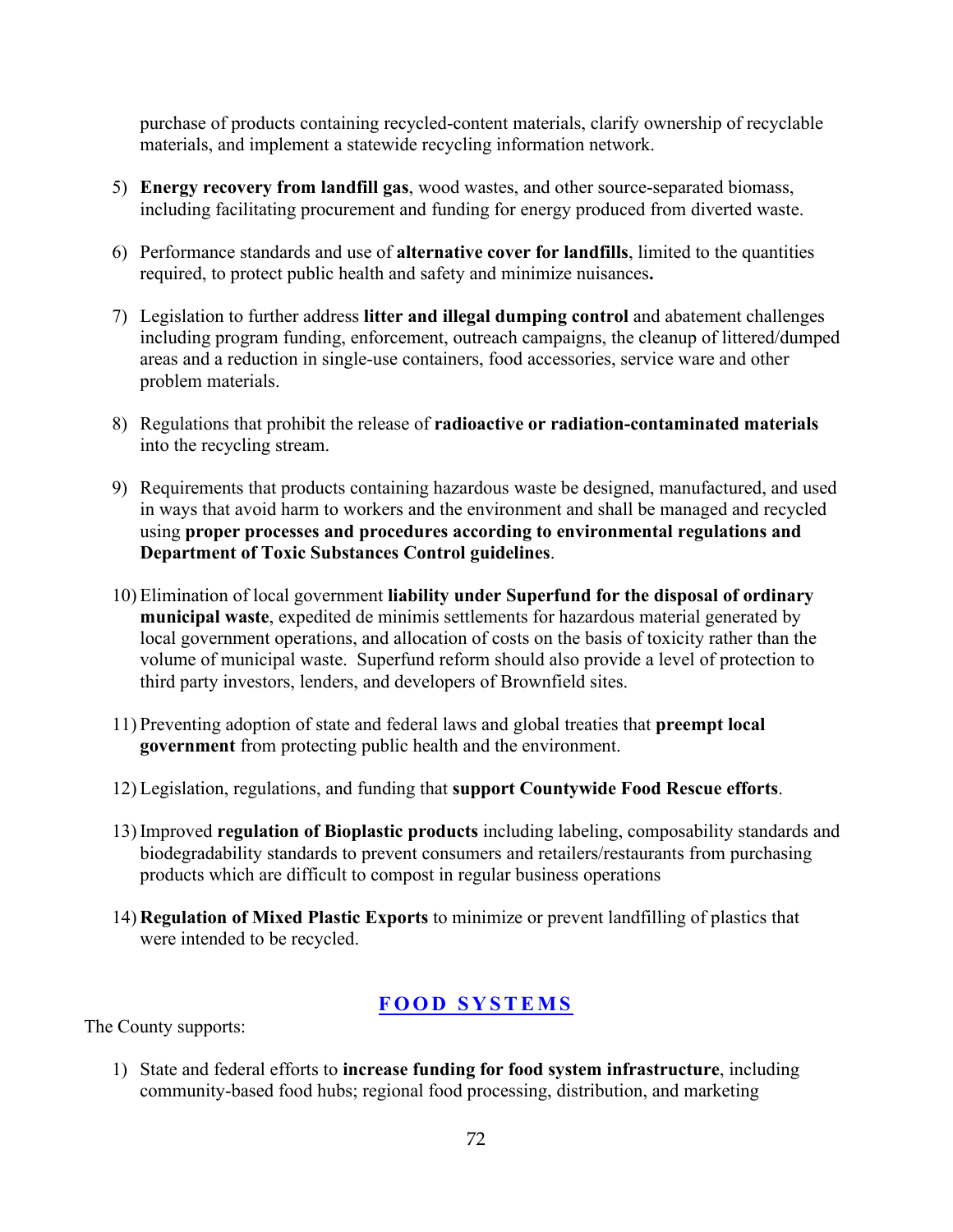purchase of products containing recycled-content materials, clarify ownership of recyclable materials, and implement a statewide recycling information network.

5) **Energy recovery from landfill gas**, wood wastes, and other source-separated biomass, including facilitating procurement and funding for energy produced from diverted waste.

6) Performance standards and use of **alternative cover for landfills**, limited to the quantities required, to protect public health and safety and minimize nuisances**.**

7) Legislation to further address **litter and illegal dumping control** and abatement challenges including program funding, enforcement, outreach campaigns, the cleanup of littered/dumped areas and a reduction in single-use containers, food accessories, service ware and other problem materials.

8) Regulations that prohibit the release of **radioactive or radiation-contaminated materials** into the recycling stream.

9) Requirements that products containing hazardous waste be designed, manufactured, and used in ways that avoid harm to workers and the environment and shall be managed and recycled using **proper processes and procedures according to environmental regulations and Department of Toxic Substances Control guidelines**.

10) Elimination of local government **liability under Superfund for the disposal of ordinary municipal waste**, expedited de minimis settlements for hazardous material generated by local government operations, and allocation of costs on the basis of toxicity rather than the volume of municipal waste. Superfund reform should also provide a level of protection to third party investors, lenders, and developers of Brownfield sites.

11) Preventing adoption of state and federal laws and global treaties that **preempt local government** from protecting public health and the environment.

12) Legislation, regulations, and funding that **support Countywide Food Rescue efforts**.

13) Improved **regulation of Bioplastic products** including labeling, composability standards and biodegradability standards to prevent consumers and retailers/restaurants from purchasing products which are difficult to compost in regular business operations

14) **Regulation of Mixed Plastic Exports** to minimize or prevent landfilling of plastics that were intended to be recycled.

## FOOD SYSTEMS

The County supports:

1) State and federal efforts to **increase funding for food system infrastructure**, including community-based food hubs; regional food processing, distribution, and marketing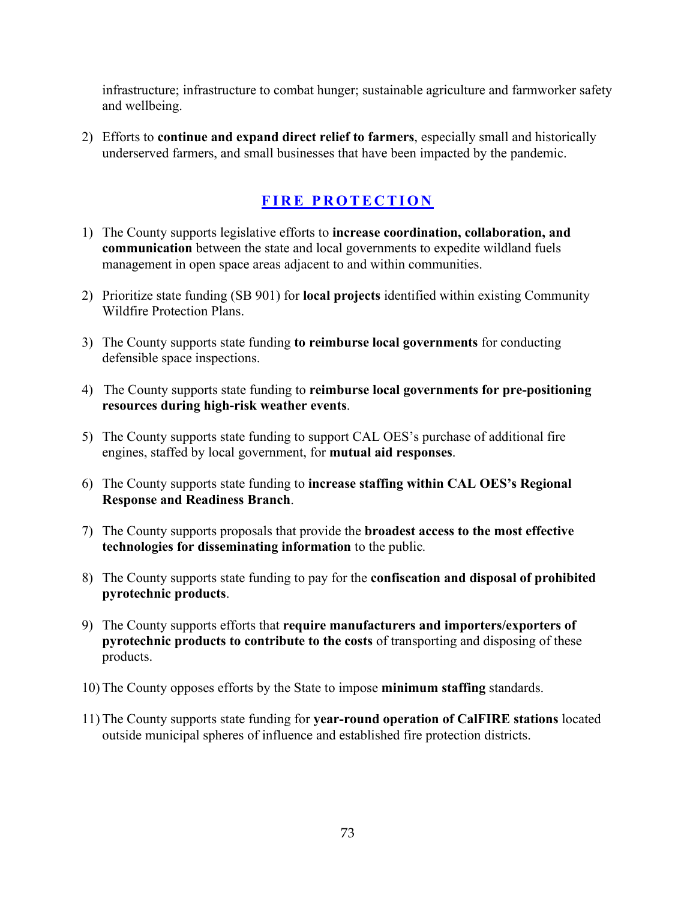infrastructure; infrastructure to combat hunger; sustainable agriculture and farmworker safety and wellbeing.

2) Efforts to **continue and expand direct relief to farmers**, especially small and historically underserved farmers, and small businesses that have been impacted by the pandemic.

## FIRE PROTECTION

1) The County supports legislative efforts to **increase coordination, collaboration, and communication** between the state and local governments to expedite wildland fuels management in open space areas adjacent to and within communities.

2) Prioritize state funding (SB 901) for **local projects** identified within existing Community Wildfire Protection Plans.

3) The County supports state funding **to reimburse local governments** for conducting defensible space inspections.

4) The County supports state funding to **reimburse local governments for pre-positioning resources during high-risk weather events**.

5) The County supports state funding to support CAL OES's purchase of additional fire engines, staffed by local government, for **mutual aid responses**.

6) The County supports state funding to **increase staffing within CAL OES's Regional Response and Readiness Branch**.

7) The County supports proposals that provide the **broadest access to the most effective technologies for disseminating information** to the public.

8) The County supports state funding to pay for the **confiscation and disposal of prohibited pyrotechnic products**.

9) The County supports efforts that **require manufacturers and importers/exporters of pyrotechnic products to contribute to the costs** of transporting and disposing of these products.

10) The County opposes efforts by the State to impose **minimum staffing** standards.

11) The County supports state funding for **year-round operation of CalFIRE stations** located outside municipal spheres of influence and established fire protection districts.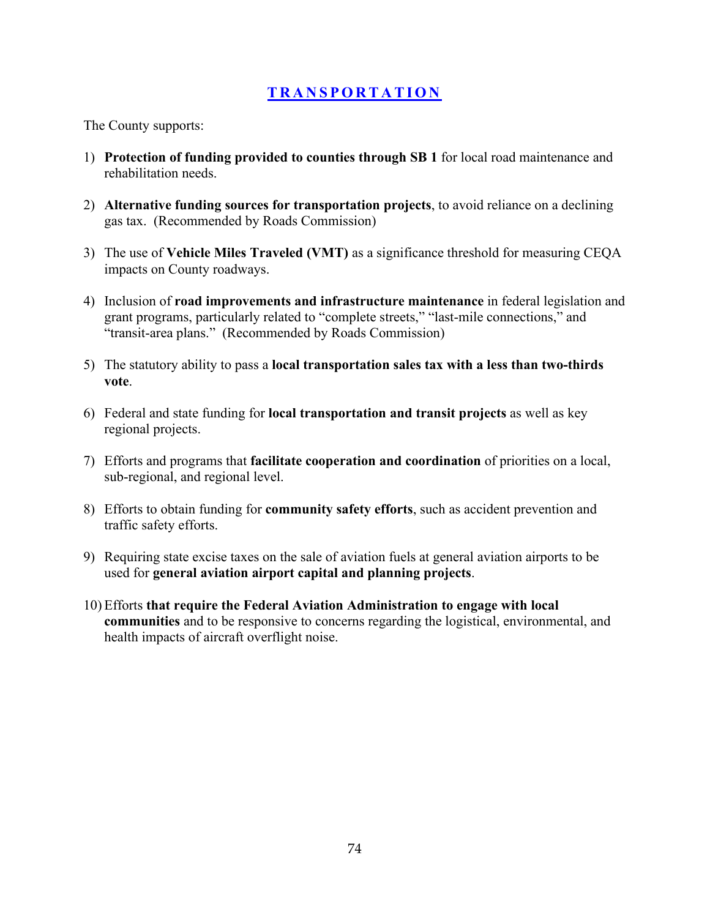# TRANSPORTATION

The County supports:

1) **Protection of funding provided to counties through SB 1** for local road maintenance and rehabilitation needs.

2) **Alternative funding sources for transportation projects**, to avoid reliance on a declining gas tax. (Recommended by Roads Commission)

3) The use of **Vehicle Miles Traveled (VMT)** as a significance threshold for measuring CEQA impacts on County roadways.

4) Inclusion of **road improvements and infrastructure maintenance** in federal legislation and grant programs, particularly related to "complete streets," "last-mile connections," and "transit-area plans." (Recommended by Roads Commission)

5) The statutory ability to pass a **local transportation sales tax with a less than two-thirds vote**.

6) Federal and state funding for **local transportation and transit projects** as well as key regional projects.

7) Efforts and programs that **facilitate cooperation and coordination** of priorities on a local, sub-regional, and regional level.

8) Efforts to obtain funding for **community safety efforts**, such as accident prevention and traffic safety efforts.

9) Requiring state excise taxes on the sale of aviation fuels at general aviation airports to be used for **general aviation airport capital and planning projects**.

10) Efforts **that require the Federal Aviation Administration to engage with local communities** and to be responsive to concerns regarding the logistical, environmental, and health impacts of aircraft overflight noise.